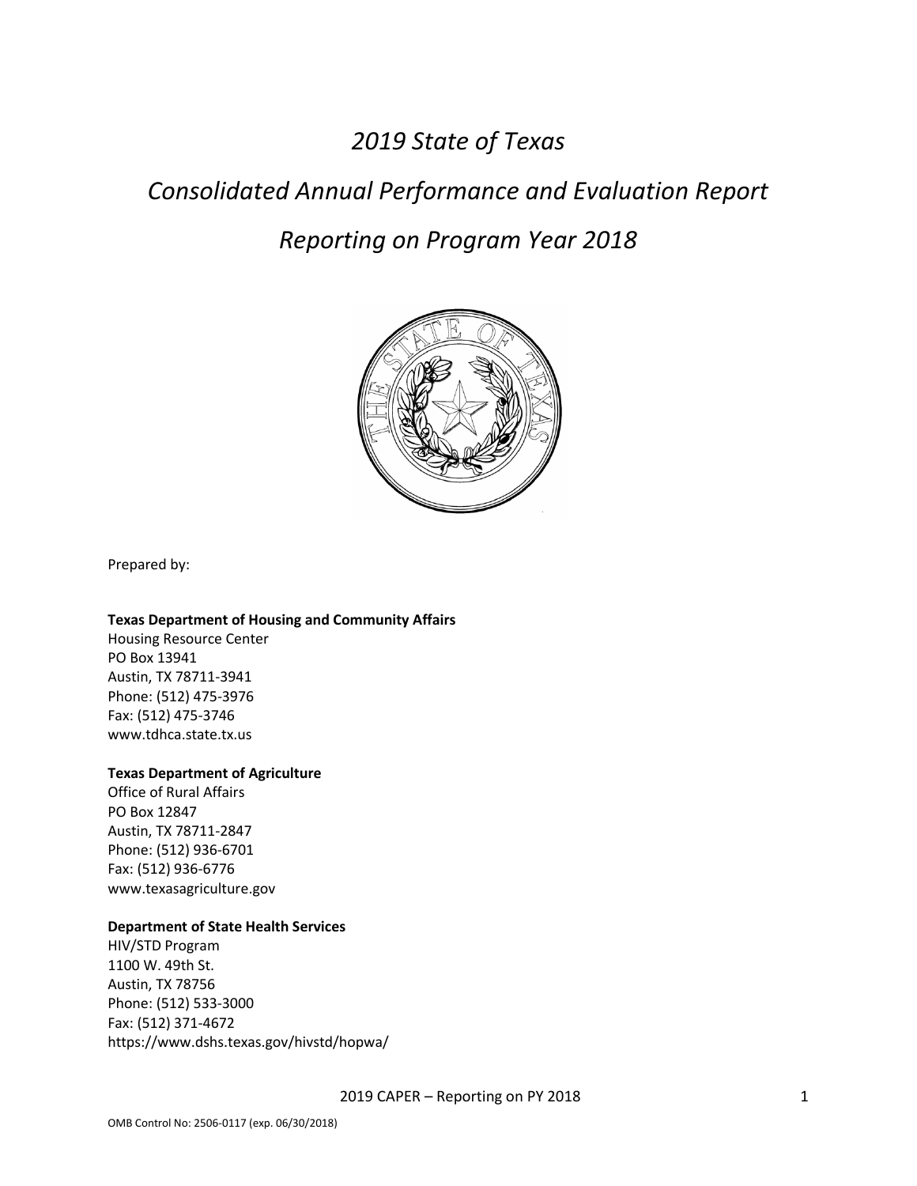# *2019 State of Texas*

# *Consolidated Annual Performance and Evaluation Report*

# *Reporting on Program Year 2018*

Prepared by:

**Texas Department of Housing and Community Affairs**
Housing Resource Center
PO Box 13941
Austin, TX 78711-3941
Phone: (512) 475-3976
Fax: (512) 475-3746
www.tdhca.state.tx.us

**Texas Department of Agriculture**
Office of Rural Affairs
PO Box 12847
Austin, TX 78711-2847
Phone: (512) 936-6701
Fax: (512) 936-6776
www.texasagriculture.gov

**Department of State Health Services**
HIV/STD Program
1100 W. 49th St.
Austin, TX 78756
Phone: (512) 533-3000
Fax: (512) 371-4672
https://www.dshs.texas.gov/hivstd/hopwa/

OMB Control No: 2506-0117 (exp. 06/30/2018)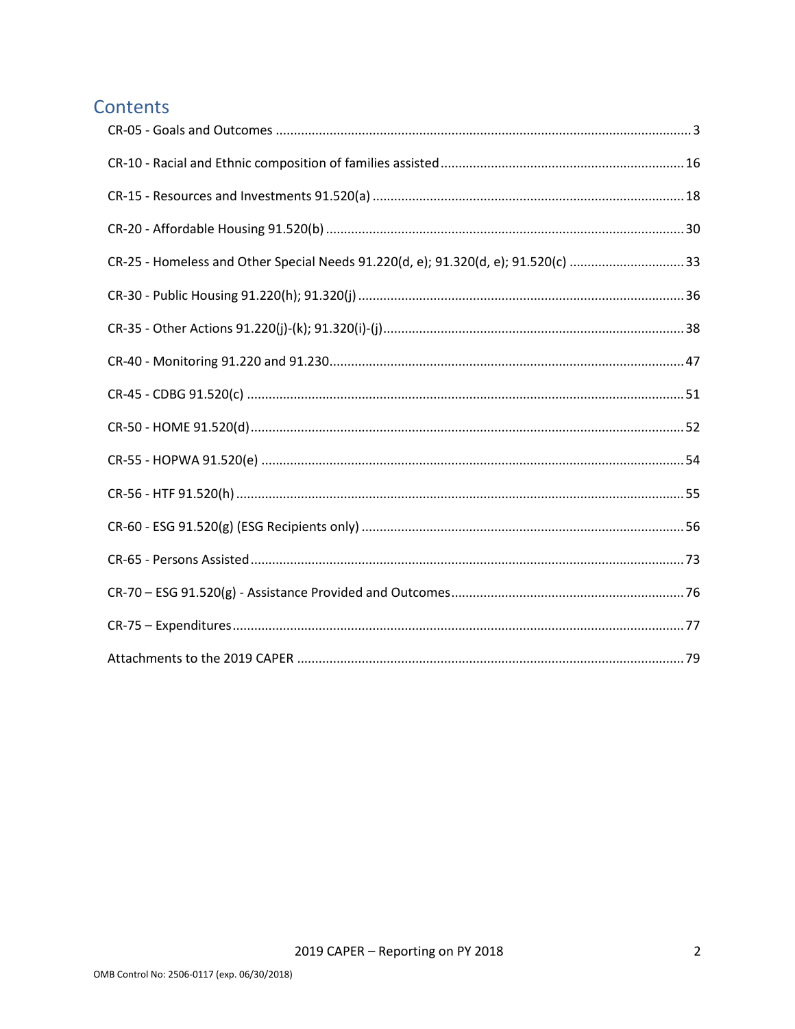# Contents

CR-05 - Goals and Outcomes ..... 3

CR-10 - Racial and Ethnic composition of families assisted ..... 16

CR-15 - Resources and Investments 91.520(a) ..... 18

CR-20 - Affordable Housing 91.520(b) ..... 30

CR-25 - Homeless and Other Special Needs 91.220(d, e); 91.320(d, e); 91.520(c) ..... 33

CR-30 - Public Housing 91.220(h); 91.320(j) ..... 36

CR-35 - Other Actions 91.220(j)-(k); 91.320(i)-(j) ..... 38

CR-40 - Monitoring 91.220 and 91.230 ..... 47

CR-45 - CDBG 91.520(c) ..... 51

CR-50 - HOME 91.520(d) ..... 52

CR-55 - HOPWA 91.520(e) ..... 54

CR-56 - HTF 91.520(h) ..... 55

CR-60 - ESG 91.520(g) (ESG Recipients only) ..... 56

CR-65 - Persons Assisted ..... 73

CR-70 – ESG 91.520(g) - Assistance Provided and Outcomes ..... 76

CR-75 – Expenditures ..... 77

Attachments to the 2019 CAPER ..... 79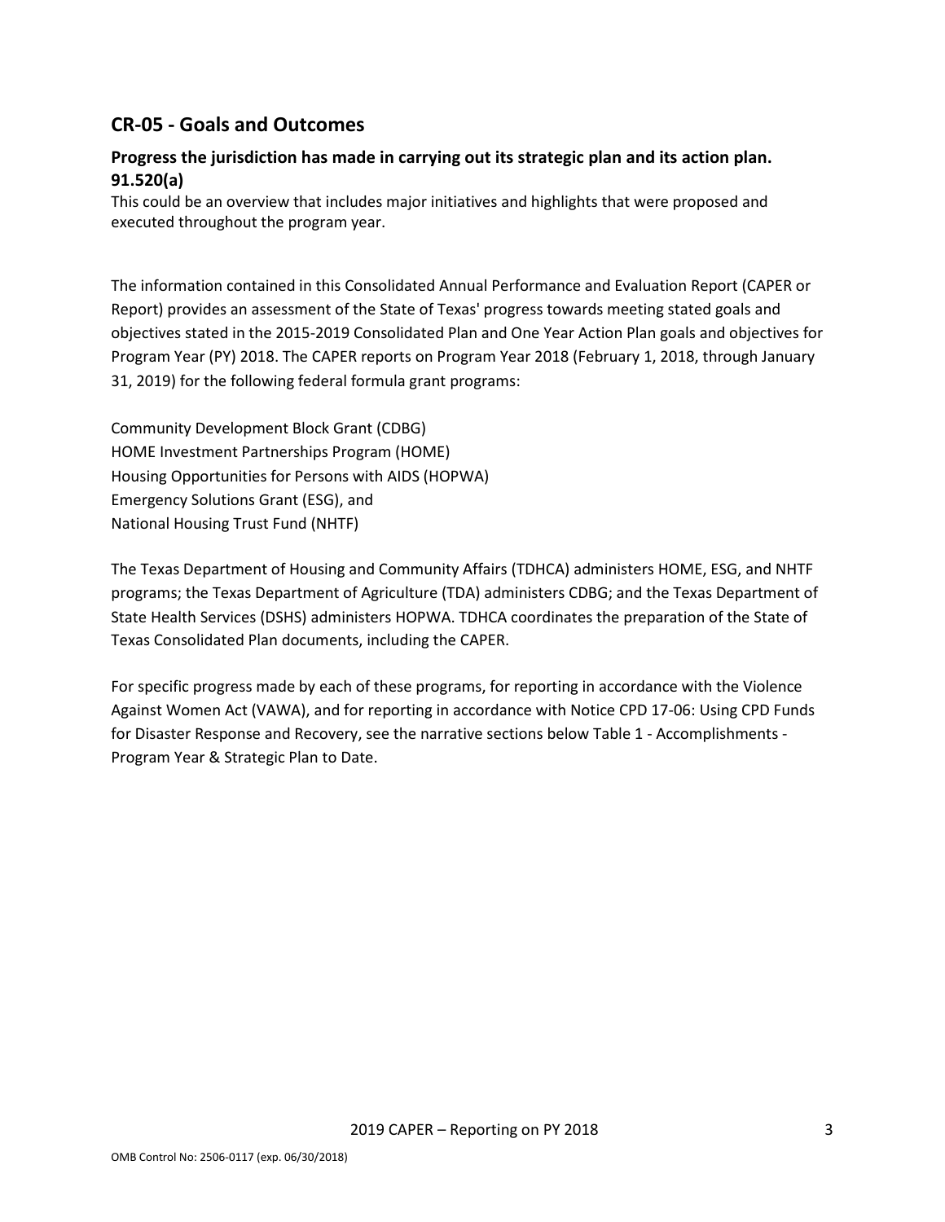## CR-05 - Goals and Outcomes

### Progress the jurisdiction has made in carrying out its strategic plan and its action plan. 91.520(a)

This could be an overview that includes major initiatives and highlights that were proposed and executed throughout the program year.

The information contained in this Consolidated Annual Performance and Evaluation Report (CAPER or Report) provides an assessment of the State of Texas' progress towards meeting stated goals and objectives stated in the 2015-2019 Consolidated Plan and One Year Action Plan goals and objectives for Program Year (PY) 2018. The CAPER reports on Program Year 2018 (February 1, 2018, through January 31, 2019) for the following federal formula grant programs:

Community Development Block Grant (CDBG)
HOME Investment Partnerships Program (HOME)
Housing Opportunities for Persons with AIDS (HOPWA)
Emergency Solutions Grant (ESG), and
National Housing Trust Fund (NHTF)

The Texas Department of Housing and Community Affairs (TDHCA) administers HOME, ESG, and NHTF programs; the Texas Department of Agriculture (TDA) administers CDBG; and the Texas Department of State Health Services (DSHS) administers HOPWA. TDHCA coordinates the preparation of the State of Texas Consolidated Plan documents, including the CAPER.

For specific progress made by each of these programs, for reporting in accordance with the Violence Against Women Act (VAWA), and for reporting in accordance with Notice CPD 17-06: Using CPD Funds for Disaster Response and Recovery, see the narrative sections below Table 1 - Accomplishments - Program Year & Strategic Plan to Date.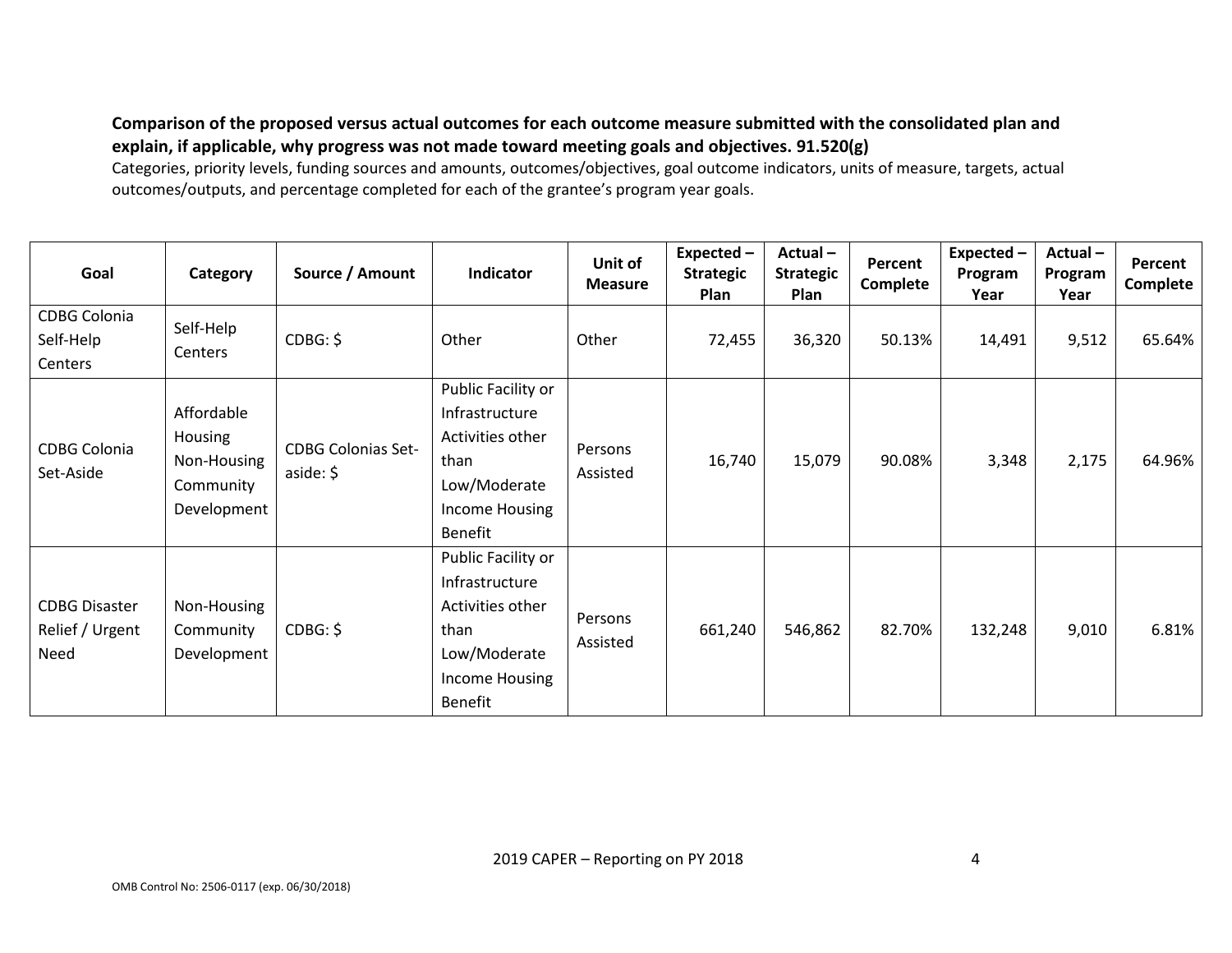**Comparison of the proposed versus actual outcomes for each outcome measure submitted with the consolidated plan and explain, if applicable, why progress was not made toward meeting goals and objectives. 91.520(g)**

Categories, priority levels, funding sources and amounts, outcomes/objectives, goal outcome indicators, units of measure, targets, actual outcomes/outputs, and percentage completed for each of the grantee's program year goals.

| Goal | Category | Source / Amount | Indicator | Unit of Measure | Expected – Strategic Plan | Actual – Strategic Plan | Percent Complete | Expected – Program Year | Actual – Program Year | Percent Complete |
|---|---|---|---|---|---|---|---|---|---|---|
| CDBG Colonia Self-Help Centers | Self-Help Centers | CDBG: $ | Other | Other | 72,455 | 36,320 | 50.13% | 14,491 | 9,512 | 65.64% |
| CDBG Colonia Set-Aside | Affordable Housing Non-Housing Community Development | CDBG Colonias Set-aside: $ | Public Facility or Infrastructure Activities other than Low/Moderate Income Housing Benefit | Persons Assisted | 16,740 | 15,079 | 90.08% | 3,348 | 2,175 | 64.96% |
| CDBG Disaster Relief / Urgent Need | Non-Housing Community Development | CDBG: $ | Public Facility or Infrastructure Activities other than Low/Moderate Income Housing Benefit | Persons Assisted | 661,240 | 546,862 | 82.70% | 132,248 | 9,010 | 6.81% |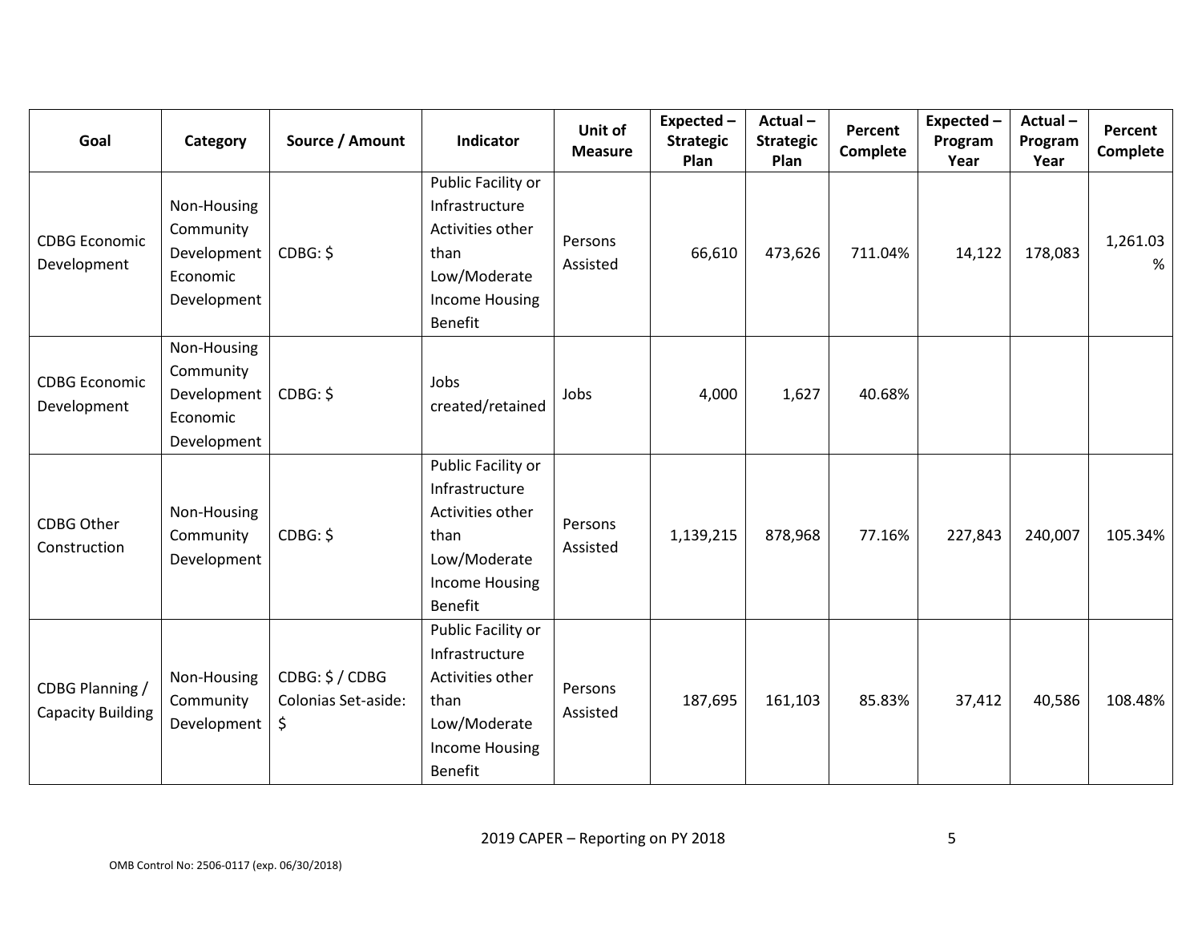| Goal | Category | Source / Amount | Indicator | Unit of Measure | Expected – Strategic Plan | Actual – Strategic Plan | Percent Complete | Expected – Program Year | Actual – Program Year | Percent Complete |
|---|---|---|---|---|---|---|---|---|---|---|
| CDBG Economic Development | Non-Housing Community Development Economic Development | CDBG: $ | Public Facility or Infrastructure Activities other than Low/Moderate Income Housing Benefit | Persons Assisted | 66,610 | 473,626 | 711.04% | 14,122 | 178,083 | 1,261.03 % |
| CDBG Economic Development | Non-Housing Community Development Economic Development | CDBG: $ | Jobs created/retained | Jobs | 4,000 | 1,627 | 40.68% | | | |
| CDBG Other Construction | Non-Housing Community Development | CDBG: $ | Public Facility or Infrastructure Activities other than Low/Moderate Income Housing Benefit | Persons Assisted | 1,139,215 | 878,968 | 77.16% | 227,843 | 240,007 | 105.34% |
| CDBG Planning / Capacity Building | Non-Housing Community Development | CDBG: $ / CDBG Colonias Set-aside: $ | Public Facility or Infrastructure Activities other than Low/Moderate Income Housing Benefit | Persons Assisted | 187,695 | 161,103 | 85.83% | 37,412 | 40,586 | 108.48% |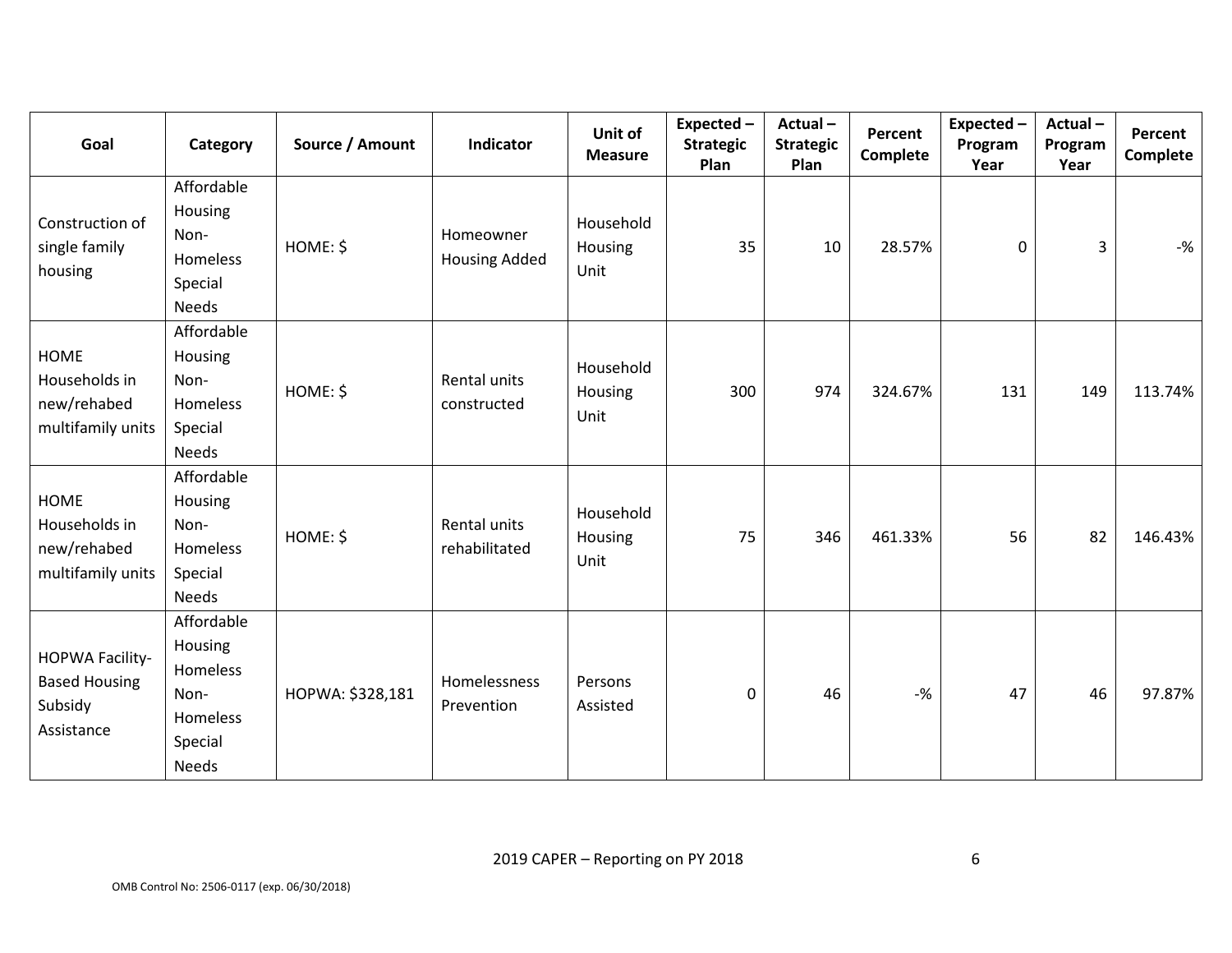| Goal | Category | Source / Amount | Indicator | Unit of Measure | Expected – Strategic Plan | Actual – Strategic Plan | Percent Complete | Expected – Program Year | Actual – Program Year | Percent Complete |
|---|---|---|---|---|---|---|---|---|---|---|
| Construction of single family housing | Affordable Housing Non-Homeless Special Needs | HOME: $ | Homeowner Housing Added | Household Housing Unit | 35 | 10 | 28.57% | 0 | 3 | -% |
| HOME Households in new/rehabed multifamily units | Affordable Housing Non-Homeless Special Needs | HOME: $ | Rental units constructed | Household Housing Unit | 300 | 974 | 324.67% | 131 | 149 | 113.74% |
| HOME Households in new/rehabed multifamily units | Affordable Housing Non-Homeless Special Needs | HOME: $ | Rental units rehabilitated | Household Housing Unit | 75 | 346 | 461.33% | 56 | 82 | 146.43% |
| HOPWA Facility-Based Housing Subsidy Assistance | Affordable Housing Homeless Non-Homeless Special Needs | HOPWA: $328,181 | Homelessness Prevention | Persons Assisted | 0 | 46 | -% | 47 | 46 | 97.87% |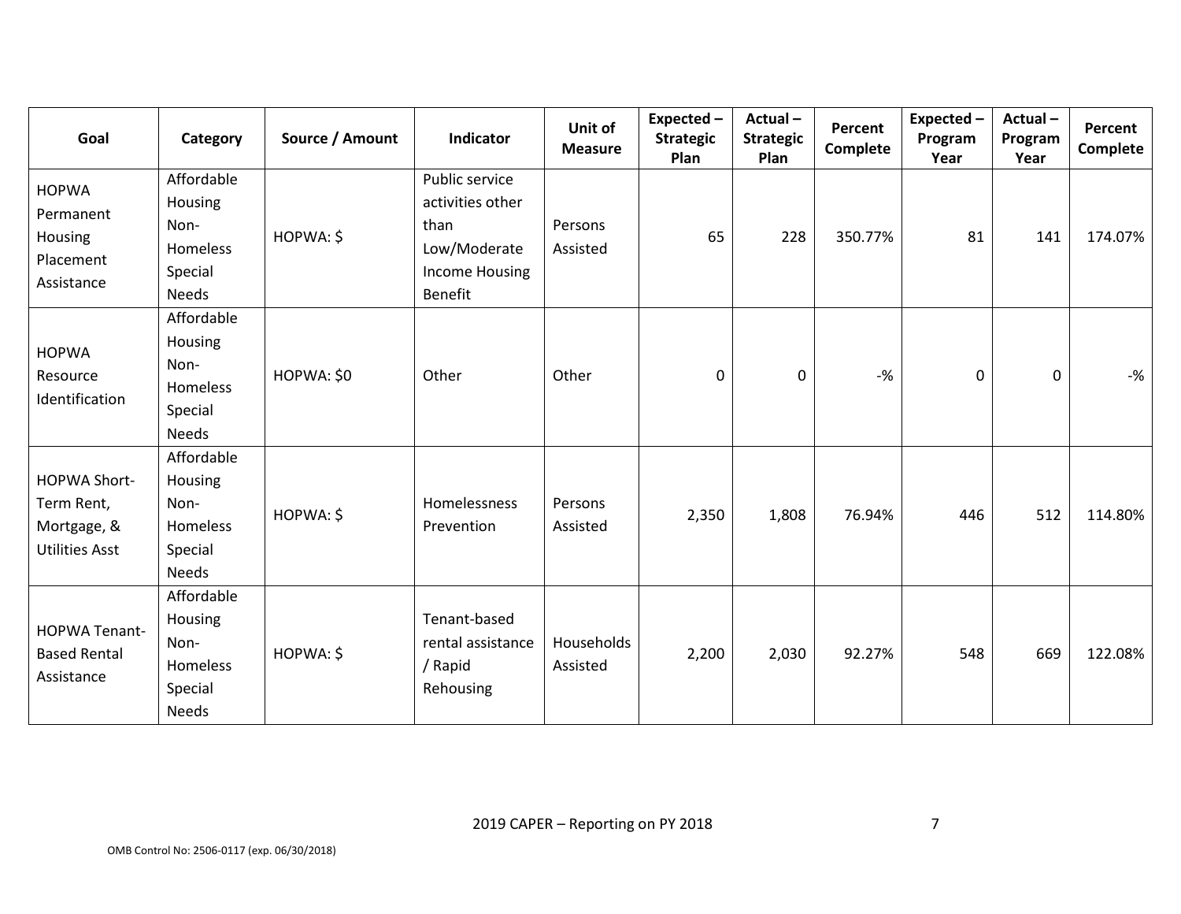| Goal | Category | Source / Amount | Indicator | Unit of Measure | Expected – Strategic Plan | Actual – Strategic Plan | Percent Complete | Expected – Program Year | Actual – Program Year | Percent Complete |
|---|---|---|---|---|---|---|---|---|---|---|
| HOPWA Permanent Housing Placement Assistance | Affordable Housing Non-Homeless Special Needs | HOPWA: $ | Public service activities other than Low/Moderate Income Housing Benefit | Persons Assisted | 65 | 228 | 350.77% | 81 | 141 | 174.07% |
| HOPWA Resource Identification | Affordable Housing Non-Homeless Special Needs | HOPWA: $0 | Other | Other | 0 | 0 | -% | 0 | 0 | -% |
| HOPWA Short-Term Rent, Mortgage, & Utilities Asst | Affordable Housing Non-Homeless Special Needs | HOPWA: $ | Homelessness Prevention | Persons Assisted | 2,350 | 1,808 | 76.94% | 446 | 512 | 114.80% |
| HOPWA Tenant-Based Rental Assistance | Affordable Housing Non-Homeless Special Needs | HOPWA: $ | Tenant-based rental assistance / Rapid Rehousing | Households Assisted | 2,200 | 2,030 | 92.27% | 548 | 669 | 122.08% |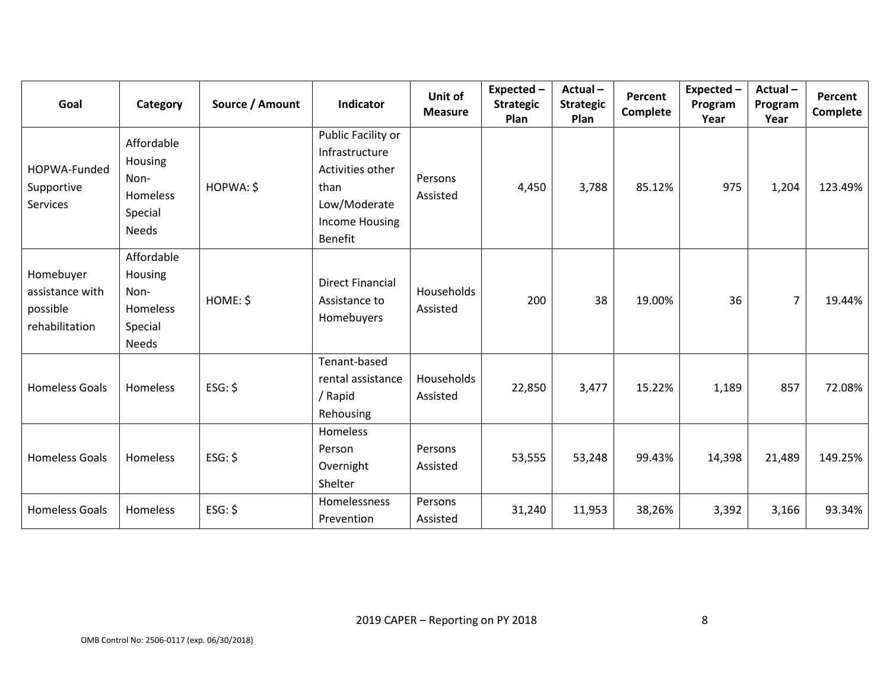| Goal | Category | Source / Amount | Indicator | Unit of Measure | Expected – Strategic Plan | Actual – Strategic Plan | Percent Complete | Expected – Program Year | Actual – Program Year | Percent Complete |
|---|---|---|---|---|---|---|---|---|---|---|
| HOPWA-Funded Supportive Services | Affordable Housing Non-Homeless Special Needs | HOPWA: $ | Public Facility or Infrastructure Activities other than Low/Moderate Income Housing Benefit | Persons Assisted | 4,450 | 3,788 | 85.12% | 975 | 1,204 | 123.49% |
| Homebuyer assistance with possible rehabilitation | Affordable Housing Non-Homeless Special Needs | HOME: $ | Direct Financial Assistance to Homebuyers | Households Assisted | 200 | 38 | 19.00% | 36 | 7 | 19.44% |
| Homeless Goals | Homeless | ESG: $ | Tenant-based rental assistance / Rapid Rehousing | Households Assisted | 22,850 | 3,477 | 15.22% | 1,189 | 857 | 72.08% |
| Homeless Goals | Homeless | ESG: $ | Homeless Person Overnight Shelter | Persons Assisted | 53,555 | 53,248 | 99.43% | 14,398 | 21,489 | 149.25% |
| Homeless Goals | Homeless | ESG: $ | Homelessness Prevention | Persons Assisted | 31,240 | 11,953 | 38,26% | 3,392 | 3,166 | 93.34% |

2019 CAPER – Reporting on PY 2018

OMB Control No: 2506-0117 (exp. 06/30/2018)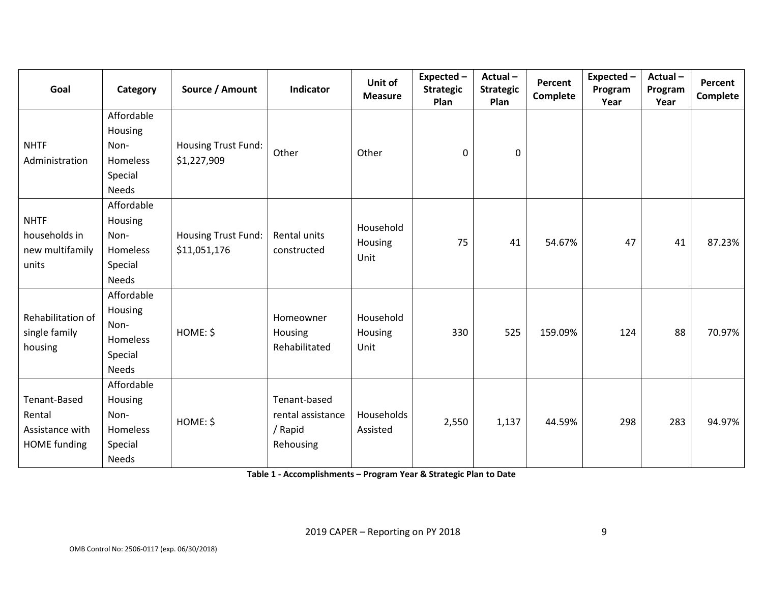| Goal | Category | Source / Amount | Indicator | Unit of Measure | Expected – Strategic Plan | Actual – Strategic Plan | Percent Complete | Expected – Program Year | Actual – Program Year | Percent Complete |
|---|---|---|---|---|---|---|---|---|---|---|
| NHTF Administration | Affordable Housing Non-Homeless Special Needs | Housing Trust Fund: $1,227,909 | Other | Other | 0 | 0 | | | | |
| NHTF households in new multifamily units | Affordable Housing Non-Homeless Special Needs | Housing Trust Fund: $11,051,176 | Rental units constructed | Household Housing Unit | 75 | 41 | 54.67% | 47 | 41 | 87.23% |
| Rehabilitation of single family housing | Affordable Housing Non-Homeless Special Needs | HOME: $ | Homeowner Housing Rehabilitated | Household Housing Unit | 330 | 525 | 159.09% | 124 | 88 | 70.97% |
| Tenant-Based Rental Assistance with HOME funding | Affordable Housing Non-Homeless Special Needs | HOME: $ | Tenant-based rental assistance / Rapid Rehousing | Households Assisted | 2,550 | 1,137 | 44.59% | 298 | 283 | 94.97% |

**Table 1 - Accomplishments – Program Year & Strategic Plan to Date**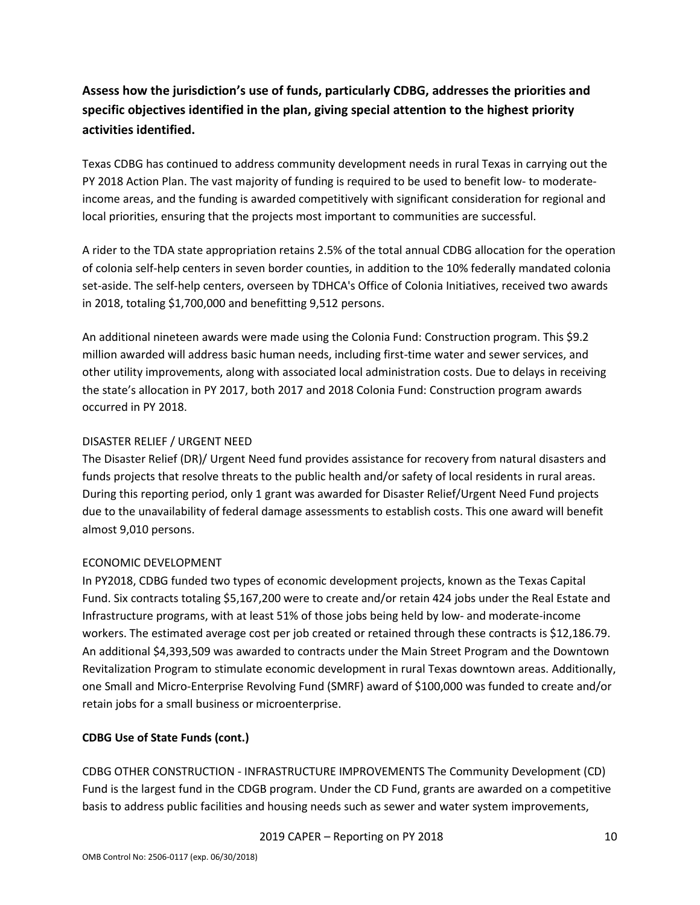**Assess how the jurisdiction's use of funds, particularly CDBG, addresses the priorities and specific objectives identified in the plan, giving special attention to the highest priority activities identified.**

Texas CDBG has continued to address community development needs in rural Texas in carrying out the PY 2018 Action Plan. The vast majority of funding is required to be used to benefit low- to moderate-income areas, and the funding is awarded competitively with significant consideration for regional and local priorities, ensuring that the projects most important to communities are successful.

A rider to the TDA state appropriation retains 2.5% of the total annual CDBG allocation for the operation of colonia self-help centers in seven border counties, in addition to the 10% federally mandated colonia set-aside. The self-help centers, overseen by TDHCA's Office of Colonia Initiatives, received two awards in 2018, totaling $1,700,000 and benefitting 9,512 persons.

An additional nineteen awards were made using the Colonia Fund: Construction program. This $9.2 million awarded will address basic human needs, including first-time water and sewer services, and other utility improvements, along with associated local administration costs. Due to delays in receiving the state's allocation in PY 2017, both 2017 and 2018 Colonia Fund: Construction program awards occurred in PY 2018.

DISASTER RELIEF / URGENT NEED
The Disaster Relief (DR)/ Urgent Need fund provides assistance for recovery from natural disasters and funds projects that resolve threats to the public health and/or safety of local residents in rural areas. During this reporting period, only 1 grant was awarded for Disaster Relief/Urgent Need Fund projects due to the unavailability of federal damage assessments to establish costs. This one award will benefit almost 9,010 persons.

ECONOMIC DEVELOPMENT
In PY2018, CDBG funded two types of economic development projects, known as the Texas Capital Fund. Six contracts totaling $5,167,200 were to create and/or retain 424 jobs under the Real Estate and Infrastructure programs, with at least 51% of those jobs being held by low- and moderate-income workers. The estimated average cost per job created or retained through these contracts is $12,186.79. An additional $4,393,509 was awarded to contracts under the Main Street Program and the Downtown Revitalization Program to stimulate economic development in rural Texas downtown areas. Additionally, one Small and Micro-Enterprise Revolving Fund (SMRF) award of $100,000 was funded to create and/or retain jobs for a small business or microenterprise.

**CDBG Use of State Funds (cont.)**

CDBG OTHER CONSTRUCTION - INFRASTRUCTURE IMPROVEMENTS The Community Development (CD) Fund is the largest fund in the CDGB program. Under the CD Fund, grants are awarded on a competitive basis to address public facilities and housing needs such as sewer and water system improvements,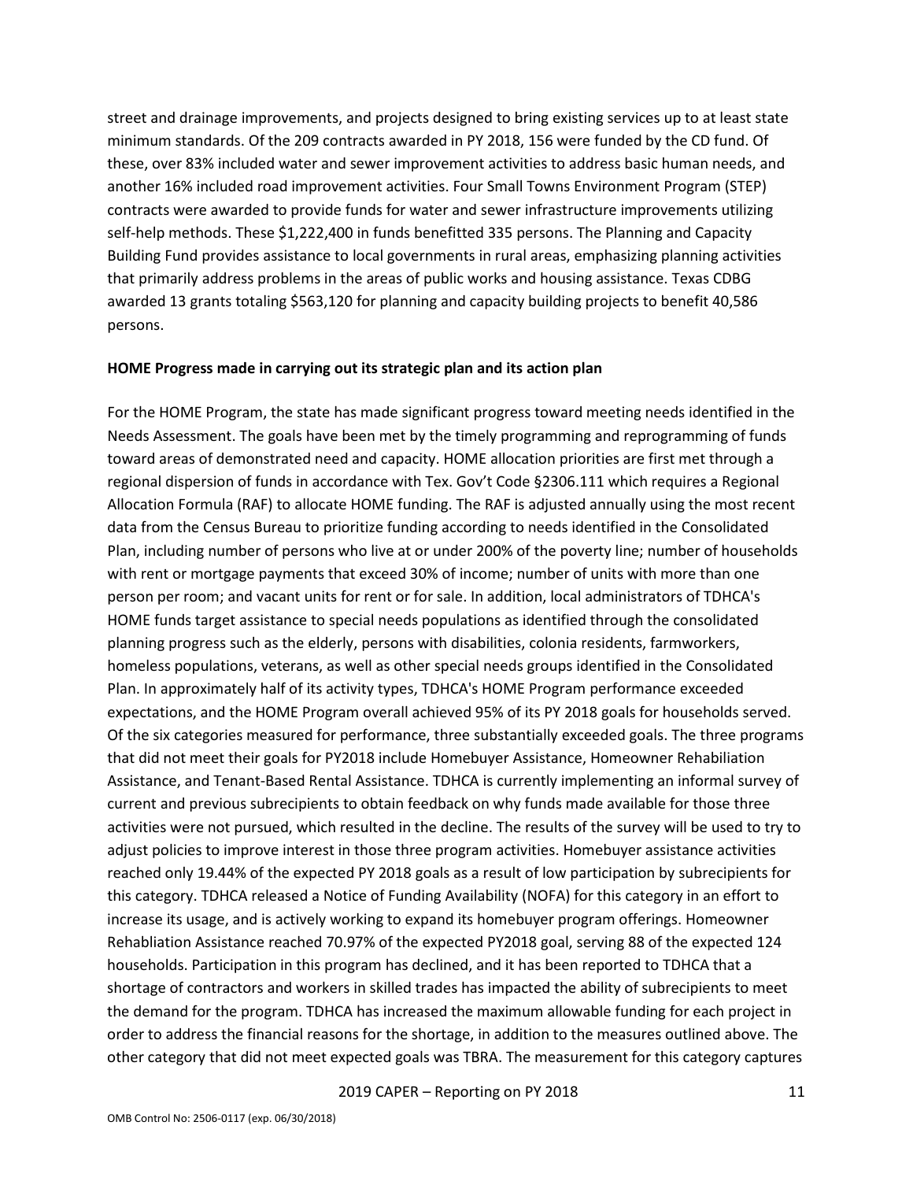street and drainage improvements, and projects designed to bring existing services up to at least state minimum standards. Of the 209 contracts awarded in PY 2018, 156 were funded by the CD fund. Of these, over 83% included water and sewer improvement activities to address basic human needs, and another 16% included road improvement activities. Four Small Towns Environment Program (STEP) contracts were awarded to provide funds for water and sewer infrastructure improvements utilizing self-help methods. These $1,222,400 in funds benefitted 335 persons. The Planning and Capacity Building Fund provides assistance to local governments in rural areas, emphasizing planning activities that primarily address problems in the areas of public works and housing assistance. Texas CDBG awarded 13 grants totaling $563,120 for planning and capacity building projects to benefit 40,586 persons.

**HOME Progress made in carrying out its strategic plan and its action plan**

For the HOME Program, the state has made significant progress toward meeting needs identified in the Needs Assessment. The goals have been met by the timely programming and reprogramming of funds toward areas of demonstrated need and capacity. HOME allocation priorities are first met through a regional dispersion of funds in accordance with Tex. Gov't Code §2306.111 which requires a Regional Allocation Formula (RAF) to allocate HOME funding. The RAF is adjusted annually using the most recent data from the Census Bureau to prioritize funding according to needs identified in the Consolidated Plan, including number of persons who live at or under 200% of the poverty line; number of households with rent or mortgage payments that exceed 30% of income; number of units with more than one person per room; and vacant units for rent or for sale. In addition, local administrators of TDHCA's HOME funds target assistance to special needs populations as identified through the consolidated planning progress such as the elderly, persons with disabilities, colonia residents, farmworkers, homeless populations, veterans, as well as other special needs groups identified in the Consolidated Plan. In approximately half of its activity types, TDHCA's HOME Program performance exceeded expectations, and the HOME Program overall achieved 95% of its PY 2018 goals for households served. Of the six categories measured for performance, three substantially exceeded goals. The three programs that did not meet their goals for PY2018 include Homebuyer Assistance, Homeowner Rehabiliation Assistance, and Tenant-Based Rental Assistance. TDHCA is currently implementing an informal survey of current and previous subrecipients to obtain feedback on why funds made available for those three activities were not pursued, which resulted in the decline. The results of the survey will be used to try to adjust policies to improve interest in those three program activities. Homebuyer assistance activities reached only 19.44% of the expected PY 2018 goals as a result of low participation by subrecipients for this category. TDHCA released a Notice of Funding Availability (NOFA) for this category in an effort to increase its usage, and is actively working to expand its homebuyer program offerings. Homeowner Rehabliation Assistance reached 70.97% of the expected PY2018 goal, serving 88 of the expected 124 households. Participation in this program has declined, and it has been reported to TDHCA that a shortage of contractors and workers in skilled trades has impacted the ability of subrecipients to meet the demand for the program. TDHCA has increased the maximum allowable funding for each project in order to address the financial reasons for the shortage, in addition to the measures outlined above. The other category that did not meet expected goals was TBRA. The measurement for this category captures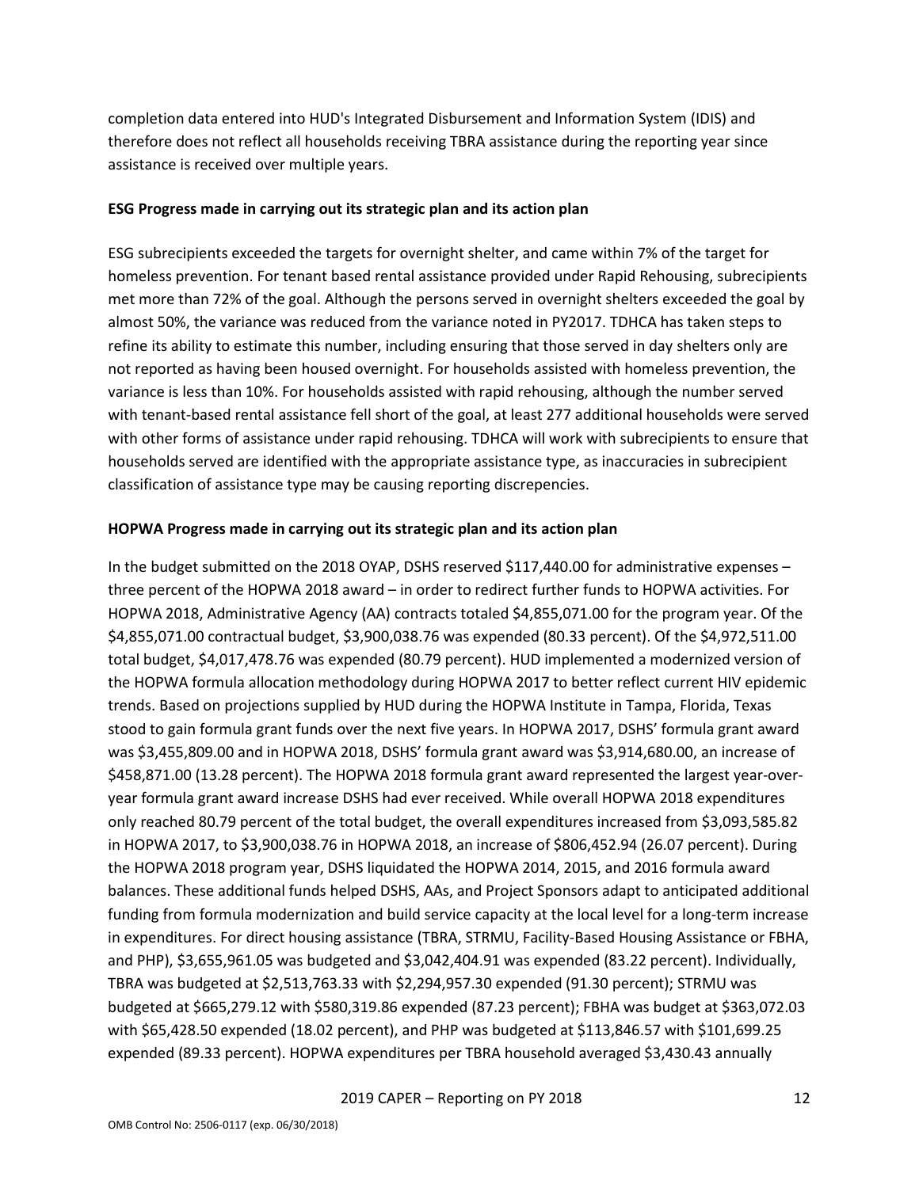completion data entered into HUD's Integrated Disbursement and Information System (IDIS) and therefore does not reflect all households receiving TBRA assistance during the reporting year since assistance is received over multiple years.

**ESG Progress made in carrying out its strategic plan and its action plan**

ESG subrecipients exceeded the targets for overnight shelter, and came within 7% of the target for homeless prevention. For tenant based rental assistance provided under Rapid Rehousing, subrecipients met more than 72% of the goal. Although the persons served in overnight shelters exceeded the goal by almost 50%, the variance was reduced from the variance noted in PY2017. TDHCA has taken steps to refine its ability to estimate this number, including ensuring that those served in day shelters only are not reported as having been housed overnight. For households assisted with homeless prevention, the variance is less than 10%. For households assisted with rapid rehousing, although the number served with tenant-based rental assistance fell short of the goal, at least 277 additional households were served with other forms of assistance under rapid rehousing. TDHCA will work with subrecipients to ensure that households served are identified with the appropriate assistance type, as inaccuracies in subrecipient classification of assistance type may be causing reporting discrepencies.

**HOPWA Progress made in carrying out its strategic plan and its action plan**

In the budget submitted on the 2018 OYAP, DSHS reserved $117,440.00 for administrative expenses – three percent of the HOPWA 2018 award – in order to redirect further funds to HOPWA activities. For HOPWA 2018, Administrative Agency (AA) contracts totaled $4,855,071.00 for the program year. Of the $4,855,071.00 contractual budget, $3,900,038.76 was expended (80.33 percent). Of the $4,972,511.00 total budget, $4,017,478.76 was expended (80.79 percent). HUD implemented a modernized version of the HOPWA formula allocation methodology during HOPWA 2017 to better reflect current HIV epidemic trends. Based on projections supplied by HUD during the HOPWA Institute in Tampa, Florida, Texas stood to gain formula grant funds over the next five years. In HOPWA 2017, DSHS' formula grant award was $3,455,809.00 and in HOPWA 2018, DSHS' formula grant award was $3,914,680.00, an increase of $458,871.00 (13.28 percent). The HOPWA 2018 formula grant award represented the largest year-over-year formula grant award increase DSHS had ever received. While overall HOPWA 2018 expenditures only reached 80.79 percent of the total budget, the overall expenditures increased from $3,093,585.82 in HOPWA 2017, to $3,900,038.76 in HOPWA 2018, an increase of $806,452.94 (26.07 percent). During the HOPWA 2018 program year, DSHS liquidated the HOPWA 2014, 2015, and 2016 formula award balances. These additional funds helped DSHS, AAs, and Project Sponsors adapt to anticipated additional funding from formula modernization and build service capacity at the local for a long-term increase in expenditures. For direct housing assistance (TBRA, STRMU, Facility-Based Housing Assistance or FBHA, and PHP), $3,655,961.05 was budgeted and $3,042,404.91 was expended (83.22 percent). Individually, TBRA was budgeted at $2,513,763.33 with $2,294,957.30 expended (91.30 percent); STRMU was budgeted at $665,279.12 with $580,319.86 expended (87.23 percent); FBHA was budget at $363,072.03 with $65,428.50 expended (18.02 percent), and PHP was budgeted at $113,846.57 with $101,699.25 expended (89.33 percent). HOPWA expenditures per TBRA household averaged $3,430.43 annually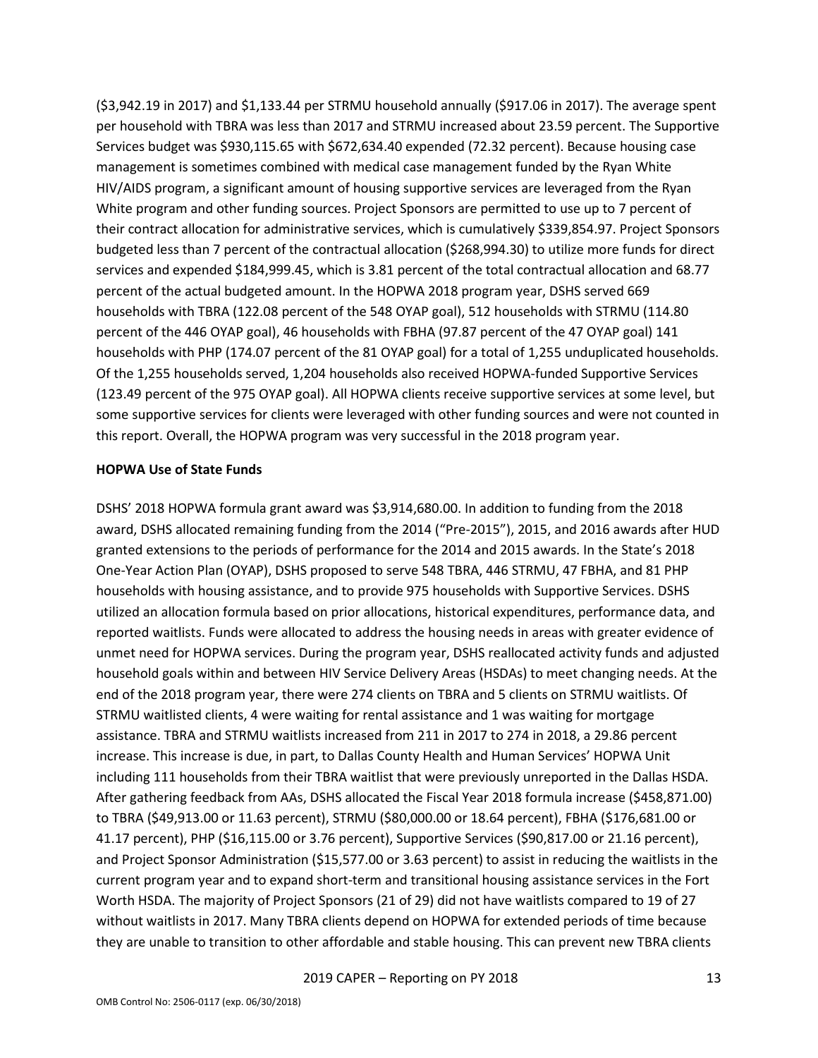($3,942.19 in 2017) and $1,133.44 per STRMU household annually ($917.06 in 2017). The average spent per household with TBRA was less than 2017 and STRMU increased about 23.59 percent. The Supportive Services budget was $930,115.65 with $672,634.40 expended (72.32 percent). Because housing case management is sometimes combined with medical case management funded by the Ryan White HIV/AIDS program, a significant amount of housing supportive services are leveraged from the Ryan White program and other funding sources. Project Sponsors are permitted to use up to 7 percent of their contract allocation for administrative services, which is cumulatively $339,854.97. Project Sponsors budgeted less than 7 percent of the contractual allocation ($268,994.30) to utilize more funds for direct services and expended $184,999.45, which is 3.81 percent of the total contractual allocation and 68.77 percent of the actual budgeted amount. In the HOPWA 2018 program year, DSHS served 669 households with TBRA (122.08 percent of the 548 OYAP goal), 512 households with STRMU (114.80 percent of the 446 OYAP goal), 46 households with FBHA (97.87 percent of the 47 OYAP goal) 141 households with PHP (174.07 percent of the 81 OYAP goal) for a total of 1,255 unduplicated households. Of the 1,255 households served, 1,204 households also received HOPWA-funded Supportive Services (123.49 percent of the 975 OYAP goal). All HOPWA clients receive supportive services at some level, but some supportive services for clients were leveraged with other funding sources and were not counted in this report. Overall, the HOPWA program was very successful in the 2018 program year.

**HOPWA Use of State Funds**

DSHS' 2018 HOPWA formula grant award was $3,914,680.00. In addition to funding from the 2018 award, DSHS allocated remaining funding from the 2014 ("Pre-2015"), 2015, and 2016 awards after HUD granted extensions to the periods of performance for the 2014 and 2015 awards. In the State's 2018 One-Year Action Plan (OYAP), DSHS proposed to serve 548 TBRA, 446 STRMU, 47 FBHA, and 81 PHP households with housing assistance, and to provide 975 households with Supportive Services. DSHS utilized an allocation formula based on prior allocations, historical expenditures, performance data, and reported waitlists. Funds were allocated to address the housing needs in areas with greater evidence of unmet need for HOPWA services. During the program year, DSHS reallocated activity funds and adjusted household goals within and between HIV Service Delivery Areas (HSDAs) to meet changing needs. At the end of the 2018 program year, there were 274 clients on TBRA and 5 clients on STRMU waitlists. Of STRMU waitlisted clients, 4 were waiting for rental assistance and 1 was waiting for mortgage assistance. TBRA and STRMU waitlists increased from 211 in 2017 to 274 in 2018, a 29.86 percent increase. This increase is due, in part, to Dallas County Health and Human Services' HOPWA Unit including 111 households from their TBRA waitlist that were previously unreported in the Dallas HSDA. After gathering feedback from AAs, DSHS allocated the Fiscal Year 2018 formula increase ($458,871.00) to TBRA ($49,913.00 or 11.63 percent), STRMU ($80,000.00 or 18.64 percent), FBHA ($176,681.00 or 41.17 percent), PHP ($16,115.00 or 3.76 percent), Supportive Services ($90,817.00 or 21.16 percent), and Project Sponsor Administration ($15,577.00 or 3.63 percent) to assist in reducing the waitlists in the current program year and to expand short-term and transitional housing assistance services in the Fort Worth HSDA. The majority of Project Sponsors (21 of 29) did not have waitlists compared to 19 of 27 without waitlists in 2017. Many TBRA clients depend on HOPWA for extended periods of time because they are unable to transition to other affordable and stable housing. This can prevent new TBRA clients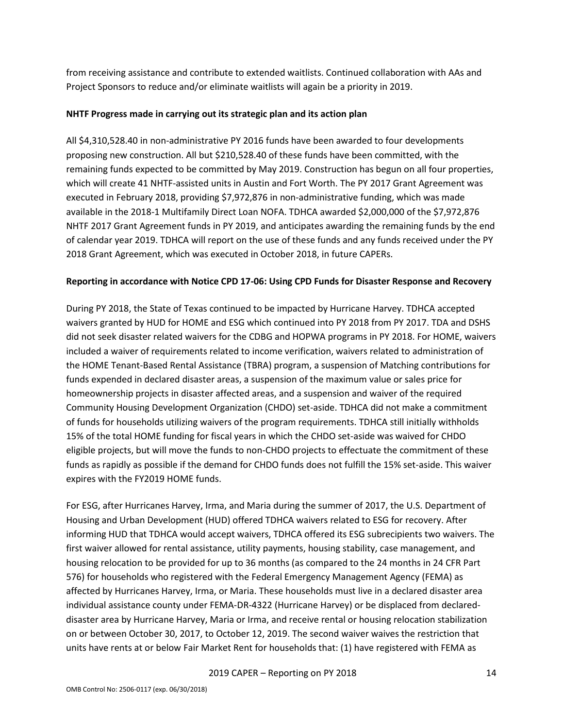from receiving assistance and contribute to extended waitlists. Continued collaboration with AAs and Project Sponsors to reduce and/or eliminate waitlists will again be a priority in 2019.

**NHTF Progress made in carrying out its strategic plan and its action plan**

All $4,310,528.40 in non-administrative PY 2016 funds have been awarded to four developments proposing new construction. All but $210,528.40 of these funds have been committed, with the remaining funds expected to be committed by May 2019. Construction has begun on all four properties, which will create 41 NHTF-assisted units in Austin and Fort Worth. The PY 2017 Grant Agreement was executed in February 2018, providing $7,972,876 in non-administrative funding, which was made available in the 2018-1 Multifamily Direct Loan NOFA. TDHCA awarded $2,000,000 of the $7,972,876 NHTF 2017 Grant Agreement funds in PY 2019, and anticipates awarding the remaining funds by the end of calendar year 2019. TDHCA will report on the use of these funds and any funds received under the PY 2018 Grant Agreement, which was executed in October 2018, in future CAPERs.

**Reporting in accordance with Notice CPD 17-06: Using CPD Funds for Disaster Response and Recovery**

During PY 2018, the State of Texas continued to be impacted by Hurricane Harvey. TDHCA accepted waivers granted by HUD for HOME and ESG which continued into PY 2018 from PY 2017. TDA and DSHS did not seek disaster related waivers for the CDBG and HOPWA programs in PY 2018. For HOME, waivers included a waiver of requirements related to income verification, waivers related to administration of the HOME Tenant-Based Rental Assistance (TBRA) program, a suspension of Matching contributions for funds expended in declared disaster areas, a suspension of the maximum value or sales price for homeownership projects in disaster affected areas, and a suspension and waiver of the required Community Housing Development Organization (CHDO) set-aside. TDHCA did not make a commitment of funds for households utilizing waivers of the program requirements. TDHCA still initially withholds 15% of the total HOME funding for fiscal years in which the CHDO set-aside was waived for CHDO eligible projects, but will move the funds to non-CHDO projects to effectuate the commitment of these funds as rapidly as possible if the demand for CHDO funds does not fulfill the 15% set-aside. This waiver expires with the FY2019 HOME funds.

For ESG, after Hurricanes Harvey, Irma, and Maria during the summer of 2017, the U.S. Department of Housing and Urban Development (HUD) offered TDHCA waivers related to ESG for recovery. After informing HUD that TDHCA would accept waivers, TDHCA offered its ESG subrecipients two waivers. The first waiver allowed for rental assistance, utility payments, housing stability, case management, and housing relocation to be provided for up to 36 months (as compared to the 24 months in 24 CFR Part 576) for households who registered with the Federal Emergency Management Agency (FEMA) as affected by Hurricanes Harvey, Irma, or Maria. These households must live in a declared disaster area individual assistance county under FEMA-DR-4322 (Hurricane Harvey) or be displaced from declared-disaster area by Hurricane Harvey, Maria or Irma, and receive rental or housing relocation stabilization on or between October 30, 2017, to October 12, 2019. The second waiver waives the restriction that units have rents at or below Fair Market Rent for households that: (1) have registered with FEMA as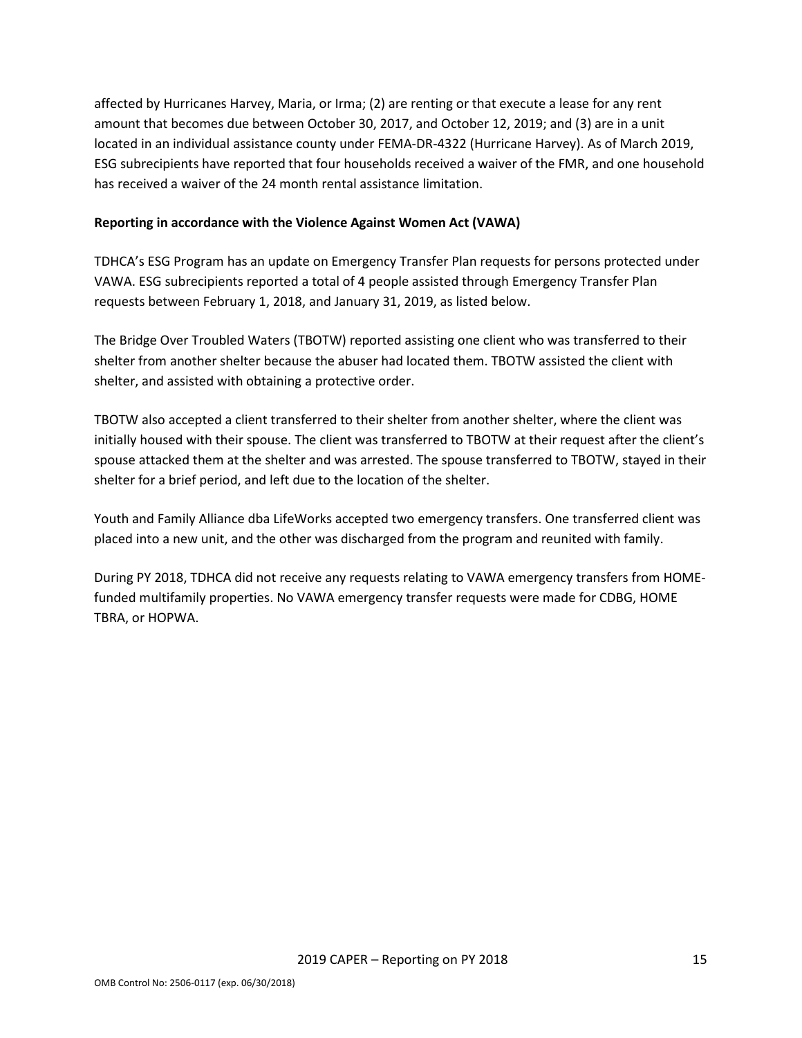affected by Hurricanes Harvey, Maria, or Irma; (2) are renting or that execute a lease for any rent amount that becomes due between October 30, 2017, and October 12, 2019; and (3) are in a unit located in an individual assistance county under FEMA-DR-4322 (Hurricane Harvey). As of March 2019, ESG subrecipients have reported that four households received a waiver of the FMR, and one household has received a waiver of the 24 month rental assistance limitation.

**Reporting in accordance with the Violence Against Women Act (VAWA)**

TDHCA's ESG Program has an update on Emergency Transfer Plan requests for persons protected under VAWA. ESG subrecipients reported a total of 4 people assisted through Emergency Transfer Plan requests between February 1, 2018, and January 31, 2019, as listed below.

The Bridge Over Troubled Waters (TBOTW) reported assisting one client who was transferred to their shelter from another shelter because the abuser had located them. TBOTW assisted the client with shelter, and assisted with obtaining a protective order.

TBOTW also accepted a client transferred to their shelter from another shelter, where the client was initially housed with their spouse. The client was transferred to TBOTW at their request after the client's spouse attacked them at the shelter and was arrested. The spouse transferred to TBOTW, stayed in their shelter for a brief period, and left due to the location of the shelter.

Youth and Family Alliance dba LifeWorks accepted two emergency transfers. One transferred client was placed into a new unit, and the other was discharged from the program and reunited with family.

During PY 2018, TDHCA did not receive any requests relating to VAWA emergency transfers from HOME-funded multifamily properties. No VAWA emergency transfer requests were made for CDBG, HOME TBRA, or HOPWA.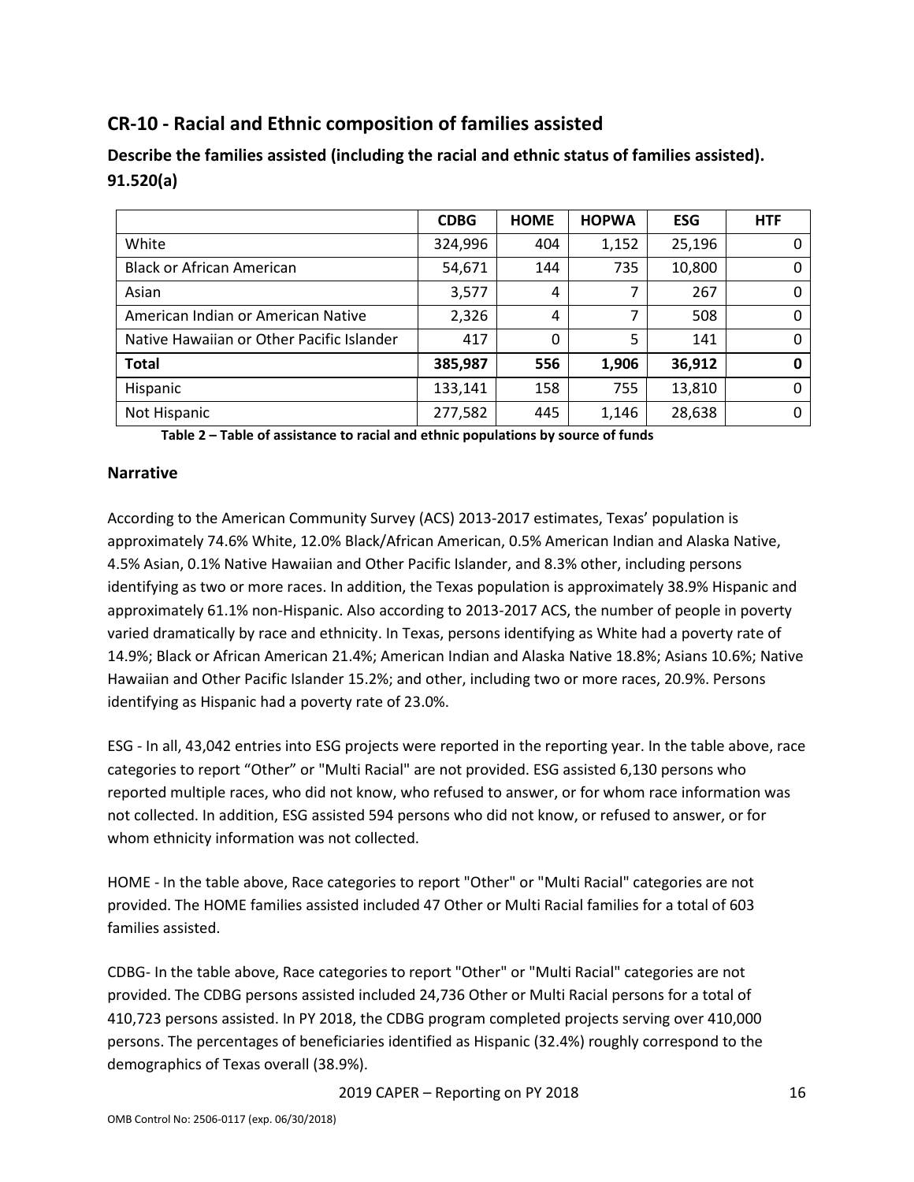## CR-10 - Racial and Ethnic composition of families assisted

### Describe the families assisted (including the racial and ethnic status of families assisted). 91.520(a)

| | CDBG | HOME | HOPWA | ESG | HTF |
|---|---|---|---|---|---|
| White | 324,996 | 404 | 1,152 | 25,196 | 0 |
| Black or African American | 54,671 | 144 | 735 | 10,800 | 0 |
| Asian | 3,577 | 4 | 7 | 267 | 0 |
| American Indian or American Native | 2,326 | 4 | 7 | 508 | 0 |
| Native Hawaiian or Other Pacific Islander | 417 | 0 | 5 | 141 | 0 |
| **Total** | **385,987** | **556** | **1,906** | **36,912** | **0** |
| Hispanic | 133,141 | 158 | 755 | 13,810 | 0 |
| Not Hispanic | 277,582 | 445 | 1,146 | 28,638 | 0 |

**Table 2 – Table of assistance to racial and ethnic populations by source of funds**

### Narrative

According to the American Community Survey (ACS) 2013-2017 estimates, Texas' population is approximately 74.6% White, 12.0% Black/African American, 0.5% American Indian and Alaska Native, 4.5% Asian, 0.1% Native Hawaiian and Other Pacific Islander, and 8.3% other, including persons identifying as two or more races. In addition, the Texas population is approximately 38.9% Hispanic and approximately 61.1% non-Hispanic. Also according to 2013-2017 ACS, the number of people in poverty varied dramatically by race and ethnicity. In Texas, persons identifying as White had a poverty rate of 14.9%; Black or African American 21.4%; American Indian and Alaska Native 18.8%; Asians 10.6%; Native Hawaiian and Other Pacific Islander 15.2%; and other, including two or more races, 20.9%. Persons identifying as Hispanic had a poverty rate of 23.0%.

ESG - In all, 43,042 entries into ESG projects were reported in the reporting year. In the table above, race categories to report "Other" or "Multi Racial" are not provided. ESG assisted 6,130 persons who reported multiple races, who did not know, who refused to answer, or for whom race information was not collected. In addition, ESG assisted 594 persons who did not know, or refused to answer, or for whom ethnicity information was not collected.

HOME - In the table above, Race categories to report "Other" or "Multi Racial" categories are not provided. The HOME families assisted included 47 Other or Multi Racial families for a total of 603 families assisted.

CDBG- In the table above, Race categories to report "Other" or "Multi Racial" categories are not provided. The CDBG persons assisted included 24,736 Other or Multi Racial persons for a total of 410,723 persons assisted. In PY 2018, the CDBG program completed projects serving over 410,000 persons. The percentages of beneficiaries identified as Hispanic (32.4%) roughly correspond to the demographics of Texas overall (38.9%).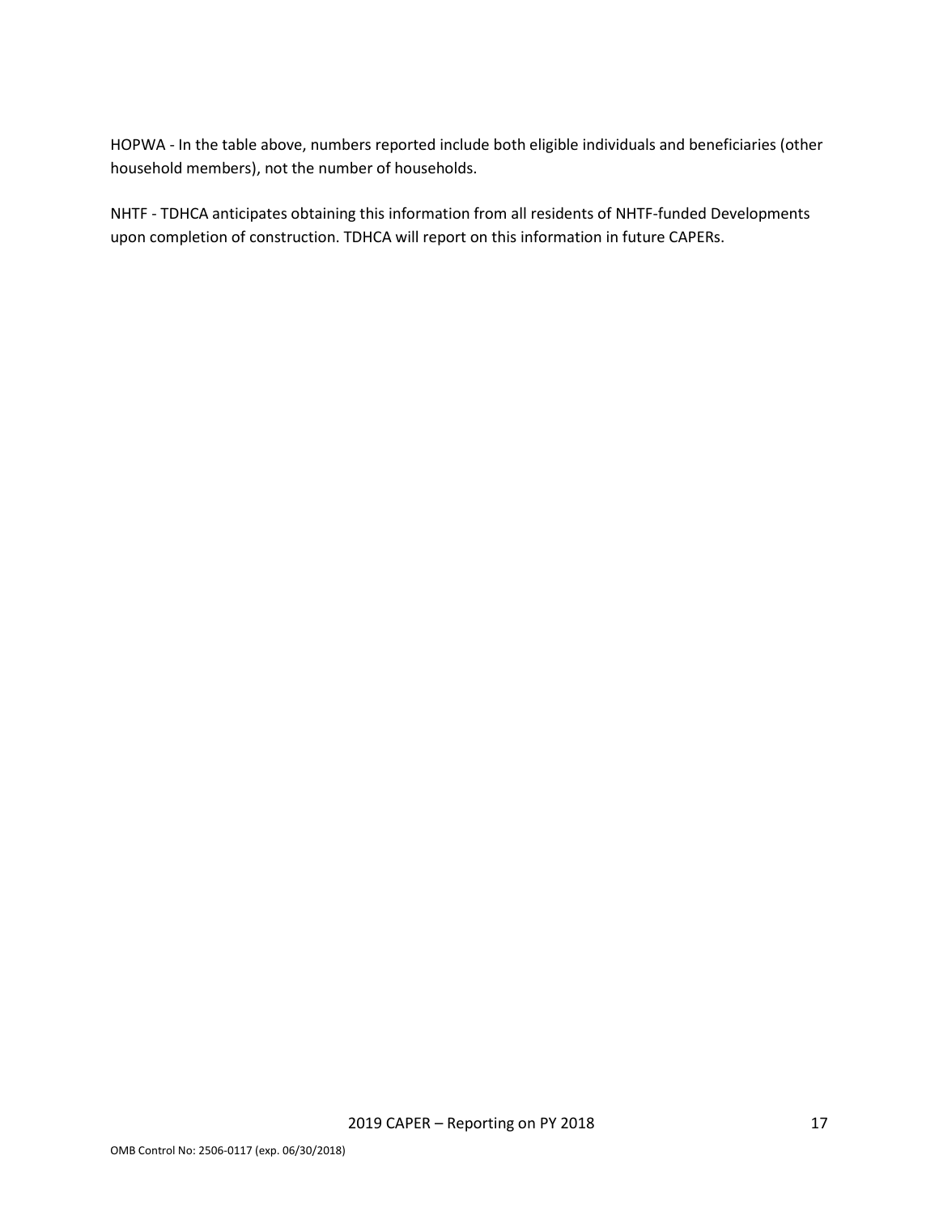HOPWA - In the table above, numbers reported include both eligible individuals and beneficiaries (other household members), not the number of households.

NHTF - TDHCA anticipates obtaining this information from all residents of NHTF-funded Developments upon completion of construction. TDHCA will report on this information in future CAPERs.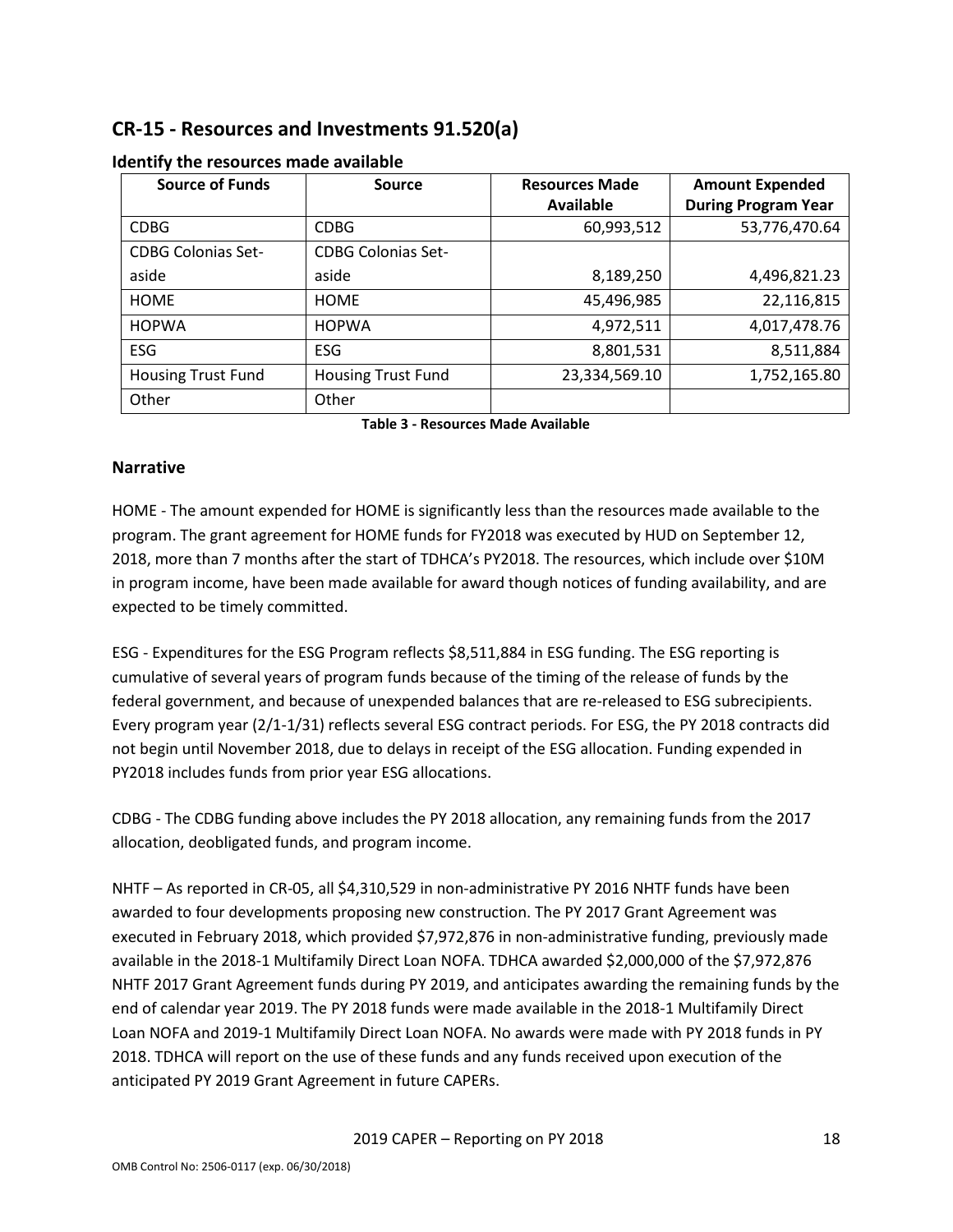## CR-15 - Resources and Investments 91.520(a)

### Identify the resources made available

| Source of Funds | Source | Resources Made Available | Amount Expended During Program Year |
|---|---|---|---|
| CDBG | CDBG | 60,993,512 | 53,776,470.64 |
| CDBG Colonias Set-aside | CDBG Colonias Set-aside | 8,189,250 | 4,496,821.23 |
| HOME | HOME | 45,496,985 | 22,116,815 |
| HOPWA | HOPWA | 4,972,511 | 4,017,478.76 |
| ESG | ESG | 8,801,531 | 8,511,884 |
| Housing Trust Fund | Housing Trust Fund | 23,334,569.10 | 1,752,165.80 |
| Other | Other | | |

**Table 3 - Resources Made Available**

### Narrative

HOME - The amount expended for HOME is significantly less than the resources made available to the program. The grant agreement for HOME funds for FY2018 was executed by HUD on September 12, 2018, more than 7 months after the start of TDHCA's PY2018. The resources, which include over $10M in program income, have been made available for award though notices of funding availability, and are expected to be timely committed.

ESG - Expenditures for the ESG Program reflects $8,511,884 in ESG funding. The ESG reporting is cumulative of several years of program funds because of the timing of the release of funds by the federal government, and because of unexpended balances that are re-released to ESG subrecipients. Every program year (2/1-1/31) reflects several ESG contract periods. For ESG, the PY 2018 contracts did not begin until November 2018, due to delays in receipt of the ESG allocation. Funding expended in PY2018 includes funds from prior year ESG allocations.

CDBG - The CDBG funding above includes the PY 2018 allocation, any remaining funds from the 2017 allocation, deobligated funds, and program income.

NHTF – As reported in CR-05, all $4,310,529 in non-administrative PY 2016 NHTF funds have been awarded to four developments proposing new construction. The PY 2017 Grant Agreement was executed in February 2018, which provided $7,972,876 in non-administrative funding, previously made available in the 2018-1 Multifamily Direct Loan NOFA. TDHCA awarded $2,000,000 of the $7,972,876 NHTF 2017 Grant Agreement funds during PY 2019, and anticipates awarding the remaining funds by the end of calendar year 2019. The PY 2018 funds were made available in the 2018-1 Multifamily Direct Loan NOFA and 2019-1 Multifamily Direct Loan NOFA. No awards were made with PY 2018 funds in PY 2018. TDHCA will report on the use of these funds and any funds received upon execution of the anticipated PY 2019 Grant Agreement in future CAPERs.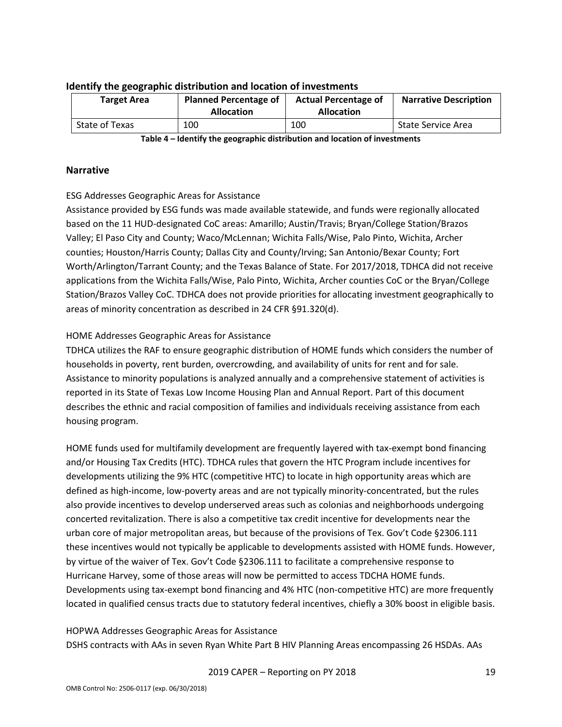## Identify the geographic distribution and location of investments

| Target Area | Planned Percentage of Allocation | Actual Percentage of Allocation | Narrative Description |
|---|---|---|---|
| State of Texas | 100 | 100 | State Service Area |

**Table 4 – Identify the geographic distribution and location of investments**

## Narrative

ESG Addresses Geographic Areas for Assistance

Assistance provided by ESG funds was made available statewide, and funds were regionally allocated based on the 11 HUD-designated CoC areas: Amarillo; Austin/Travis; Bryan/College Station/Brazos Valley; El Paso City and County; Waco/McLennan; Wichita Falls/Wise, Palo Pinto, Wichita, Archer counties; Houston/Harris County; Dallas City and County/Irving; San Antonio/Bexar County; Fort Worth/Arlington/Tarrant County; and the Texas Balance of State. For 2017/2018, TDHCA did not receive applications from the Wichita Falls/Wise, Palo Pinto, Wichita, Archer counties CoC or the Bryan/College Station/Brazos Valley CoC. TDHCA does not provide priorities for allocating investment geographically to areas of minority concentration as described in 24 CFR §91.320(d).

HOME Addresses Geographic Areas for Assistance

TDHCA utilizes the RAF to ensure geographic distribution of HOME funds which considers the number of households in poverty, rent burden, overcrowding, and availability of units for rent and for sale. Assistance to minority populations is analyzed annually and a comprehensive statement of activities is reported in its State of Texas Low Income Housing Plan and Annual Report. Part of this document describes the ethnic and racial composition of families and individuals receiving assistance from each housing program.

HOME funds used for multifamily development are frequently layered with tax-exempt bond financing and/or Housing Tax Credits (HTC). TDHCA rules that govern the HTC Program include incentives for developments utilizing the 9% HTC (competitive HTC) to locate in high opportunity areas which are defined as high-income, low-poverty areas and are not typically minority-concentrated, but the rules also provide incentives to develop underserved areas such as colonias and neighborhoods undergoing concerted revitalization. There is also a competitive tax credit incentive for developments near the urban core of major metropolitan areas, but because of the provisions of Tex. Gov't Code §2306.111 these incentives would not typically be applicable to developments assisted with HOME funds. However, by virtue of the waiver of Tex. Gov't Code §2306.111 to facilitate a comprehensive response to Hurricane Harvey, some of those areas will now be permitted to access TDCHA HOME funds. Developments using tax-exempt bond financing and 4% HTC (non-competitive HTC) are more frequently located in qualified census tracts due to statutory federal incentives, chiefly a 30% boost in eligible basis.

HOPWA Addresses Geographic Areas for Assistance

DSHS contracts with AAs in seven Ryan White Part B HIV Planning Areas encompassing 26 HSDAs. AAs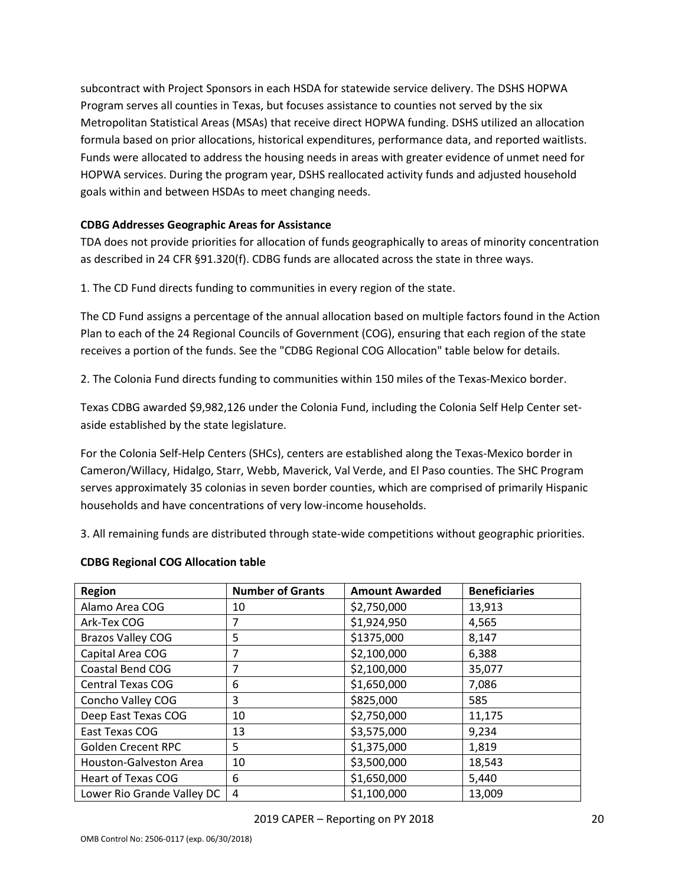subcontract with Project Sponsors in each HSDA for statewide service delivery. The DSHS HOPWA Program serves all counties in Texas, but focuses assistance to counties not served by the six Metropolitan Statistical Areas (MSAs) that receive direct HOPWA funding. DSHS utilized an allocation formula based on prior allocations, historical expenditures, performance data, and reported waitlists. Funds were allocated to address the housing needs in areas with greater evidence of unmet need for HOPWA services. During the program year, DSHS reallocated activity funds and adjusted household goals within and between HSDAs to meet changing needs.

**CDBG Addresses Geographic Areas for Assistance**

TDA does not provide priorities for allocation of funds geographically to areas of minority concentration as described in 24 CFR §91.320(f). CDBG funds are allocated across the state in three ways.

1. The CD Fund directs funding to communities in every region of the state.

The CD Fund assigns a percentage of the annual allocation based on multiple factors found in the Action Plan to each of the 24 Regional Councils of Government (COG), ensuring that each region of the state receives a portion of the funds. See the "CDBG Regional COG Allocation" table below for details.

2. The Colonia Fund directs funding to communities within 150 miles of the Texas-Mexico border.

Texas CDBG awarded $9,982,126 under the Colonia Fund, including the Colonia Self Help Center set-aside established by the state legislature.

For the Colonia Self-Help Centers (SHCs), centers are established along the Texas-Mexico border in Cameron/Willacy, Hidalgo, Starr, Webb, Maverick, Val Verde, and El Paso counties. The SHC Program serves approximately 35 colonias in seven border counties, which are comprised of primarily Hispanic households and have concentrations of very low-income households.

3. All remaining funds are distributed through state-wide competitions without geographic priorities.

**CDBG Regional COG Allocation table**

| Region | Number of Grants | Amount Awarded | Beneficiaries |
|---|---|---|---|
| Alamo Area COG | 10 | $2,750,000 | 13,913 |
| Ark-Tex COG | 7 | $1,924,950 | 4,565 |
| Brazos Valley COG | 5 | $1375,000 | 8,147 |
| Capital Area COG | 7 | $2,100,000 | 6,388 |
| Coastal Bend COG | 7 | $2,100,000 | 35,077 |
| Central Texas COG | 6 | $1,650,000 | 7,086 |
| Concho Valley COG | 3 | $825,000 | 585 |
| Deep East Texas COG | 10 | $2,750,000 | 11,175 |
| East Texas COG | 13 | $3,575,000 | 9,234 |
| Golden Crecent RPC | 5 | $1,375,000 | 1,819 |
| Houston-Galveston Area | 10 | $3,500,000 | 18,543 |
| Heart of Texas COG | 6 | $1,650,000 | 5,440 |
| Lower Rio Grande Valley DC | 4 | $1,100,000 | 13,009 |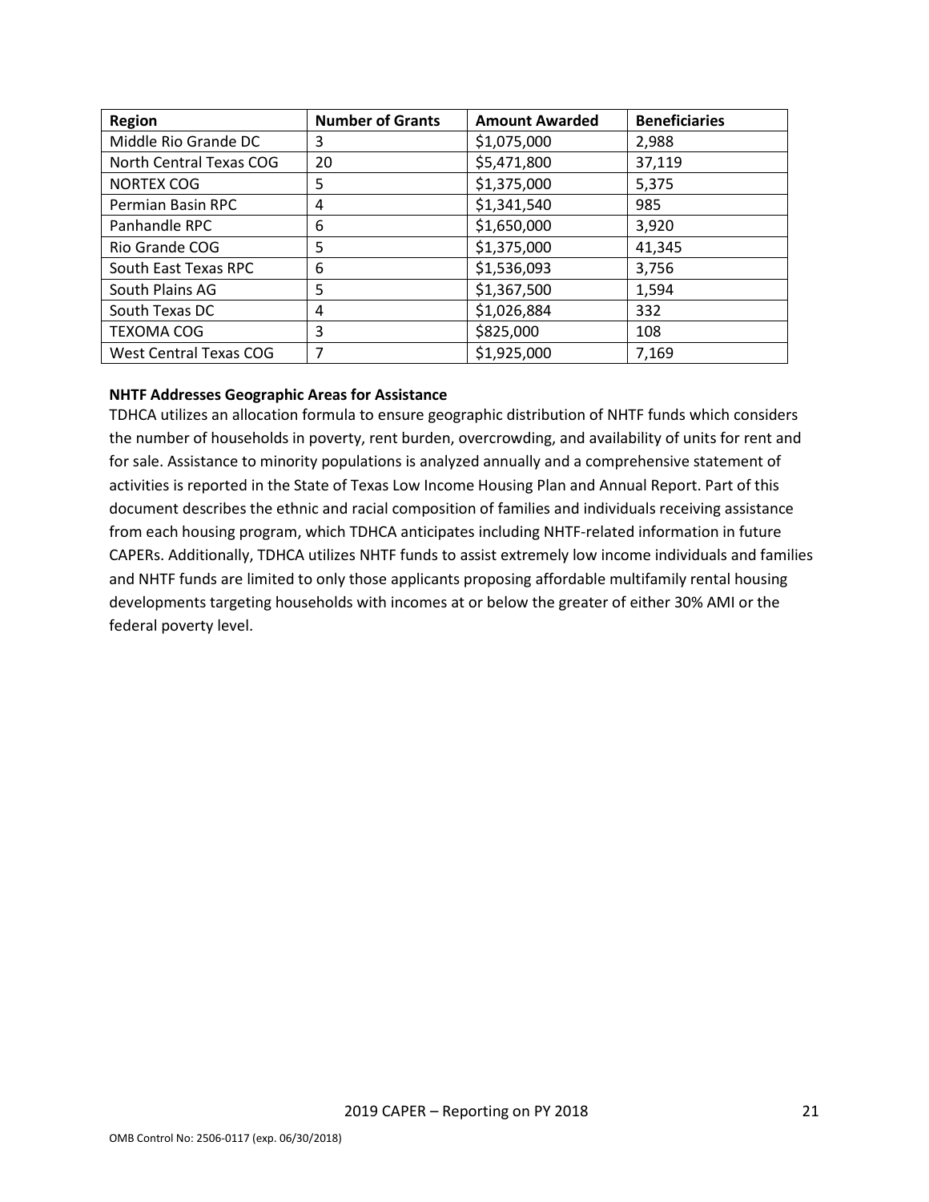| Region | Number of Grants | Amount Awarded | Beneficiaries |
|---|---|---|---|
| Middle Rio Grande DC | 3 | $1,075,000 | 2,988 |
| North Central Texas COG | 20 | $5,471,800 | 37,119 |
| NORTEX COG | 5 | $1,375,000 | 5,375 |
| Permian Basin RPC | 4 | $1,341,540 | 985 |
| Panhandle RPC | 6 | $1,650,000 | 3,920 |
| Rio Grande COG | 5 | $1,375,000 | 41,345 |
| South East Texas RPC | 6 | $1,536,093 | 3,756 |
| South Plains AG | 5 | $1,367,500 | 1,594 |
| South Texas DC | 4 | $1,026,884 | 332 |
| TEXOMA COG | 3 | $825,000 | 108 |
| West Central Texas COG | 7 | $1,925,000 | 7,169 |

**NHTF Addresses Geographic Areas for Assistance**

TDHCA utilizes an allocation formula to ensure geographic distribution of NHTF funds which considers the number of households in poverty, rent burden, overcrowding, and availability of units for rent and for sale. Assistance to minority populations is analyzed annually and a comprehensive statement of activities is reported in the State of Texas Low Income Housing Plan and Annual Report. Part of this document describes the ethnic and racial composition of families and individuals receiving assistance from each housing program, which TDHCA anticipates including NHTF-related information in future CAPERs. Additionally, TDHCA utilizes NHTF funds to assist extremely low income individuals and families and NHTF funds are limited to only those applicants proposing affordable multifamily rental housing developments targeting households with incomes at or below the greater of either 30% AMI or the federal poverty level.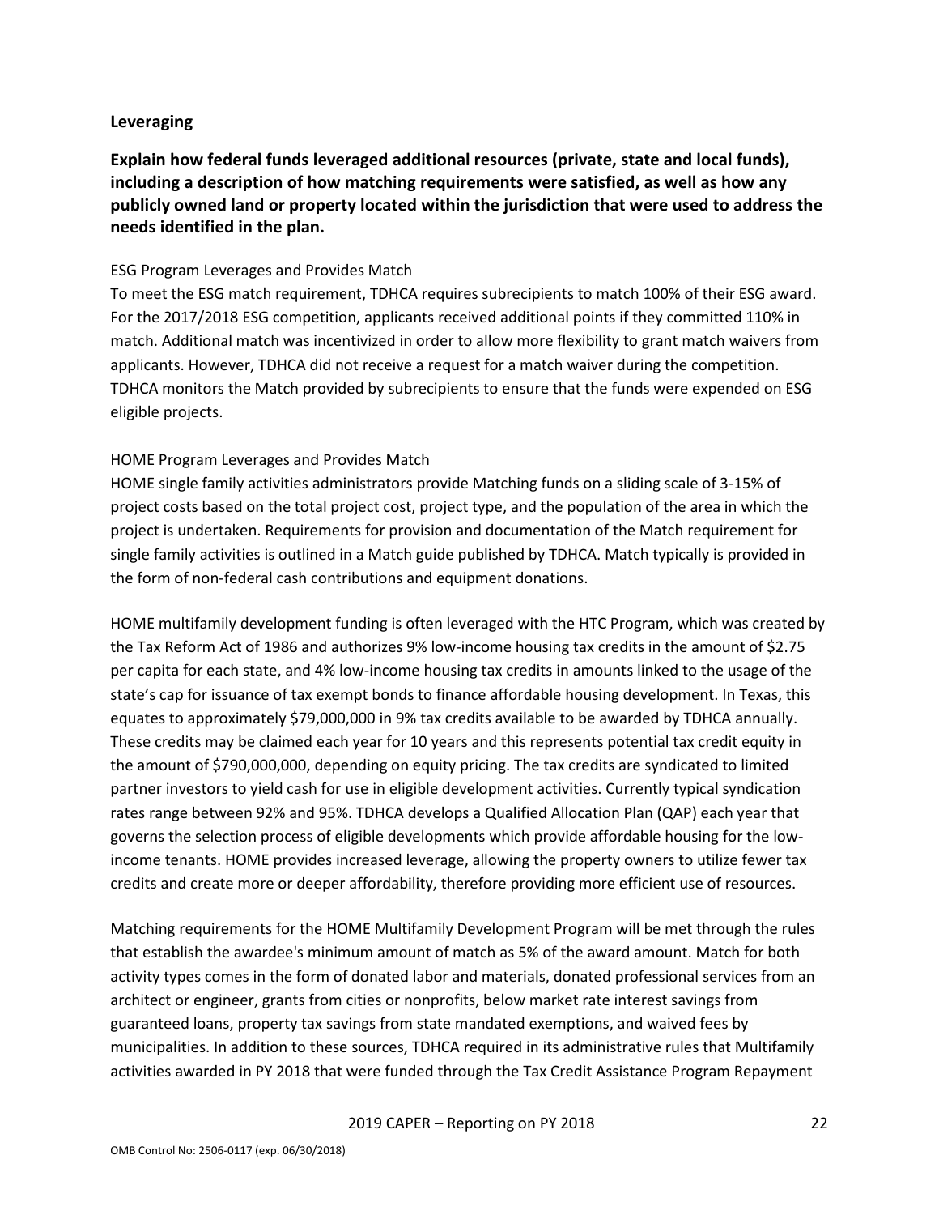## Leveraging

**Explain how federal funds leveraged additional resources (private, state and local funds), including a description of how matching requirements were satisfied, as well as how any publicly owned land or property located within the jurisdiction that were used to address the needs identified in the plan.**

ESG Program Leverages and Provides Match

To meet the ESG match requirement, TDHCA requires subrecipients to match 100% of their ESG award. For the 2017/2018 ESG competition, applicants received additional points if they committed 110% in match. Additional match was incentivized in order to allow more flexibility to grant match waivers from applicants. However, TDHCA did not receive a request for a match waiver during the competition. TDHCA monitors the Match provided by subrecipients to ensure that the funds were expended on ESG eligible projects.

HOME Program Leverages and Provides Match

HOME single family activities administrators provide Matching funds on a sliding scale of 3-15% of project costs based on the total project cost, project type, and the population of the area in which the project is undertaken. Requirements for provision and documentation of the Match requirement for single family activities is outlined in a Match guide published by TDHCA. Match typically is provided in the form of non-federal cash contributions and equipment donations.

HOME multifamily development funding is often leveraged with the HTC Program, which was created by the Tax Reform Act of 1986 and authorizes 9% low-income housing tax credits in the amount of $2.75 per capita for each state, and 4% low-income housing tax credits in amounts linked to the usage of the state's cap for issuance of tax exempt bonds to finance affordable housing development. In Texas, this equates to approximately $79,000,000 in 9% tax credits available to be awarded by TDHCA annually. These credits may be claimed each year for 10 years and this represents potential tax credit equity in the amount of $790,000,000, depending on equity pricing. The tax credits are syndicated to limited partner investors to yield cash for use in eligible development activities. Currently typical syndication rates range between 92% and 95%. TDHCA develops a Qualified Allocation Plan (QAP) each year that governs the selection process of eligible developments which provide affordable housing for the low-income tenants. HOME provides increased leverage, allowing the property owners to utilize fewer tax credits and create more or deeper affordability, therefore providing more efficient use of resources.

Matching requirements for the HOME Multifamily Development Program will be met through the rules that establish the awardee's minimum amount of match as 5% of the award amount. Match for both activity types comes in the form of donated labor and materials, donated professional services from an architect or engineer, grants from cities or nonprofits, below market rate interest savings from guaranteed loans, property tax savings from state mandated exemptions, and waived fees by municipalities. In addition to these sources, TDHCA required in its administrative rules that Multifamily activities awarded in PY 2018 that were funded through the Tax Credit Assistance Program Repayment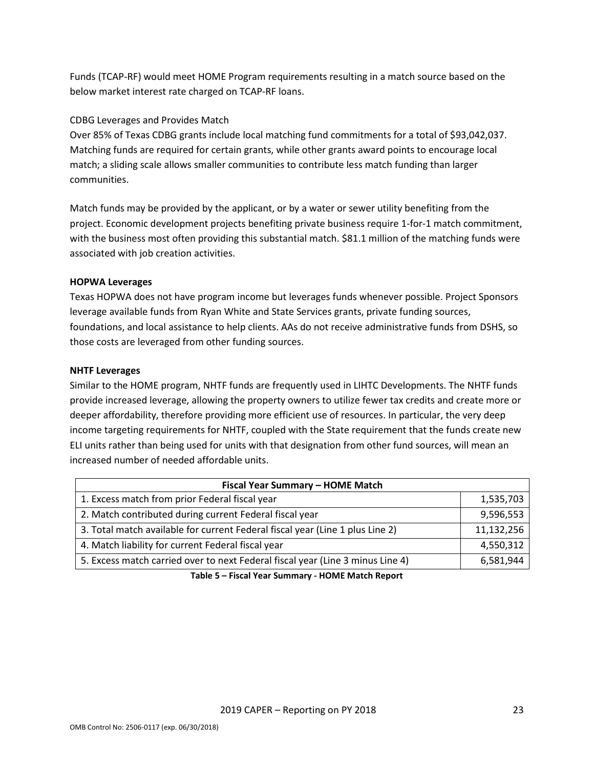Funds (TCAP-RF) would meet HOME Program requirements resulting in a match source based on the below market interest rate charged on TCAP-RF loans.

CDBG Leverages and Provides Match

Over 85% of Texas CDBG grants include local matching fund commitments for a total of $93,042,037. Matching funds are required for certain grants, while other grants award points to encourage local match; a sliding scale allows smaller communities to contribute less match funding than larger communities.

Match funds may be provided by the applicant, or by a water or sewer utility benefiting from the project. Economic development projects benefiting private business require 1-for-1 match commitment, with the business most often providing this substantial match. $81.1 million of the matching funds were associated with job creation activities.

**HOPWA Leverages**

Texas HOPWA does not have program income but leverages funds whenever possible. Project Sponsors leverage available funds from Ryan White and State Services grants, private funding sources, foundations, and local assistance to help clients. AAs do not receive administrative funds from DSHS, so those costs are leveraged from other funding sources.

**NHTF Leverages**

Similar to the HOME program, NHTF funds are frequently used in LIHTC Developments. The NHTF funds provide increased leverage, allowing the property owners to utilize fewer tax credits and create more or deeper affordability, therefore providing more efficient use of resources. In particular, the very deep income targeting requirements for NHTF, coupled with the State requirement that the funds create new ELI units rather than being used for units with that designation from other fund sources, will mean an increased number of needed affordable units.

| Fiscal Year Summary – HOME Match | |
|---|---|
| 1. Excess match from prior Federal fiscal year | 1,535,703 |
| 2. Match contributed during current Federal fiscal year | 9,596,553 |
| 3. Total match available for current Federal fiscal year (Line 1 plus Line 2) | 11,132,256 |
| 4. Match liability for current Federal fiscal year | 4,550,312 |
| 5. Excess match carried over to next Federal fiscal year (Line 3 minus Line 4) | 6,581,944 |

**Table 5 – Fiscal Year Summary - HOME Match Report**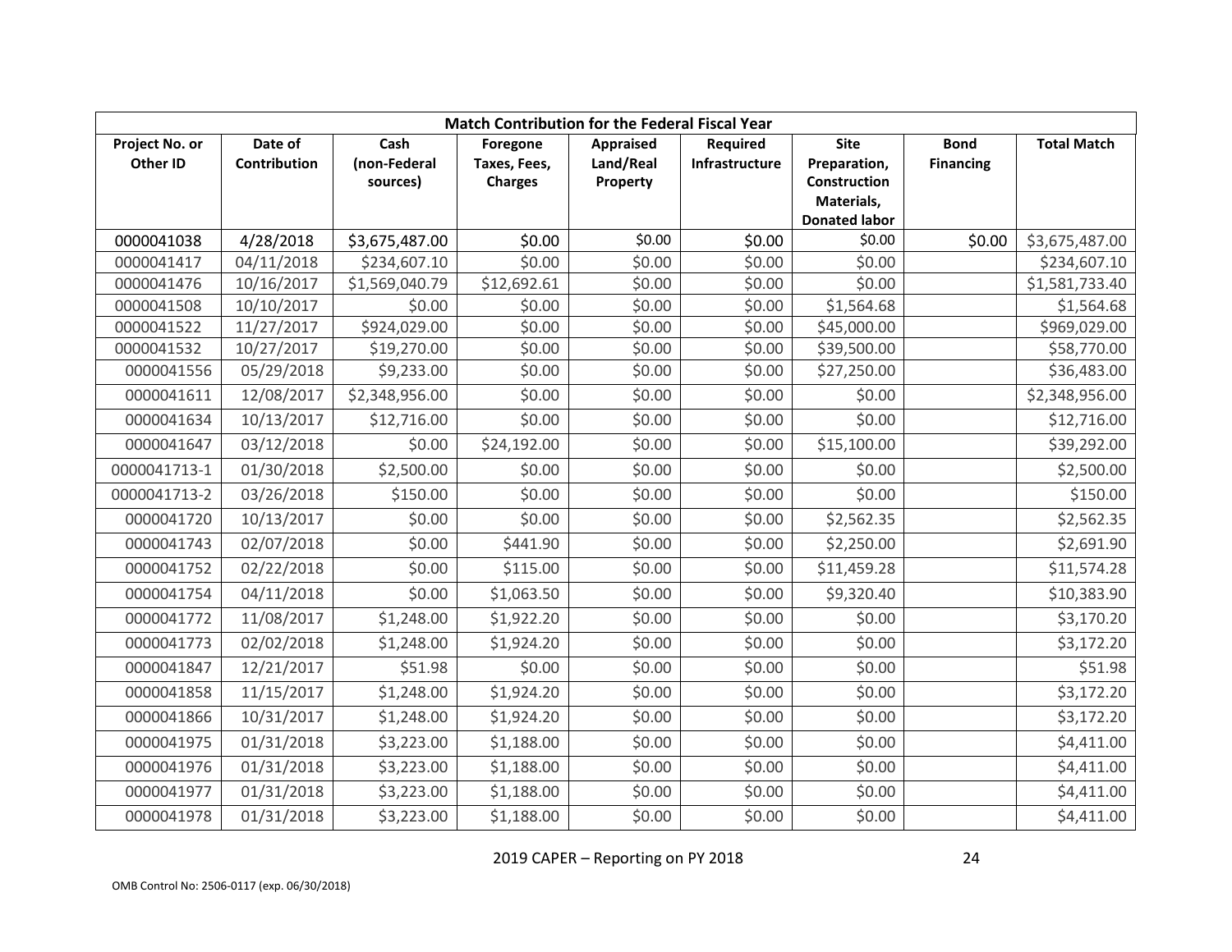| Match Contribution for the Federal Fiscal Year | | | | | | | | |
|---|---|---|---|---|---|---|---|---|
| Project No. or Other ID | Date of Contribution | Cash (non-Federal sources) | Foregone Taxes, Fees, Charges | Appraised Land/Real Property | Required Infrastructure | Site Preparation, Construction Materials, Donated labor | Bond Financing | Total Match |
| 0000041038 | 4/28/2018 | $3,675,487.00 | $0.00 | $0.00 | $0.00 | $0.00 | $0.00 | $3,675,487.00 |
| 0000041417 | 04/11/2018 | $234,607.10 | $0.00 | $0.00 | $0.00 | $0.00 | | $234,607.10 |
| 0000041476 | 10/16/2017 | $1,569,040.79 | $12,692.61 | $0.00 | $0.00 | $0.00 | | $1,581,733.40 |
| 0000041508 | 10/10/2017 | $0.00 | $0.00 | $0.00 | $0.00 | $1,564.68 | | $1,564.68 |
| 0000041522 | 11/27/2017 | $924,029.00 | $0.00 | $0.00 | $0.00 | $45,000.00 | | $969,029.00 |
| 0000041532 | 10/27/2017 | $19,270.00 | $0.00 | $0.00 | $0.00 | $39,500.00 | | $58,770.00 |
| 0000041556 | 05/29/2018 | $9,233.00 | $0.00 | $0.00 | $0.00 | $27,250.00 | | $36,483.00 |
| 0000041611 | 12/08/2017 | $2,348,956.00 | $0.00 | $0.00 | $0.00 | $0.00 | | $2,348,956.00 |
| 0000041634 | 10/13/2017 | $12,716.00 | $0.00 | $0.00 | $0.00 | $0.00 | | $12,716.00 |
| 0000041647 | 03/12/2018 | $0.00 | $24,192.00 | $0.00 | $0.00 | $15,100.00 | | $39,292.00 |
| 0000041713-1 | 01/30/2018 | $2,500.00 | $0.00 | $0.00 | $0.00 | $0.00 | | $2,500.00 |
| 0000041713-2 | 03/26/2018 | $150.00 | $0.00 | $0.00 | $0.00 | $0.00 | | $150.00 |
| 0000041720 | 10/13/2017 | $0.00 | $0.00 | $0.00 | $0.00 | $2,562.35 | | $2,562.35 |
| 0000041743 | 02/07/2018 | $0.00 | $441.90 | $0.00 | $0.00 | $2,250.00 | | $2,691.90 |
| 0000041752 | 02/22/2018 | $0.00 | $115.00 | $0.00 | $0.00 | $11,459.28 | | $11,574.28 |
| 0000041754 | 04/11/2018 | $0.00 | $1,063.50 | $0.00 | $0.00 | $9,320.40 | | $10,383.90 |
| 0000041772 | 11/08/2017 | $1,248.00 | $1,922.20 | $0.00 | $0.00 | $0.00 | | $3,170.20 |
| 0000041773 | 02/02/2018 | $1,248.00 | $1,924.20 | $0.00 | $0.00 | $0.00 | | $3,172.20 |
| 0000041847 | 12/21/2017 | $51.98 | $0.00 | $0.00 | $0.00 | $0.00 | | $51.98 |
| 0000041858 | 11/15/2017 | $1,248.00 | $1,924.20 | $0.00 | $0.00 | $0.00 | | $3,172.20 |
| 0000041866 | 10/31/2017 | $1,248.00 | $1,924.20 | $0.00 | $0.00 | $0.00 | | $3,172.20 |
| 0000041975 | 01/31/2018 | $3,223.00 | $1,188.00 | $0.00 | $0.00 | $0.00 | | $4,411.00 |
| 0000041976 | 01/31/2018 | $3,223.00 | $1,188.00 | $0.00 | $0.00 | $0.00 | | $4,411.00 |
| 0000041977 | 01/31/2018 | $3,223.00 | $1,188.00 | $0.00 | $0.00 | $0.00 | | $4,411.00 |
| 0000041978 | 01/31/2018 | $3,223.00 | $1,188.00 | $0.00 | $0.00 | $0.00 | | $4,411.00 |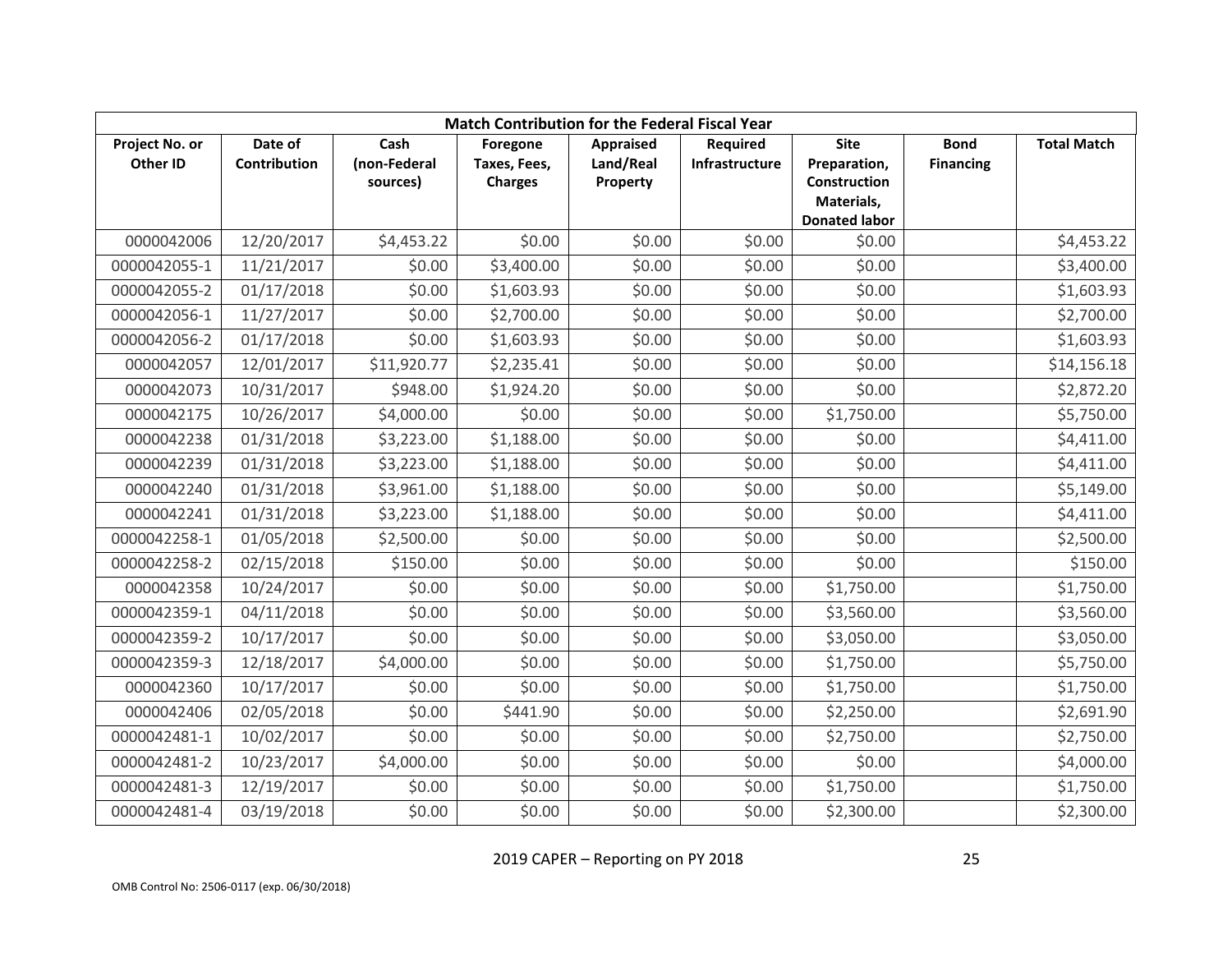| Match Contribution for the Federal Fiscal Year | | | | | | | | |
|---|---|---|---|---|---|---|---|---|
| Project No. or Other ID | Date of Contribution | Cash (non-Federal sources) | Foregone Taxes, Fees, Charges | Appraised Land/Real Property | Required Infrastructure | Site Preparation, Construction Materials, Donated labor | Bond Financing | Total Match |
| 0000042006 | 12/20/2017 | $4,453.22 | $0.00 | $0.00 | $0.00 | $0.00 | | $4,453.22 |
| 0000042055-1 | 11/21/2017 | $0.00 | $3,400.00 | $0.00 | $0.00 | $0.00 | | $3,400.00 |
| 0000042055-2 | 01/17/2018 | $0.00 | $1,603.93 | $0.00 | $0.00 | $0.00 | | $1,603.93 |
| 0000042056-1 | 11/27/2017 | $0.00 | $2,700.00 | $0.00 | $0.00 | $0.00 | | $2,700.00 |
| 0000042056-2 | 01/17/2018 | $0.00 | $1,603.93 | $0.00 | $0.00 | $0.00 | | $1,603.93 |
| 0000042057 | 12/01/2017 | $11,920.77 | $2,235.41 | $0.00 | $0.00 | $0.00 | | $14,156.18 |
| 0000042073 | 10/31/2017 | $948.00 | $1,924.20 | $0.00 | $0.00 | $0.00 | | $2,872.20 |
| 0000042175 | 10/26/2017 | $4,000.00 | $0.00 | $0.00 | $0.00 | $1,750.00 | | $5,750.00 |
| 0000042238 | 01/31/2018 | $3,223.00 | $1,188.00 | $0.00 | $0.00 | $0.00 | | $4,411.00 |
| 0000042239 | 01/31/2018 | $3,223.00 | $1,188.00 | $0.00 | $0.00 | $0.00 | | $4,411.00 |
| 0000042240 | 01/31/2018 | $3,961.00 | $1,188.00 | $0.00 | $0.00 | $0.00 | | $5,149.00 |
| 0000042241 | 01/31/2018 | $3,223.00 | $1,188.00 | $0.00 | $0.00 | $0.00 | | $4,411.00 |
| 0000042258-1 | 01/05/2018 | $2,500.00 | $0.00 | $0.00 | $0.00 | $0.00 | | $2,500.00 |
| 0000042258-2 | 02/15/2018 | $150.00 | $0.00 | $0.00 | $0.00 | $0.00 | | $150.00 |
| 0000042358 | 10/24/2017 | $0.00 | $0.00 | $0.00 | $0.00 | $1,750.00 | | $1,750.00 |
| 0000042359-1 | 04/11/2018 | $0.00 | $0.00 | $0.00 | $0.00 | $3,560.00 | | $3,560.00 |
| 0000042359-2 | 10/17/2017 | $0.00 | $0.00 | $0.00 | $0.00 | $3,050.00 | | $3,050.00 |
| 0000042359-3 | 12/18/2017 | $4,000.00 | $0.00 | $0.00 | $0.00 | $1,750.00 | | $5,750.00 |
| 0000042360 | 10/17/2017 | $0.00 | $0.00 | $0.00 | $0.00 | $1,750.00 | | $1,750.00 |
| 0000042406 | 02/05/2018 | $0.00 | $441.90 | $0.00 | $0.00 | $2,250.00 | | $2,691.90 |
| 0000042481-1 | 10/02/2017 | $0.00 | $0.00 | $0.00 | $0.00 | $2,750.00 | | $2,750.00 |
| 0000042481-2 | 10/23/2017 | $4,000.00 | $0.00 | $0.00 | $0.00 | $0.00 | | $4,000.00 |
| 0000042481-3 | 12/19/2017 | $0.00 | $0.00 | $0.00 | $0.00 | $1,750.00 | | $1,750.00 |
| 0000042481-4 | 03/19/2018 | $0.00 | $0.00 | $0.00 | $0.00 | $2,300.00 | | $2,300.00 |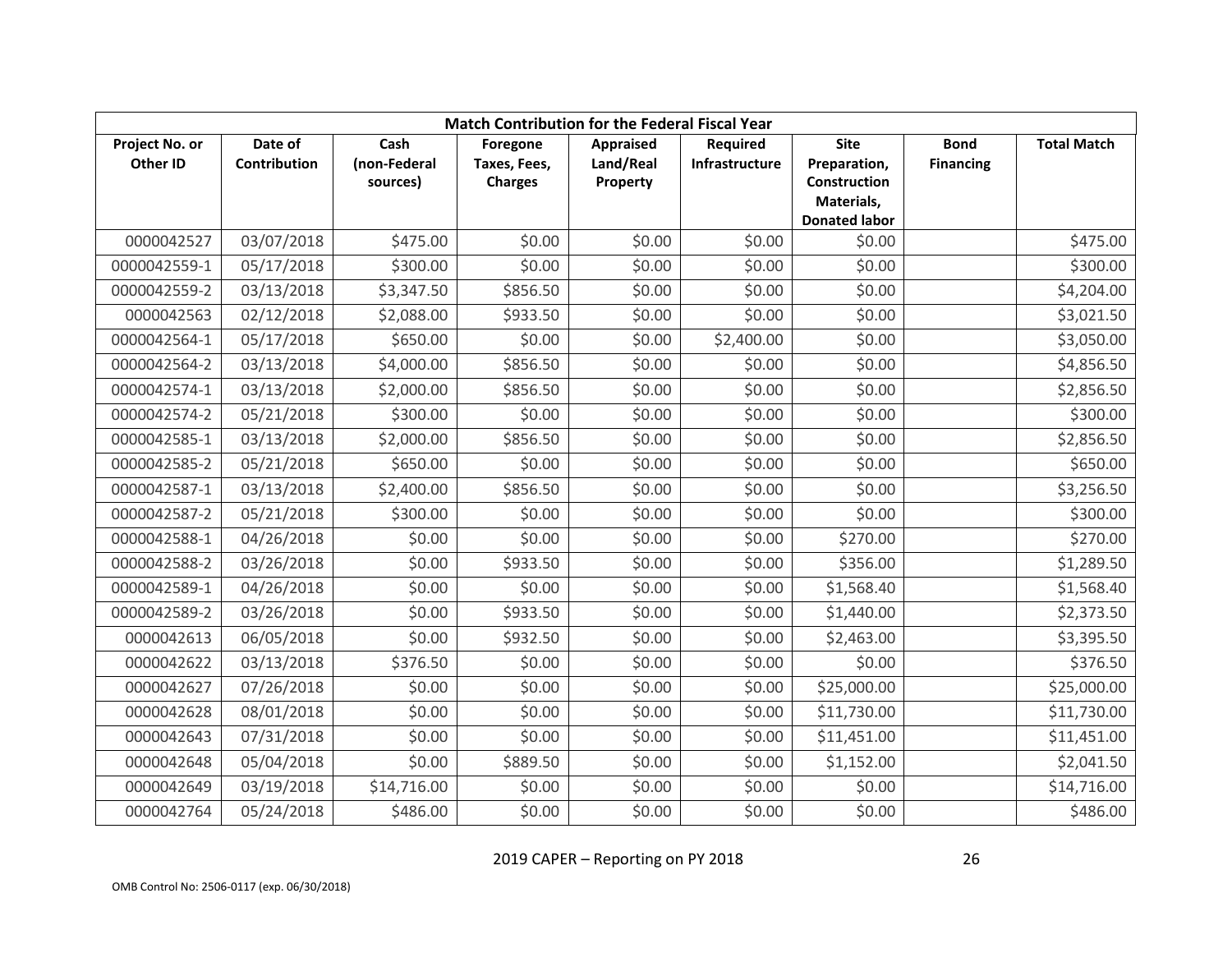| Match Contribution for the Federal Fiscal Year | | | | | | | | |
|---|---|---|---|---|---|---|---|---|
| Project No. or Other ID | Date of Contribution | Cash (non-Federal sources) | Foregone Taxes, Fees, Charges | Appraised Land/Real Property | Required Infrastructure | Site Preparation, Construction Materials, Donated labor | Bond Financing | Total Match |
| 0000042527 | 03/07/2018 | $475.00 | $0.00 | $0.00 | $0.00 | $0.00 | | $475.00 |
| 0000042559-1 | 05/17/2018 | $300.00 | $0.00 | $0.00 | $0.00 | $0.00 | | $300.00 |
| 0000042559-2 | 03/13/2018 | $3,347.50 | $856.50 | $0.00 | $0.00 | $0.00 | | $4,204.00 |
| 0000042563 | 02/12/2018 | $2,088.00 | $933.50 | $0.00 | $0.00 | $0.00 | | $3,021.50 |
| 0000042564-1 | 05/17/2018 | $650.00 | $0.00 | $0.00 | $2,400.00 | $0.00 | | $3,050.00 |
| 0000042564-2 | 03/13/2018 | $4,000.00 | $856.50 | $0.00 | $0.00 | $0.00 | | $4,856.50 |
| 0000042574-1 | 03/13/2018 | $2,000.00 | $856.50 | $0.00 | $0.00 | $0.00 | | $2,856.50 |
| 0000042574-2 | 05/21/2018 | $300.00 | $0.00 | $0.00 | $0.00 | $0.00 | | $300.00 |
| 0000042585-1 | 03/13/2018 | $2,000.00 | $856.50 | $0.00 | $0.00 | $0.00 | | $2,856.50 |
| 0000042585-2 | 05/21/2018 | $650.00 | $0.00 | $0.00 | $0.00 | $0.00 | | $650.00 |
| 0000042587-1 | 03/13/2018 | $2,400.00 | $856.50 | $0.00 | $0.00 | $0.00 | | $3,256.50 |
| 0000042587-2 | 05/21/2018 | $300.00 | $0.00 | $0.00 | $0.00 | $0.00 | | $300.00 |
| 0000042588-1 | 04/26/2018 | $0.00 | $0.00 | $0.00 | $0.00 | $270.00 | | $270.00 |
| 0000042588-2 | 03/26/2018 | $0.00 | $933.50 | $0.00 | $0.00 | $356.00 | | $1,289.50 |
| 0000042589-1 | 04/26/2018 | $0.00 | $0.00 | $0.00 | $0.00 | $1,568.40 | | $1,568.40 |
| 0000042589-2 | 03/26/2018 | $0.00 | $933.50 | $0.00 | $0.00 | $1,440.00 | | $2,373.50 |
| 0000042613 | 06/05/2018 | $0.00 | $932.50 | $0.00 | $0.00 | $2,463.00 | | $3,395.50 |
| 0000042622 | 03/13/2018 | $376.50 | $0.00 | $0.00 | $0.00 | $0.00 | | $376.50 |
| 0000042627 | 07/26/2018 | $0.00 | $0.00 | $0.00 | $0.00 | $25,000.00 | | $25,000.00 |
| 0000042628 | 08/01/2018 | $0.00 | $0.00 | $0.00 | $0.00 | $11,730.00 | | $11,730.00 |
| 0000042643 | 07/31/2018 | $0.00 | $0.00 | $0.00 | $0.00 | $11,451.00 | | $11,451.00 |
| 0000042648 | 05/04/2018 | $0.00 | $889.50 | $0.00 | $0.00 | $1,152.00 | | $2,041.50 |
| 0000042649 | 03/19/2018 | $14,716.00 | $0.00 | $0.00 | $0.00 | $0.00 | | $14,716.00 |
| 0000042764 | 05/24/2018 | $486.00 | $0.00 | $0.00 | $0.00 | $0.00 | | $486.00 |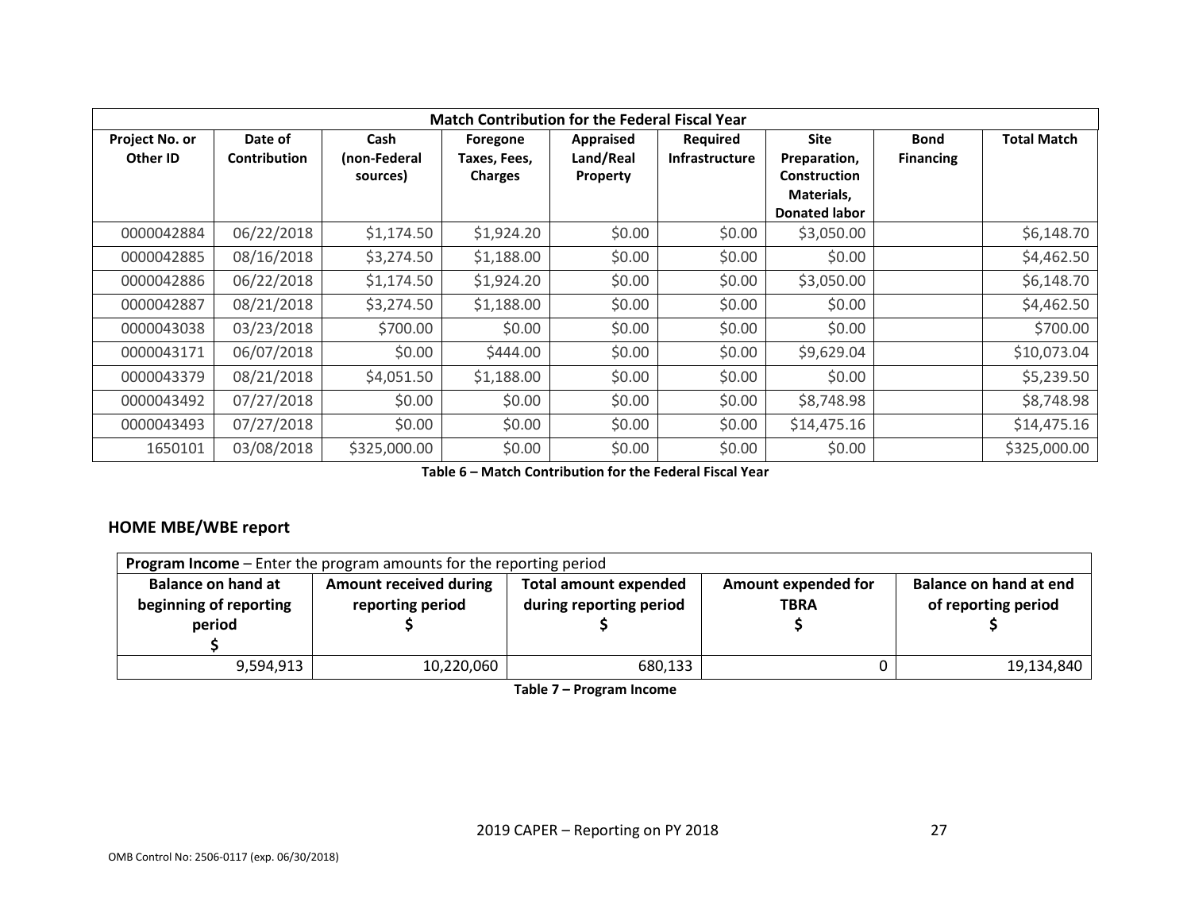| Match Contribution for the Federal Fiscal Year | | | | | | | | |
|---|---|---|---|---|---|---|---|---|
| Project No. or Other ID | Date of Contribution | Cash (non-Federal sources) | Foregone Taxes, Fees, Charges | Appraised Land/Real Property | Required Infrastructure | Site Preparation, Construction Materials, Donated labor | Bond Financing | Total Match |
| 0000042884 | 06/22/2018 | $1,174.50 | $1,924.20 | $0.00 | $0.00 | $3,050.00 | | $6,148.70 |
| 0000042885 | 08/16/2018 | $3,274.50 | $1,188.00 | $0.00 | $0.00 | $0.00 | | $4,462.50 |
| 0000042886 | 06/22/2018 | $1,174.50 | $1,924.20 | $0.00 | $0.00 | $3,050.00 | | $6,148.70 |
| 0000042887 | 08/21/2018 | $3,274.50 | $1,188.00 | $0.00 | $0.00 | $0.00 | | $4,462.50 |
| 0000043038 | 03/23/2018 | $700.00 | $0.00 | $0.00 | $0.00 | $0.00 | | $700.00 |
| 0000043171 | 06/07/2018 | $0.00 | $444.00 | $0.00 | $0.00 | $9,629.04 | | $10,073.04 |
| 0000043379 | 08/21/2018 | $4,051.50 | $1,188.00 | $0.00 | $0.00 | $0.00 | | $5,239.50 |
| 0000043492 | 07/27/2018 | $0.00 | $0.00 | $0.00 | $0.00 | $8,748.98 | | $8,748.98 |
| 0000043493 | 07/27/2018 | $0.00 | $0.00 | $0.00 | $0.00 | $14,475.16 | | $14,475.16 |
| 1650101 | 03/08/2018 | $325,000.00 | $0.00 | $0.00 | $0.00 | $0.00 | | $325,000.00 |

**Table 6 – Match Contribution for the Federal Fiscal Year**

## HOME MBE/WBE report

| **Program Income** – Enter the program amounts for the reporting period | | | | |
|---|---|---|---|---|
| Balance on hand at beginning of reporting period $ | Amount received during reporting period $ | Total amount expended during reporting period $ | Amount expended for TBRA $ | Balance on hand at end of reporting period $ |
| 9,594,913 | 10,220,060 | 680,133 | 0 | 19,134,840 |

**Table 7 – Program Income**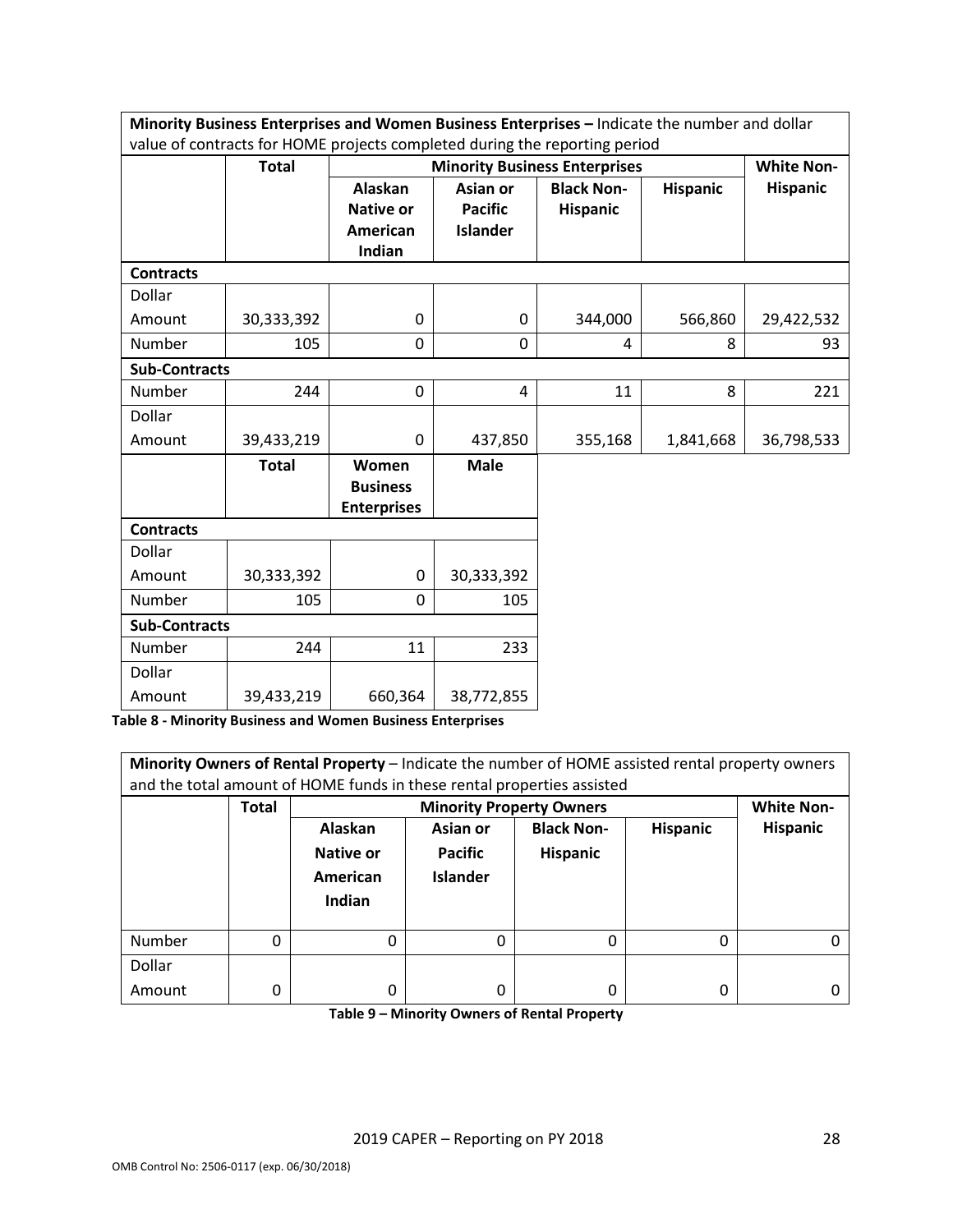| Minority Business Enterprises and Women Business Enterprises – Indicate the number and dollar value of contracts for HOME projects completed during the reporting period | | | | | | |
|---|---|---|---|---|---|---|
| | Total | Minority Business Enterprises | | | | White Non-Hispanic |
| | | Alaskan Native or American Indian | Asian or Pacific Islander | Black Non-Hispanic | Hispanic | |
| **Contracts** | | | | | | |
| Dollar Amount | 30,333,392 | 0 | 0 | 344,000 | 566,860 | 29,422,532 |
| Number | 105 | 0 | 0 | 4 | 8 | 93 |
| **Sub-Contracts** | | | | | | |
| Number | 244 | 0 | 4 | 11 | 8 | 221 |
| Dollar Amount | 39,433,219 | 0 | 437,850 | 355,168 | 1,841,668 | 36,798,533 |

| | Total | Women Business Enterprises | Male |
|---|---|---|---|
| **Contracts** | | | |
| Dollar Amount | 30,333,392 | 0 | 30,333,392 |
| Number | 105 | 0 | 105 |
| **Sub-Contracts** | | | |
| Number | 244 | 11 | 233 |
| Dollar Amount | 39,433,219 | 660,364 | 38,772,855 |

**Table 8 - Minority Business and Women Business Enterprises**

| Minority Owners of Rental Property – Indicate the number of HOME assisted rental property owners and the total amount of HOME funds in these rental properties assisted | | | | | | |
|---|---|---|---|---|---|---|
| | Total | Minority Property Owners | | | | White Non-Hispanic |
| | | Alaskan Native or American Indian | Asian or Pacific Islander | Black Non-Hispanic | Hispanic | |
| Number | 0 | 0 | 0 | 0 | 0 | 0 |
| Dollar Amount | 0 | 0 | 0 | 0 | 0 | 0 |

**Table 9 – Minority Owners of Rental Property**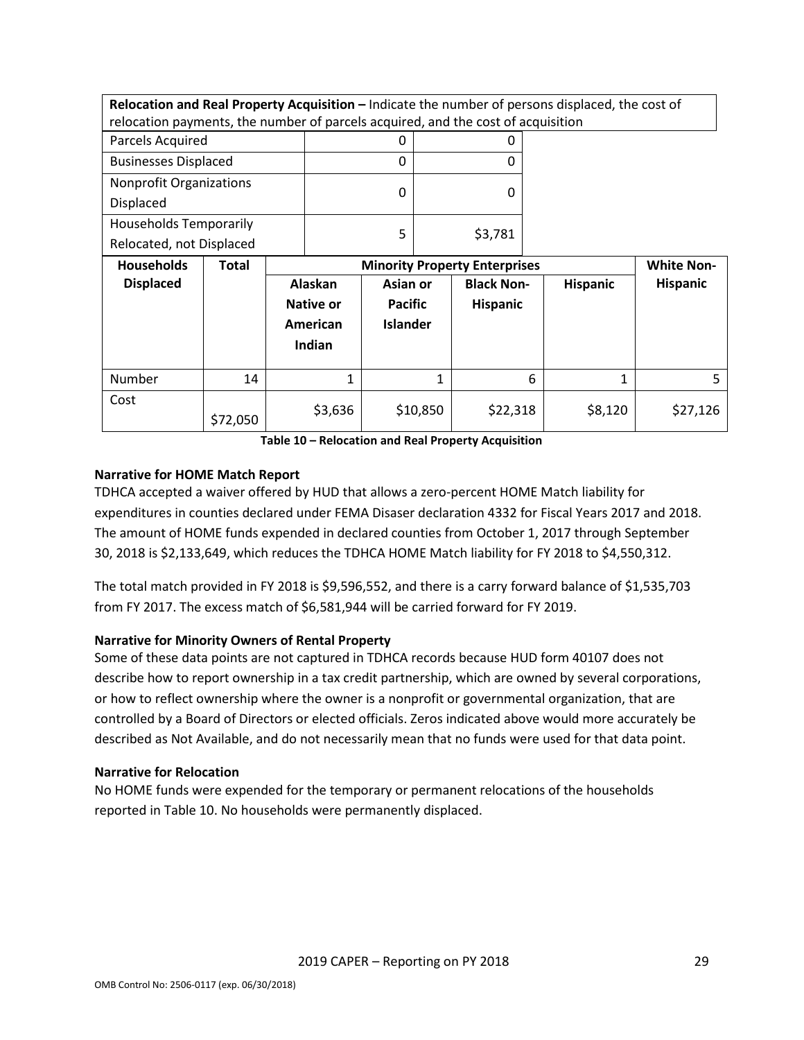**Relocation and Real Property Acquisition –** Indicate the number of persons displaced, the cost of relocation payments, the number of parcels acquired, and the cost of acquisition

| | | |
|---|---|---|
| Parcels Acquired | 0 | 0 |
| Businesses Displaced | 0 | 0 |
| Nonprofit Organizations Displaced | 0 | 0 |
| Households Temporarily Relocated, not Displaced | 5 | $3,781 |

| Households Displaced | Total | Minority Property Enterprises | | | | White Non-Hispanic |
|---|---|---|---|---|---|---|
| | | Alaskan Native or American Indian | Asian or Pacific Islander | Black Non-Hispanic | Hispanic | |
| Number | 14 | 1 | 1 | 6 | 1 | 5 |
| Cost | $72,050 | $3,636 | $10,850 | $22,318 | $8,120 | $27,126 |

**Table 10 – Relocation and Real Property Acquisition**

**Narrative for HOME Match Report**

TDHCA accepted a waiver offered by HUD that allows a zero-percent HOME Match liability for expenditures in counties declared under FEMA Disaser declaration 4332 for Fiscal Years 2017 and 2018. The amount of HOME funds expended in declared counties from October 1, 2017 through September 30, 2018 is $2,133,649, which reduces the TDHCA HOME Match liability for FY 2018 to $4,550,312.

The total match provided in FY 2018 is $9,596,552, and there is a carry forward balance of $1,535,703 from FY 2017. The excess match of $6,581,944 will be carried forward for FY 2019.

**Narrative for Minority Owners of Rental Property**

Some of these data points are not captured in TDHCA records because HUD form 40107 does not describe how to report ownership in a tax credit partnership, which are owned by several corporations, or how to reflect ownership where the owner is a nonprofit or governmental organization, that are controlled by a Board of Directors or elected officials. Zeros indicated above would more accurately be described as Not Available, and do not necessarily mean that no funds were used for that data point.

**Narrative for Relocation**

No HOME funds were expended for the temporary or permanent relocations of the households reported in Table 10. No households were permanently displaced.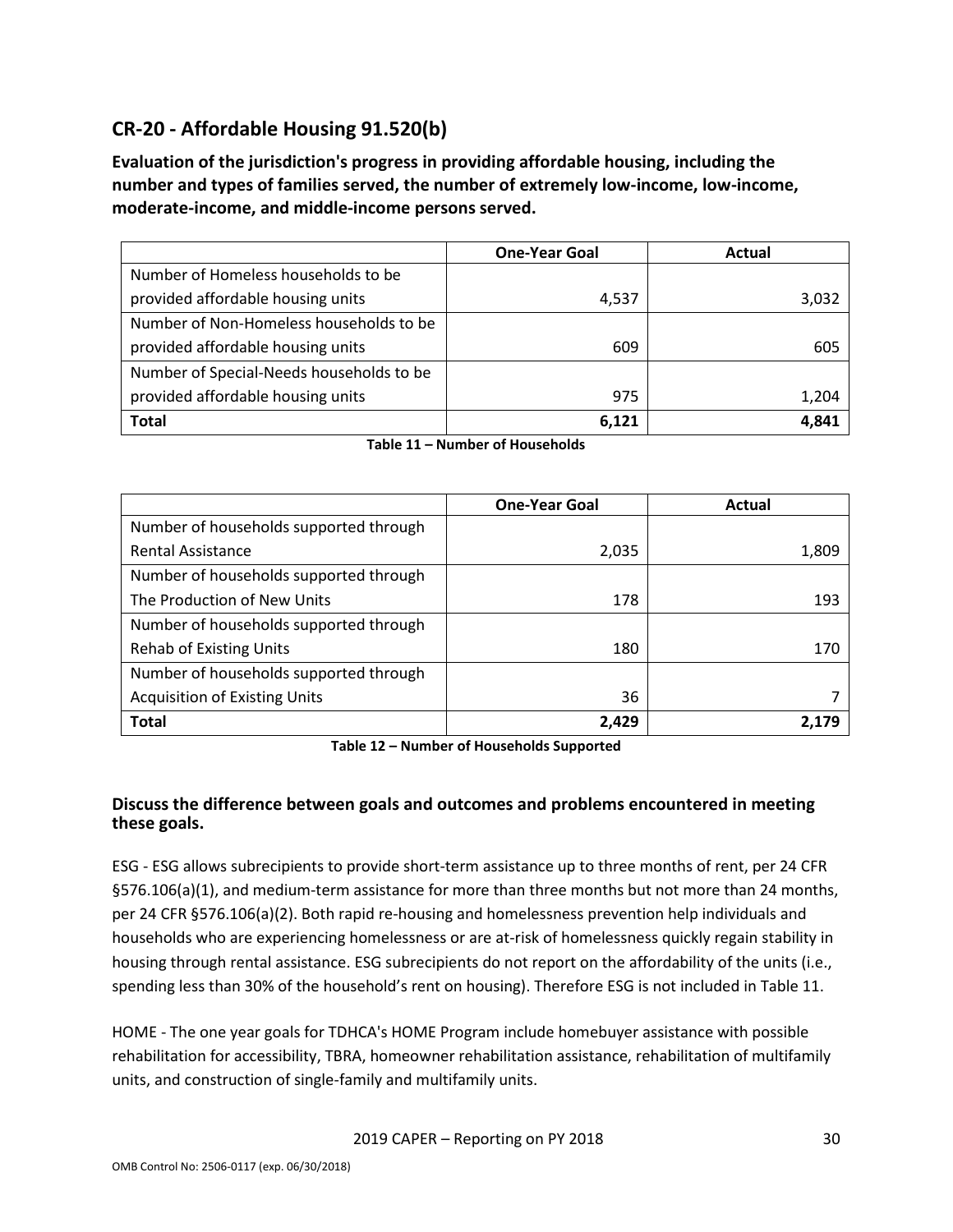## CR-20 - Affordable Housing 91.520(b)

**Evaluation of the jurisdiction's progress in providing affordable housing, including the number and types of families served, the number of extremely low-income, low-income, moderate-income, and middle-income persons served.**

| | One-Year Goal | Actual |
|---|---|---|
| Number of Homeless households to be provided affordable housing units | 4,537 | 3,032 |
| Number of Non-Homeless households to be provided affordable housing units | 609 | 605 |
| Number of Special-Needs households to be provided affordable housing units | 975 | 1,204 |
| **Total** | **6,121** | **4,841** |

**Table 11 – Number of Households**

| | One-Year Goal | Actual |
|---|---|---|
| Number of households supported through Rental Assistance | 2,035 | 1,809 |
| Number of households supported through The Production of New Units | 178 | 193 |
| Number of households supported through Rehab of Existing Units | 180 | 170 |
| Number of households supported through Acquisition of Existing Units | 36 | 7 |
| **Total** | **2,429** | **2,179** |

**Table 12 – Number of Households Supported**

**Discuss the difference between goals and outcomes and problems encountered in meeting these goals.**

ESG - ESG allows subrecipients to provide short-term assistance up to three months of rent, per 24 CFR §576.106(a)(1), and medium-term assistance for more than three months but not more than 24 months, per 24 CFR §576.106(a)(2). Both rapid re-housing and homelessness prevention help individuals and households who are experiencing homelessness or are at-risk of homelessness quickly regain stability in housing through rental assistance. ESG subrecipients do not report on the affordability of the units (i.e., spending less than 30% of the household's rent on housing). Therefore ESG is not included in Table 11.

HOME - The one year goals for TDHCA's HOME Program include homebuyer assistance with possible rehabilitation for accessibility, TBRA, homeowner rehabilitation assistance, rehabilitation of multifamily units, and construction of single-family and multifamily units.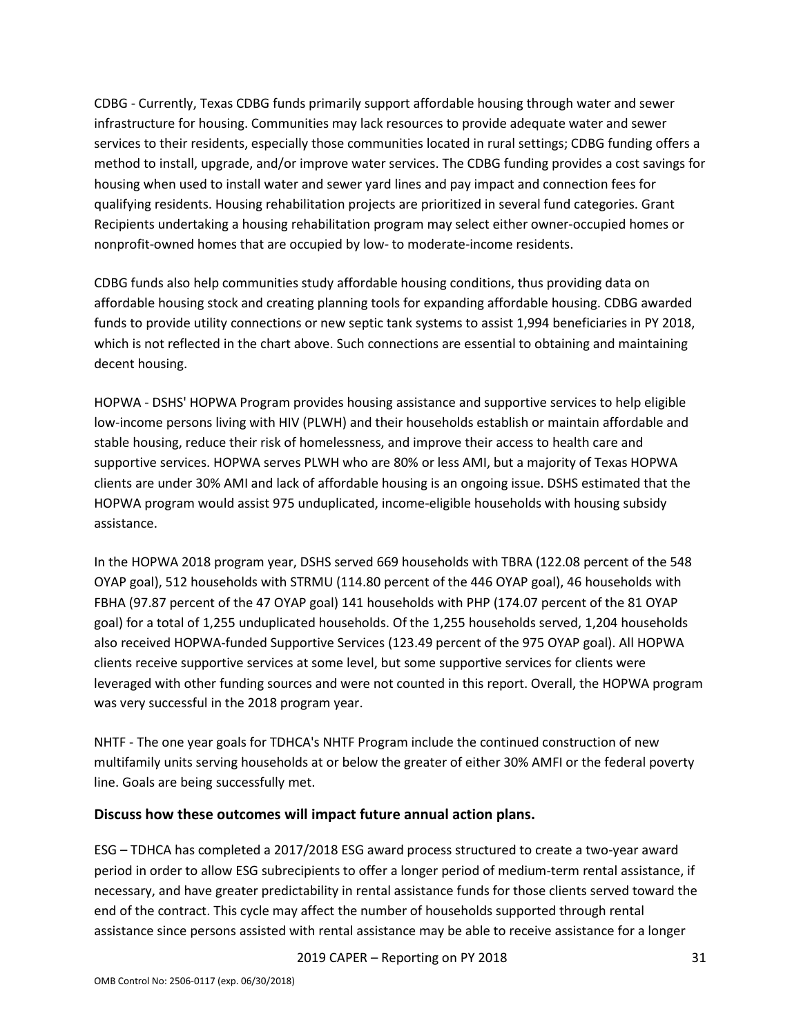CDBG - Currently, Texas CDBG funds primarily support affordable housing through water and sewer infrastructure for housing. Communities may lack resources to provide adequate water and sewer services to their residents, especially those communities located in rural settings; CDBG funding offers a method to install, upgrade, and/or improve water services. The CDBG funding provides a cost savings for housing when used to install water and sewer yard lines and pay impact and connection fees for qualifying residents. Housing rehabilitation projects are prioritized in several fund categories. Grant Recipients undertaking a housing rehabilitation program may select either owner-occupied homes or nonprofit-owned homes that are occupied by low- to moderate-income residents.

CDBG funds also help communities study affordable housing conditions, thus providing data on affordable housing stock and creating planning tools for expanding affordable housing. CDBG awarded funds to provide utility connections or new septic tank systems to assist 1,994 beneficiaries in PY 2018, which is not reflected in the chart above. Such connections are essential to obtaining and maintaining decent housing.

HOPWA - DSHS' HOPWA Program provides housing assistance and supportive services to help eligible low-income persons living with HIV (PLWH) and their households establish or maintain affordable and stable housing, reduce their risk of homelessness, and improve their access to health care and supportive services. HOPWA serves PLWH who are 80% or less AMI, but a majority of Texas HOPWA clients are under 30% AMI and lack of affordable housing is an ongoing issue. DSHS estimated that the HOPWA program would assist 975 unduplicated, income-eligible households with housing subsidy assistance.

In the HOPWA 2018 program year, DSHS served 669 households with TBRA (122.08 percent of the 548 OYAP goal), 512 households with STRMU (114.80 percent of the 446 OYAP goal), 46 households with FBHA (97.87 percent of the 47 OYAP goal) 141 households with PHP (174.07 percent of the 81 OYAP goal) for a total of 1,255 unduplicated households. Of the 1,255 households served, 1,204 households also received HOPWA-funded Supportive Services (123.49 percent of the 975 OYAP goal). All HOPWA clients receive supportive services at some level, but some supportive services for clients were leveraged with other funding sources and were not counted in this report. Overall, the HOPWA program was very successful in the 2018 program year.

NHTF - The one year goals for TDHCA's NHTF Program include the continued construction of new multifamily units serving households at or below the greater of either 30% AMFI or the federal poverty line. Goals are being successfully met.

### Discuss how these outcomes will impact future annual action plans.

ESG – TDHCA has completed a 2017/2018 ESG award process structured to create a two-year award period in order to allow ESG subrecipients to offer a longer period of medium-term rental assistance, if necessary, and have greater predictability in rental assistance funds for those clients served toward the end of the contract. This cycle may affect the number of households supported through rental assistance since persons assisted with rental assistance may be able to receive assistance for a longer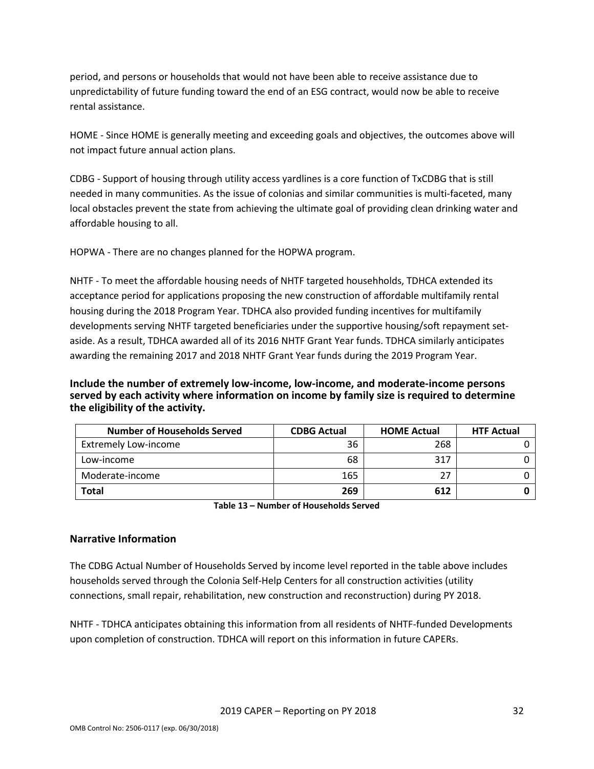period, and persons or households that would not have been able to receive assistance due to unpredictability of future funding toward the end of an ESG contract, would now be able to receive rental assistance.

HOME - Since HOME is generally meeting and exceeding goals and objectives, the outcomes above will not impact future annual action plans.

CDBG - Support of housing through utility access yardlines is a core function of TxCDBG that is still needed in many communities. As the issue of colonias and similar communities is multi-faceted, many local obstacles prevent the state from achieving the ultimate goal of providing clean drinking water and affordable housing to all.

HOPWA - There are no changes planned for the HOPWA program.

NHTF - To meet the affordable housing needs of NHTF targeted househholds, TDHCA extended its acceptance period for applications proposing the new construction of affordable multifamily rental housing during the 2018 Program Year. TDHCA also provided funding incentives for multifamily developments serving NHTF targeted beneficiaries under the supportive housing/soft repayment set-aside. As a result, TDHCA awarded all of its 2016 NHTF Grant Year funds. TDHCA similarly anticipates awarding the remaining 2017 and 2018 NHTF Grant Year funds during the 2019 Program Year.

**Include the number of extremely low-income, low-income, and moderate-income persons served by each activity where information on income by family size is required to determine the eligibility of the activity.**

| Number of Households Served | CDBG Actual | HOME Actual | HTF Actual |
|---|---|---|---|
| Extremely Low-income | 36 | 268 | 0 |
| Low-income | 68 | 317 | 0 |
| Moderate-income | 165 | 27 | 0 |
| **Total** | **269** | **612** | **0** |

**Table 13 – Number of Households Served**

## Narrative Information

The CDBG Actual Number of Households Served by income level reported in the table above includes households served through the Colonia Self-Help Centers for all construction activities (utility connections, small repair, rehabilitation, new construction and reconstruction) during PY 2018.

NHTF - TDHCA anticipates obtaining this information from all residents of NHTF-funded Developments upon completion of construction. TDHCA will report on this information in future CAPERs.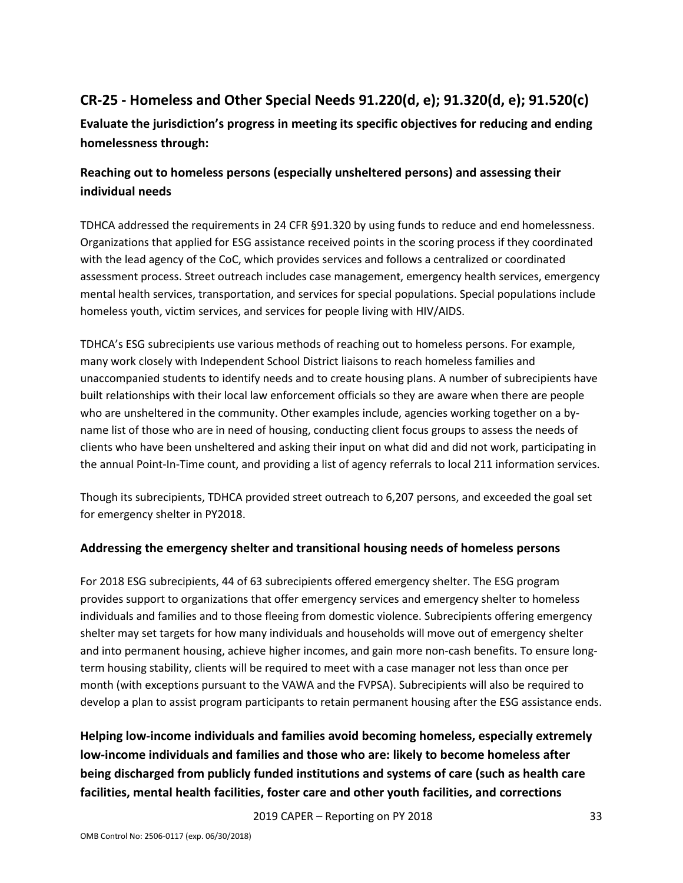## CR-25 - Homeless and Other Special Needs 91.220(d, e); 91.320(d, e); 91.520(c)

### Evaluate the jurisdiction's progress in meeting its specific objectives for reducing and ending homelessness through:

### Reaching out to homeless persons (especially unsheltered persons) and assessing their individual needs

TDHCA addressed the requirements in 24 CFR §91.320 by using funds to reduce and end homelessness. Organizations that applied for ESG assistance received points in the scoring process if they coordinated with the lead agency of the CoC, which provides services and follows a centralized or coordinated assessment process. Street outreach includes case management, emergency health services, emergency mental health services, transportation, and services for special populations. Special populations include homeless youth, victim services, and services for people living with HIV/AIDS.

TDHCA's ESG subrecipients use various methods of reaching out to homeless persons. For example, many work closely with Independent School District liaisons to reach homeless families and unaccompanied students to identify needs and to create housing plans. A number of subrecipients have built relationships with their local law enforcement officials so they are aware when there are people who are unsheltered in the community. Other examples include, agencies working together on a by-name list of those who are in need of housing, conducting client focus groups to assess the needs of clients who have been unsheltered and asking their input on what did and did not work, participating in the annual Point-In-Time count, and providing a list of agency referrals to local 211 information services.

Though its subrecipients, TDHCA provided street outreach to 6,207 persons, and exceeded the goal set for emergency shelter in PY2018.

### Addressing the emergency shelter and transitional housing needs of homeless persons

For 2018 ESG subrecipients, 44 of 63 subrecipients offered emergency shelter. The ESG program provides support to organizations that offer emergency services and emergency shelter to homeless individuals and families and to those fleeing from domestic violence. Subrecipients offering emergency shelter may set targets for how many individuals and households will move out of emergency shelter and into permanent housing, achieve higher incomes, and gain more non-cash benefits. To ensure long-term housing stability, clients will be required to meet with a case manager not less than once per month (with exceptions pursuant to the VAWA and the FVPSA). Subrecipients will also be required to develop a plan to assist program participants to retain permanent housing after the ESG assistance ends.

### Helping low-income individuals and families avoid becoming homeless, especially extremely low-income individuals and families and those who are: likely to become homeless after being discharged from publicly funded institutions and systems of care (such as health care facilities, mental health facilities, foster care and other youth facilities, and corrections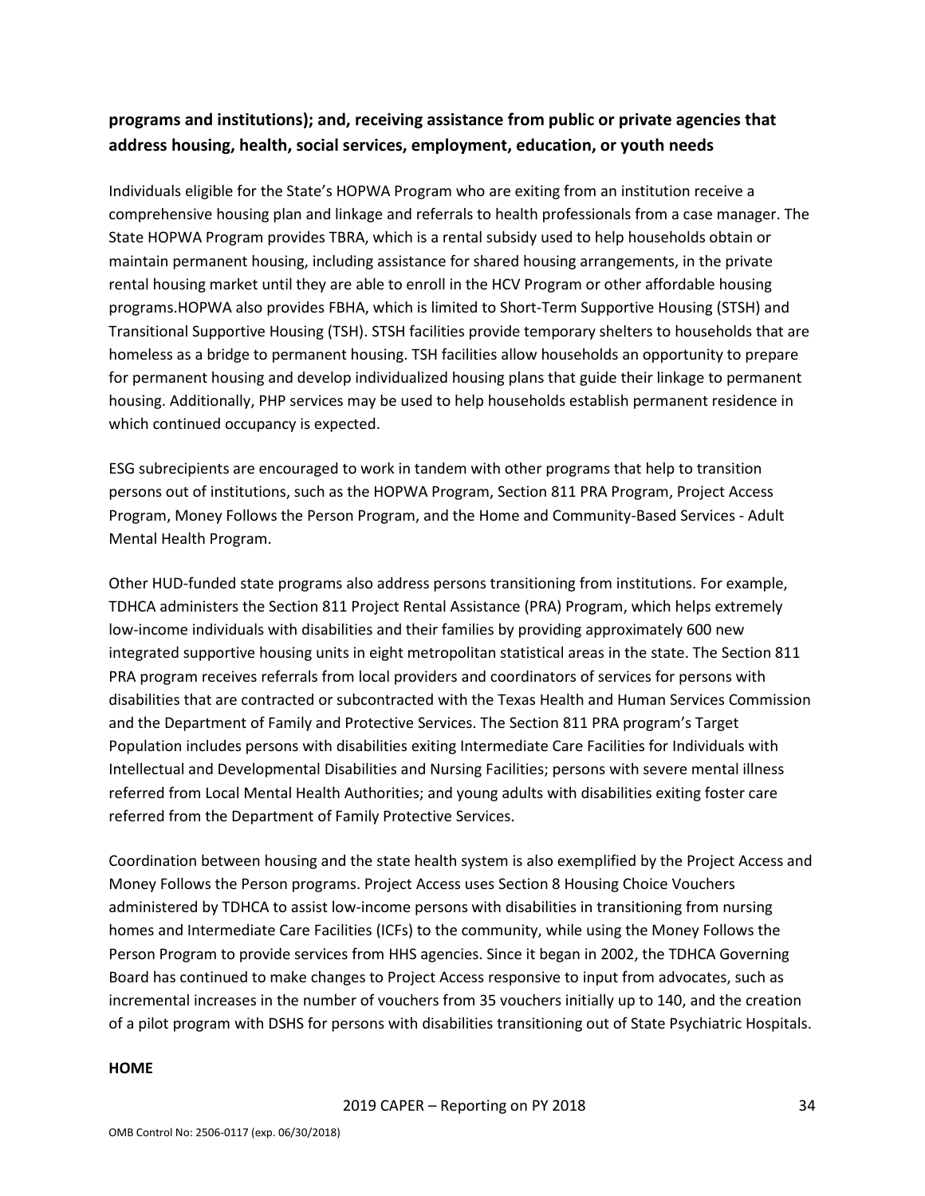**programs and institutions); and, receiving assistance from public or private agencies that address housing, health, social services, employment, education, or youth needs**

Individuals eligible for the State's HOPWA Program who are exiting from an institution receive a comprehensive housing plan and linkage and referrals to health professionals from a case manager. The State HOPWA Program provides TBRA, which is a rental subsidy used to help households obtain or maintain permanent housing, including assistance for shared housing arrangements, in the private rental housing market until they are able to enroll in the HCV Program or other affordable housing programs.HOPWA also provides FBHA, which is limited to Short-Term Supportive Housing (STSH) and Transitional Supportive Housing (TSH). STSH facilities provide temporary shelters to households that are homeless as a bridge to permanent housing. TSH facilities allow households an opportunity to prepare for permanent housing and develop individualized housing plans that guide their linkage to permanent housing. Additionally, PHP services may be used to help households establish permanent residence in which continued occupancy is expected.

ESG subrecipients are encouraged to work in tandem with other programs that help to transition persons out of institutions, such as the HOPWA Program, Section 811 PRA Program, Project Access Program, Money Follows the Person Program, and the Home and Community-Based Services - Adult Mental Health Program.

Other HUD-funded state programs also address persons transitioning from institutions. For example, TDHCA administers the Section 811 Project Rental Assistance (PRA) Program, which helps extremely low-income individuals with disabilities and their families by providing approximately 600 new integrated supportive housing units in eight metropolitan statistical areas in the state. The Section 811 PRA program receives referrals from local providers and coordinators of services for persons with disabilities that are contracted or subcontracted with the Texas Health and Human Services Commission and the Department of Family and Protective Services. The Section 811 PRA program's Target Population includes persons with disabilities exiting Intermediate Care Facilities for Individuals with Intellectual and Developmental Disabilities and Nursing Facilities; persons with severe mental illness referred from Local Mental Health Authorities; and young adults with disabilities exiting foster care referred from the Department of Family Protective Services.

Coordination between housing and the state health system is also exemplified by the Project Access and Money Follows the Person programs. Project Access uses Section 8 Housing Choice Vouchers administered by TDHCA to assist low-income persons with disabilities in transitioning from nursing homes and Intermediate Care Facilities (ICFs) to the community, while using the Money Follows the Person Program to provide services from HHS agencies. Since it began in 2002, the TDHCA Governing Board has continued to make changes to Project Access responsive to input from advocates, such as incremental increases in the number of vouchers from 35 vouchers initially up to 140, and the creation of a pilot program with DSHS for persons with disabilities transitioning out of State Psychiatric Hospitals.

**HOME**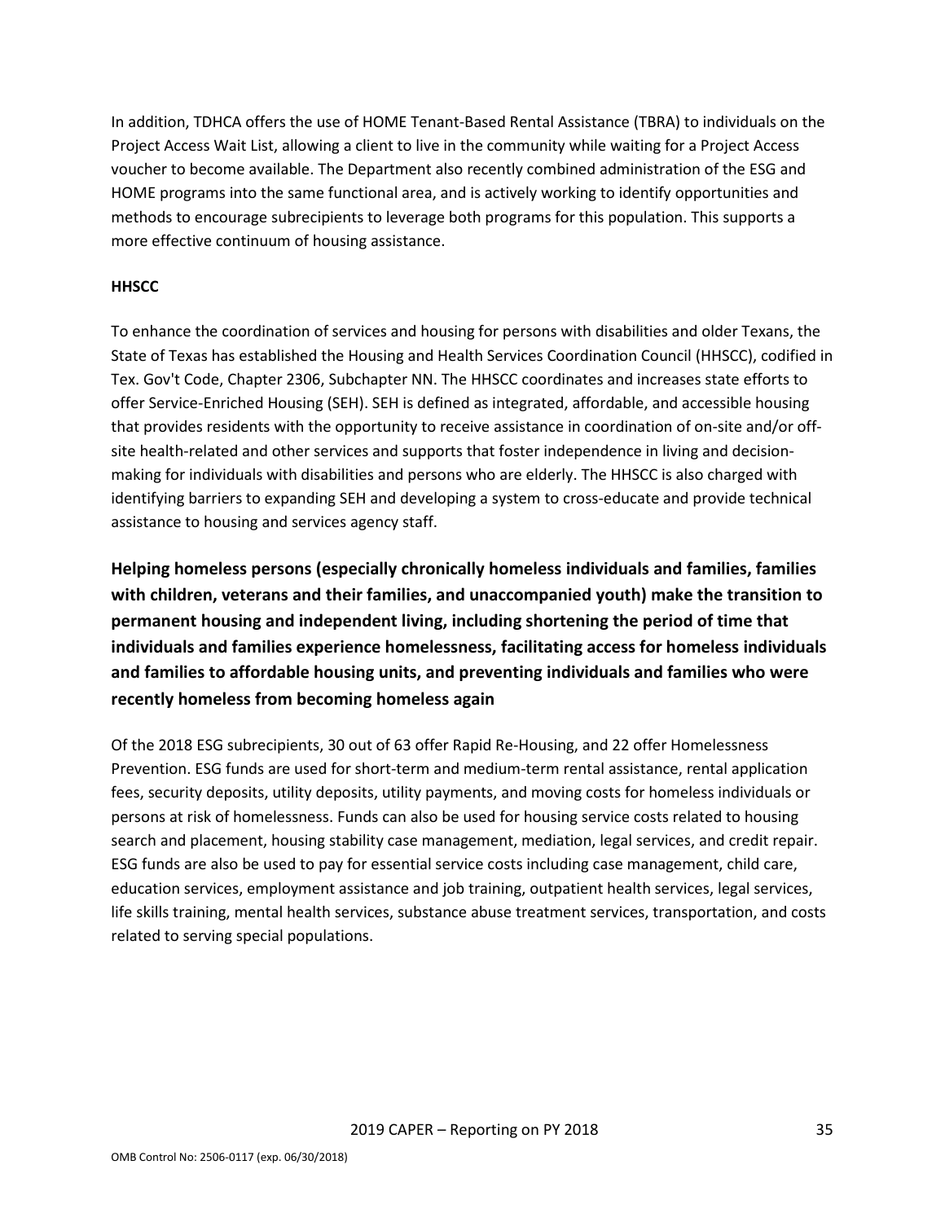In addition, TDHCA offers the use of HOME Tenant-Based Rental Assistance (TBRA) to individuals on the Project Access Wait List, allowing a client to live in the community while waiting for a Project Access voucher to become available. The Department also recently combined administration of the ESG and HOME programs into the same functional area, and is actively working to identify opportunities and methods to encourage subrecipients to leverage both programs for this population. This supports a more effective continuum of housing assistance.

**HHSCC**

To enhance the coordination of services and housing for persons with disabilities and older Texans, the State of Texas has established the Housing and Health Services Coordination Council (HHSCC), codified in Tex. Gov't Code, Chapter 2306, Subchapter NN. The HHSCC coordinates and increases state efforts to offer Service-Enriched Housing (SEH). SEH is defined as integrated, affordable, and accessible housing that provides residents with the opportunity to receive assistance in coordination of on-site and/or off-site health-related and other services and supports that foster independence in living and decision-making for individuals with disabilities and persons who are elderly. The HHSCC is also charged with identifying barriers to expanding SEH and developing a system to cross-educate and provide technical assistance to housing and services agency staff.

## Helping homeless persons (especially chronically homeless individuals and families, families with children, veterans and their families, and unaccompanied youth) make the transition to permanent housing and independent living, including shortening the period of time that individuals and families experience homelessness, facilitating access for homeless individuals and families to affordable housing units, and preventing individuals and families who were recently homeless from becoming homeless again

Of the 2018 ESG subrecipients, 30 out of 63 offer Rapid Re-Housing, and 22 offer Homelessness Prevention. ESG funds are used for short-term and medium-term rental assistance, rental application fees, security deposits, utility deposits, utility payments, and moving costs for homeless individuals or persons at risk of homelessness. Funds can also be used for housing service costs related to housing search and placement, housing stability case management, mediation, legal services, and credit repair. ESG funds are also be used to pay for essential service costs including case management, child care, education services, employment assistance and job training, outpatient health services, legal services, life skills training, mental health services, substance abuse treatment services, transportation, and costs related to serving special populations.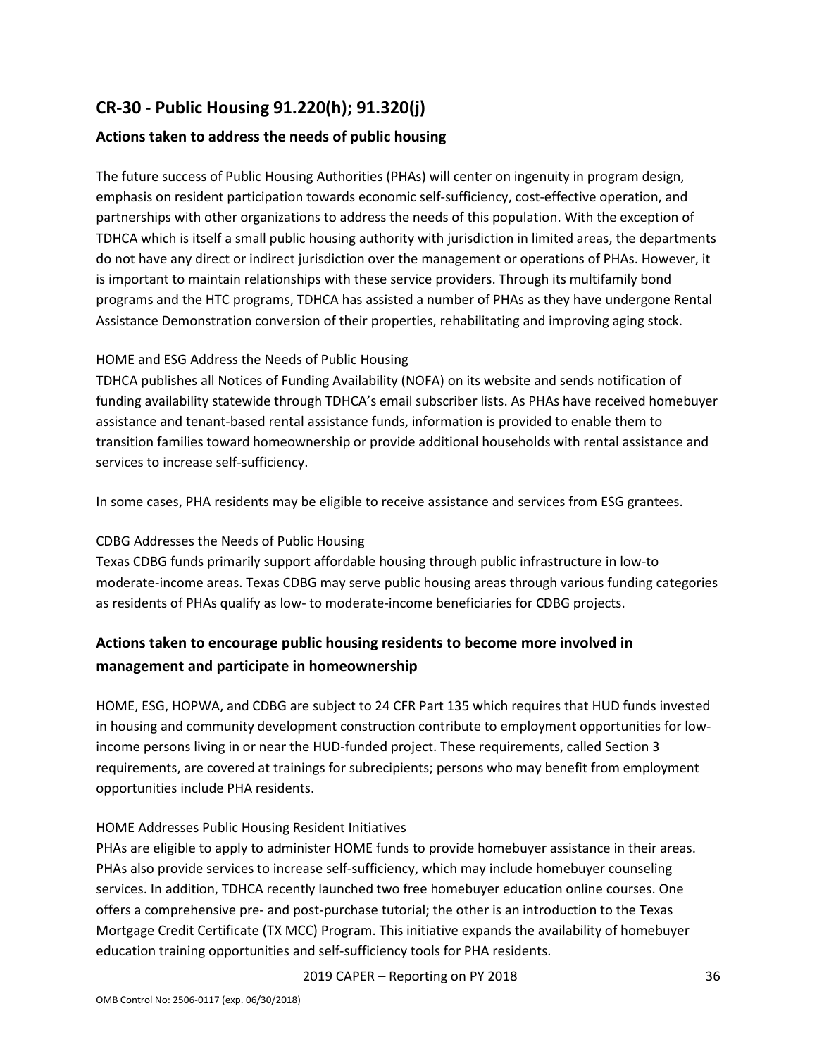## CR-30 - Public Housing 91.220(h); 91.320(j)

### Actions taken to address the needs of public housing

The future success of Public Housing Authorities (PHAs) will center on ingenuity in program design, emphasis on resident participation towards economic self-sufficiency, cost-effective operation, and partnerships with other organizations to address the needs of this population. With the exception of TDHCA which is itself a small public housing authority with jurisdiction in limited areas, the departments do not have any direct or indirect jurisdiction over the management or operations of PHAs. However, it is important to maintain relationships with these service providers. Through its multifamily bond programs and the HTC programs, TDHCA has assisted a number of PHAs as they have undergone Rental Assistance Demonstration conversion of their properties, rehabilitating and improving aging stock.

HOME and ESG Address the Needs of Public Housing
TDHCA publishes all Notices of Funding Availability (NOFA) on its website and sends notification of funding availability statewide through TDHCA's email subscriber lists. As PHAs have received homebuyer assistance and tenant-based rental assistance funds, information is provided to enable them to transition families toward homeownership or provide additional households with rental assistance and services to increase self-sufficiency.

In some cases, PHA residents may be eligible to receive assistance and services from ESG grantees.

CDBG Addresses the Needs of Public Housing
Texas CDBG funds primarily support affordable housing through public infrastructure in low-to moderate-income areas. Texas CDBG may serve public housing areas through various funding categories as residents of PHAs qualify as low- to moderate-income beneficiaries for CDBG projects.

### Actions taken to encourage public housing residents to become more involved in management and participate in homeownership

HOME, ESG, HOPWA, and CDBG are subject to 24 CFR Part 135 which requires that HUD funds invested in housing and community development construction contribute to employment opportunities for low-income persons living in or near the HUD-funded project. These requirements, called Section 3 requirements, are covered at trainings for subrecipients; persons who may benefit from employment opportunities include PHA residents.

HOME Addresses Public Housing Resident Initiatives
PHAs are eligible to apply to administer HOME funds to provide homebuyer assistance in their areas. PHAs also provide services to increase self-sufficiency, which may include homebuyer counseling services. In addition, TDHCA recently launched two free homebuyer education online courses. One offers a comprehensive pre- and post-purchase tutorial; the other is an introduction to the Texas Mortgage Credit Certificate (TX MCC) Program. This initiative expands the availability of homebuyer education training opportunities and self-sufficiency tools for PHA residents.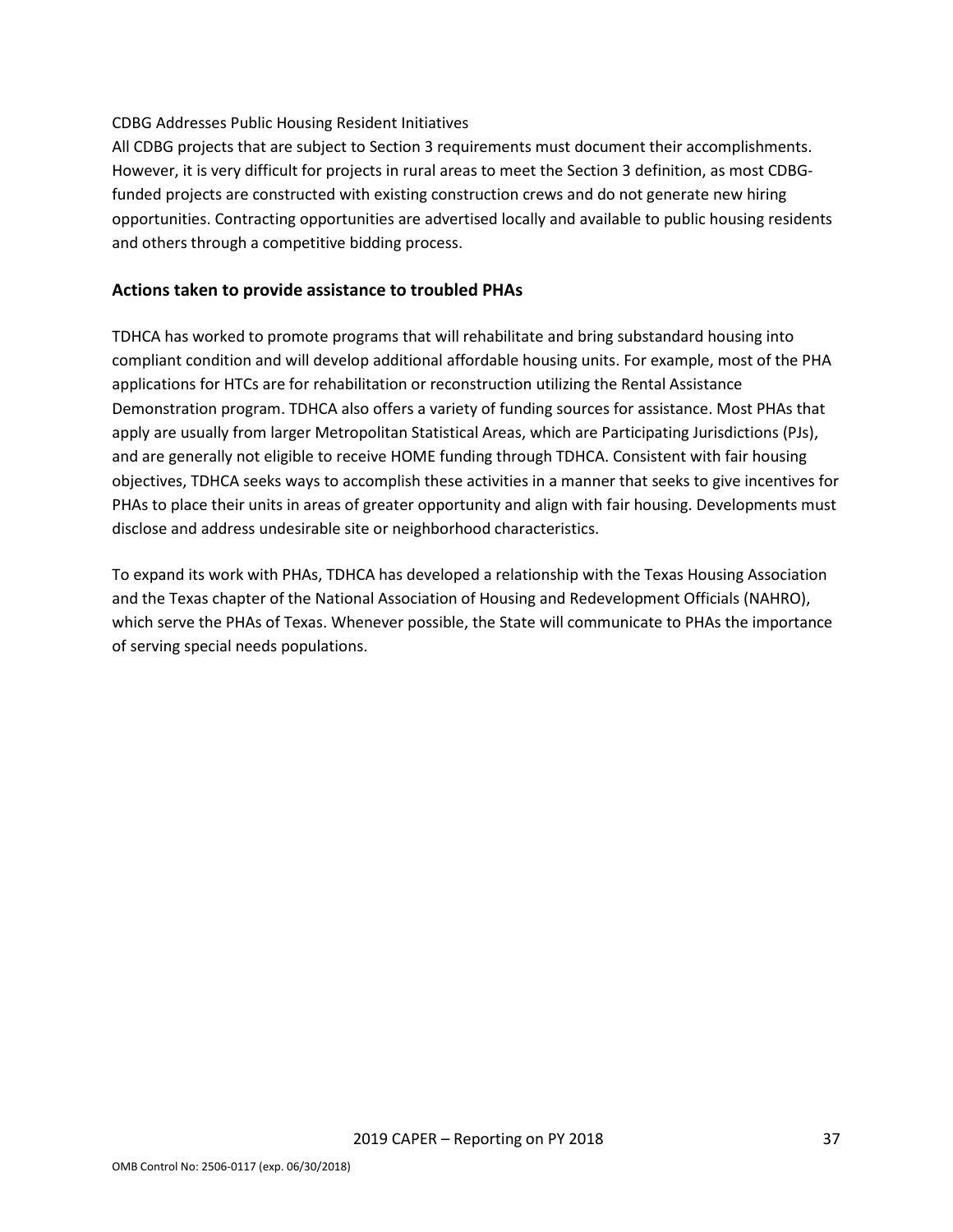CDBG Addresses Public Housing Resident Initiatives

All CDBG projects that are subject to Section 3 requirements must document their accomplishments. However, it is very difficult for projects in rural areas to meet the Section 3 definition, as most CDBG-funded projects are constructed with existing construction crews and do not generate new hiring opportunities. Contracting opportunities are advertised locally and available to public housing residents and others through a competitive bidding process.

## Actions taken to provide assistance to troubled PHAs

TDHCA has worked to promote programs that will rehabilitate and bring substandard housing into compliant condition and will develop additional affordable housing units. For example, most of the PHA applications for HTCs are for rehabilitation or reconstruction utilizing the Rental Assistance Demonstration program. TDHCA also offers a variety of funding sources for assistance. Most PHAs that apply are usually from larger Metropolitan Statistical Areas, which are Participating Jurisdictions (PJs), and are generally not eligible to receive HOME funding through TDHCA. Consistent with fair housing objectives, TDHCA seeks ways to accomplish these activities in a manner that seeks to give incentives for PHAs to place their units in areas of greater opportunity and align with fair housing. Developments must disclose and address undesirable site or neighborhood characteristics.

To expand its work with PHAs, TDHCA has developed a relationship with the Texas Housing Association and the Texas chapter of the National Association of Housing and Redevelopment Officials (NAHRO), which serve the PHAs of Texas. Whenever possible, the State will communicate to PHAs the importance of serving special needs populations.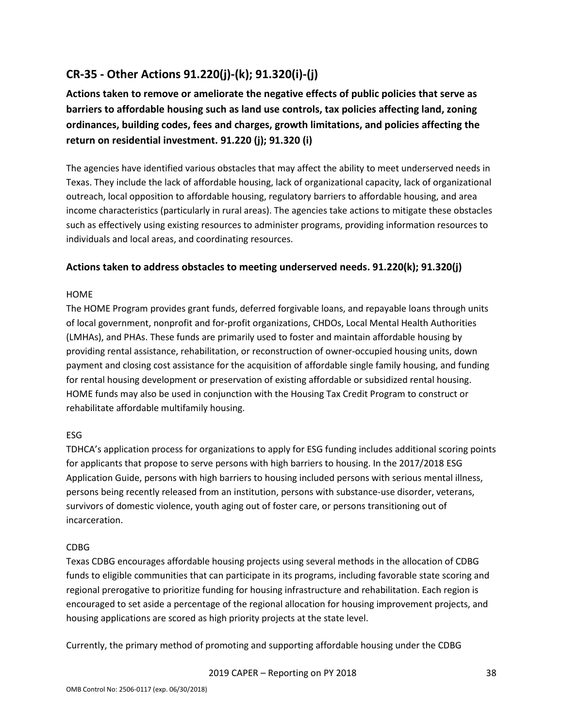## CR-35 - Other Actions 91.220(j)-(k); 91.320(i)-(j)

**Actions taken to remove or ameliorate the negative effects of public policies that serve as barriers to affordable housing such as land use controls, tax policies affecting land, zoning ordinances, building codes, fees and charges, growth limitations, and policies affecting the return on residential investment. 91.220 (j); 91.320 (i)**

The agencies have identified various obstacles that may affect the ability to meet underserved needs in Texas. They include the lack of affordable housing, lack of organizational capacity, lack of organizational outreach, local opposition to affordable housing, regulatory barriers to affordable housing, and area income characteristics (particularly in rural areas). The agencies take actions to mitigate these obstacles such as effectively using existing resources to administer programs, providing information resources to individuals and local areas, and coordinating resources.

### Actions taken to address obstacles to meeting underserved needs. 91.220(k); 91.320(j)

HOME

The HOME Program provides grant funds, deferred forgivable loans, and repayable loans through units of local government, nonprofit and for-profit organizations, CHDOs, Local Mental Health Authorities (LMHAs), and PHAs. These funds are primarily used to foster and maintain affordable housing by providing rental assistance, rehabilitation, or reconstruction of owner-occupied housing units, down payment and closing cost assistance for the acquisition of affordable single family housing, and funding for rental housing development or preservation of existing affordable or subsidized rental housing. HOME funds may also be used in conjunction with the Housing Tax Credit Program to construct or rehabilitate affordable multifamily housing.

ESG

TDHCA's application process for organizations to apply for ESG funding includes additional scoring points for applicants that propose to serve persons with high barriers to housing. In the 2017/2018 ESG Application Guide, persons with high barriers to housing included persons with serious mental illness, persons being recently released from an institution, persons with substance-use disorder, veterans, survivors of domestic violence, youth aging out of foster care, or persons transitioning out of incarceration.

CDBG

Texas CDBG encourages affordable housing projects using several methods in the allocation of CDBG funds to eligible communities that can participate in its programs, including favorable state scoring and regional prerogative to prioritize funding for housing infrastructure and rehabilitation. Each region is encouraged to set aside a percentage of the regional allocation for housing improvement projects, and housing applications are scored as high priority projects at the state level.

Currently, the primary method of promoting and supporting affordable housing under the CDBG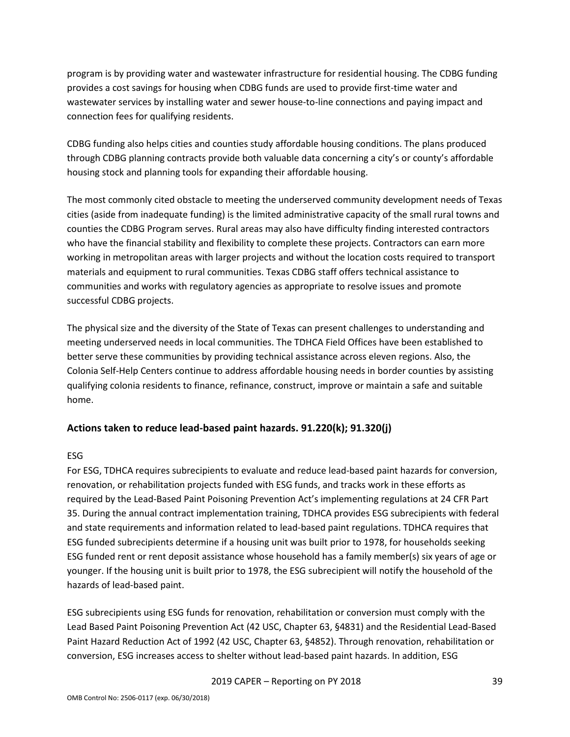program is by providing water and wastewater infrastructure for residential housing. The CDBG funding provides a cost savings for housing when CDBG funds are used to provide first-time water and wastewater services by installing water and sewer house-to-line connections and paying impact and connection fees for qualifying residents.

CDBG funding also helps cities and counties study affordable housing conditions. The plans produced through CDBG planning contracts provide both valuable data concerning a city's or county's affordable housing stock and planning tools for expanding their affordable housing.

The most commonly cited obstacle to meeting the underserved community development needs of Texas cities (aside from inadequate funding) is the limited administrative capacity of the small rural towns and counties the CDBG Program serves. Rural areas may also have difficulty finding interested contractors who have the financial stability and flexibility to complete these projects. Contractors can earn more working in metropolitan areas with larger projects and without the location costs required to transport materials and equipment to rural communities. Texas CDBG staff offers technical assistance to communities and works with regulatory agencies as appropriate to resolve issues and promote successful CDBG projects.

The physical size and the diversity of the State of Texas can present challenges to understanding and meeting underserved needs in local communities. The TDHCA Field Offices have been established to better serve these communities by providing technical assistance across eleven regions. Also, the Colonia Self-Help Centers continue to address affordable housing needs in border counties by assisting qualifying colonia residents to finance, refinance, construct, improve or maintain a safe and suitable home.

## Actions taken to reduce lead-based paint hazards. 91.220(k); 91.320(j)

ESG

For ESG, TDHCA requires subrecipients to evaluate and reduce lead-based paint hazards for conversion, renovation, or rehabilitation projects funded with ESG funds, and tracks work in these efforts as required by the Lead-Based Paint Poisoning Prevention Act's implementing regulations at 24 CFR Part 35. During the annual contract implementation training, TDHCA provides ESG subrecipients with federal and state requirements and information related to lead-based paint regulations. TDHCA requires that ESG funded subrecipients determine if a housing unit was built prior to 1978, for households seeking ESG funded rent or rent deposit assistance whose household has a family member(s) six years of age or younger. If the housing unit is built prior to 1978, the ESG subrecipient will notify the household of the hazards of lead-based paint.

ESG subrecipients using ESG funds for renovation, rehabilitation or conversion must comply with the Lead Based Paint Poisoning Prevention Act (42 USC, Chapter 63, §4831) and the Residential Lead-Based Paint Hazard Reduction Act of 1992 (42 USC, Chapter 63, §4852). Through renovation, rehabilitation or conversion, ESG increases access to shelter without lead-based paint hazards. In addition, ESG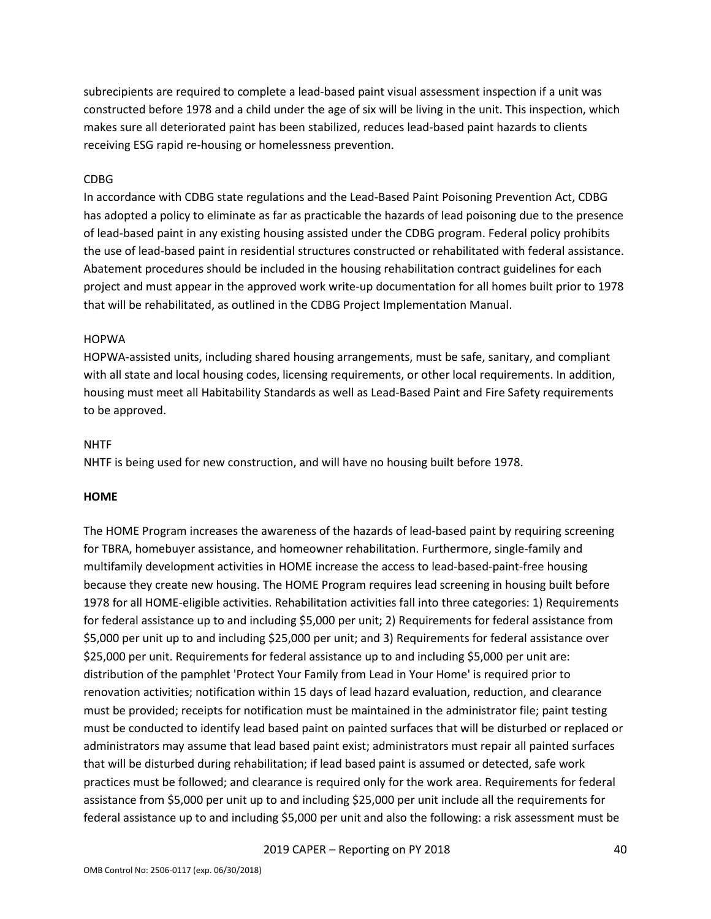subrecipients are required to complete a lead-based paint visual assessment inspection if a unit was constructed before 1978 and a child under the age of six will be living in the unit. This inspection, which makes sure all deteriorated paint has been stabilized, reduces lead-based paint hazards to clients receiving ESG rapid re-housing or homelessness prevention.

CDBG

In accordance with CDBG state regulations and the Lead-Based Paint Poisoning Prevention Act, CDBG has adopted a policy to eliminate as far as practicable the hazards of lead poisoning due to the presence of lead-based paint in any existing housing assisted under the CDBG program. Federal policy prohibits the use of lead-based paint in residential structures constructed or rehabilitated with federal assistance. Abatement procedures should be included in the housing rehabilitation contract guidelines for each project and must appear in the approved work write-up documentation for all homes built prior to 1978 that will be rehabilitated, as outlined in the CDBG Project Implementation Manual.

HOPWA

HOPWA-assisted units, including shared housing arrangements, must be safe, sanitary, and compliant with all state and local housing codes, licensing requirements, or other local requirements. In addition, housing must meet all Habitability Standards as well as Lead-Based Paint and Fire Safety requirements to be approved.

NHTF

NHTF is being used for new construction, and will have no housing built before 1978.

**HOME**

The HOME Program increases the awareness of the hazards of lead-based paint by requiring screening for TBRA, homebuyer assistance, and homeowner rehabilitation. Furthermore, single-family and multifamily development activities in HOME increase the access to lead-based-paint-free housing because they create new housing. The HOME Program requires lead screening in housing built before 1978 for all HOME-eligible activities. Rehabilitation activities fall into three categories: 1) Requirements for federal assistance up to and including $5,000 per unit; 2) Requirements for federal assistance from $5,000 per unit up to and including $25,000 per unit; and 3) Requirements for federal assistance over $25,000 per unit. Requirements for federal assistance up to and including $5,000 per unit are: distribution of the pamphlet 'Protect Your Family from Lead in Your Home' is required prior to renovation activities; notification within 15 days of lead hazard evaluation, reduction, and clearance must be provided; receipts for notification must be maintained in the administrator file; paint testing must be conducted to identify lead based paint on painted surfaces that will be disturbed or replaced or administrators may assume that lead based paint exist; administrators must repair all painted surfaces that will be disturbed during rehabilitation; if lead based paint is assumed or detected, safe work practices must be followed; and clearance is required only for the work area. Requirements for federal assistance from $5,000 per unit up to and including $25,000 per unit include all the requirements for federal assistance up to and including $5,000 per unit and also the following: a risk assessment must be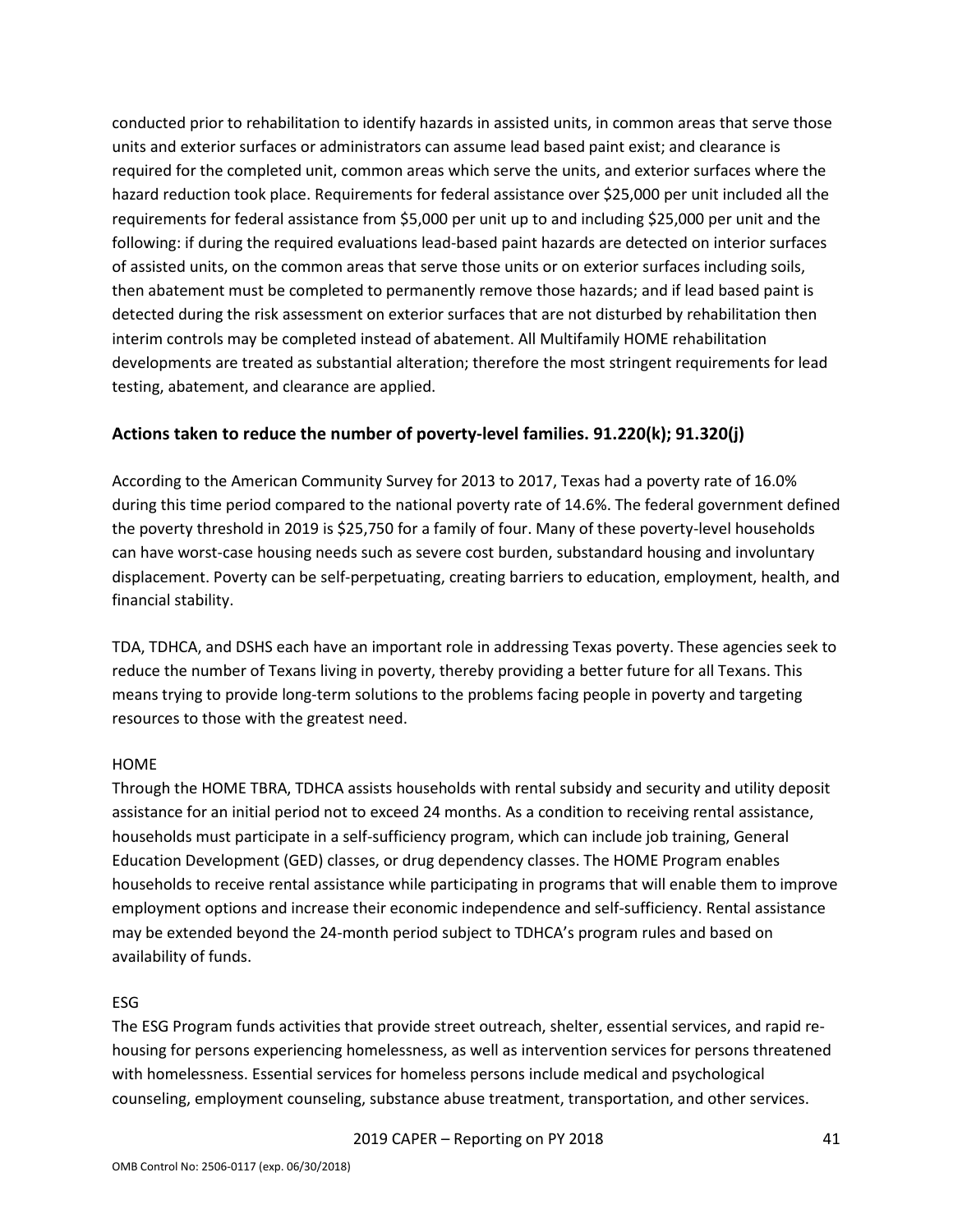conducted prior to rehabilitation to identify hazards in assisted units, in common areas that serve those units and exterior surfaces or administrators can assume lead based paint exist; and clearance is required for the completed unit, common areas which serve the units, and exterior surfaces where the hazard reduction took place. Requirements for federal assistance over $25,000 per unit included all the requirements for federal assistance from $5,000 per unit up to and including $25,000 per unit and the following: if during the required evaluations lead-based paint hazards are detected on interior surfaces of assisted units, on the common areas that serve those units or on exterior surfaces including soils, then abatement must be completed to permanently remove those hazards; and if lead based paint is detected during the risk assessment on exterior surfaces that are not disturbed by rehabilitation then interim controls may be completed instead of abatement. All Multifamily HOME rehabilitation developments are treated as substantial alteration; therefore the most stringent requirements for lead testing, abatement, and clearance are applied.

## Actions taken to reduce the number of poverty-level families. 91.220(k); 91.320(j)

According to the American Community Survey for 2013 to 2017, Texas had a poverty rate of 16.0% during this time period compared to the national poverty rate of 14.6%. The federal government defined the poverty threshold in 2019 is $25,750 for a family of four. Many of these poverty-level households can have worst-case housing needs such as severe cost burden, substandard housing and involuntary displacement. Poverty can be self-perpetuating, creating barriers to education, employment, health, and financial stability.

TDA, TDHCA, and DSHS each have an important role in addressing Texas poverty. These agencies seek to reduce the number of Texans living in poverty, thereby providing a better future for all Texans. This means trying to provide long-term solutions to the problems facing people in poverty and targeting resources to those with the greatest need.

HOME

Through the HOME TBRA, TDHCA assists households with rental subsidy and security and utility deposit assistance for an initial period not to exceed 24 months. As a condition to receiving rental assistance, households must participate in a self-sufficiency program, which can include job training, General Education Development (GED) classes, or drug dependency classes. The HOME Program enables households to receive rental assistance while participating in programs that will enable them to improve employment options and increase their economic independence and self-sufficiency. Rental assistance may be extended beyond the 24-month period subject to TDHCA's program rules and based on availability of funds.

ESG

The ESG Program funds activities that provide street outreach, shelter, essential services, and rapid re-housing for persons experiencing homelessness, as well as intervention services for persons threatened with homelessness. Essential services for homeless persons include medical and psychological counseling, employment counseling, substance abuse treatment, transportation, and other services.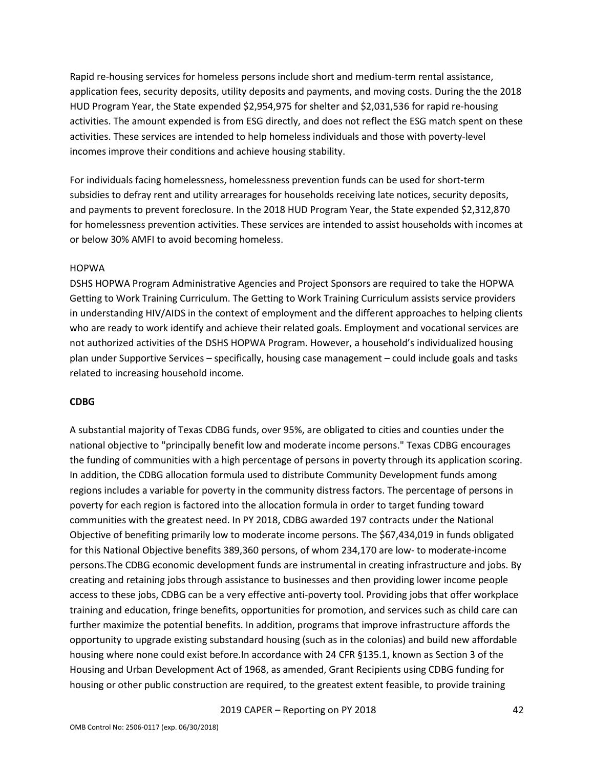Rapid re-housing services for homeless persons include short and medium-term rental assistance, application fees, security deposits, utility deposits and payments, and moving costs. During the the 2018 HUD Program Year, the State expended $2,954,975 for shelter and $2,031,536 for rapid re-housing activities. The amount expended is from ESG directly, and does not reflect the ESG match spent on these activities. These services are intended to help homeless individuals and those with poverty-level incomes improve their conditions and achieve housing stability.

For individuals facing homelessness, homelessness prevention funds can be used for short-term subsidies to defray rent and utility arrearages for households receiving late notices, security deposits, and payments to prevent foreclosure. In the 2018 HUD Program Year, the State expended $2,312,870 for homelessness prevention activities. These services are intended to assist households with incomes at or below 30% AMFI to avoid becoming homeless.

HOPWA

DSHS HOPWA Program Administrative Agencies and Project Sponsors are required to take the HOPWA Getting to Work Training Curriculum. The Getting to Work Training Curriculum assists service providers in understanding HIV/AIDS in the context of employment and the different approaches to helping clients who are ready to work identify and achieve their related goals. Employment and vocational services are not authorized activities of the DSHS HOPWA Program. However, a household's individualized housing plan under Supportive Services – specifically, housing case management – could include goals and tasks related to increasing household income.

**CDBG**

A substantial majority of Texas CDBG funds, over 95%, are obligated to cities and counties under the national objective to "principally benefit low and moderate income persons." Texas CDBG encourages the funding of communities with a high percentage of persons in poverty through its application scoring. In addition, the CDBG allocation formula used to distribute Community Development funds among regions includes a variable for poverty in the community distress factors. The percentage of persons in poverty for each region is factored into the allocation formula in order to target funding toward communities with the greatest need. In PY 2018, CDBG awarded 197 contracts under the National Objective of benefiting primarily low to moderate income persons. The $67,434,019 in funds obligated for this National Objective benefits 389,360 persons, of whom 234,170 are low- to moderate-income persons.The CDBG economic development funds are instrumental in creating infrastructure and jobs. By creating and retaining jobs through assistance to businesses and then providing lower income people access to these jobs, CDBG can be a very effective anti-poverty tool. Providing jobs that offer workplace training and education, fringe benefits, opportunities for promotion, and services such as child care can further maximize the potential benefits. In addition, programs that improve infrastructure affords the opportunity to upgrade existing substandard housing (such as in the colonias) and build new affordable housing where none could exist before.In accordance with 24 CFR §135.1, known as Section 3 of the Housing and Urban Development Act of 1968, as amended, Grant Recipients using CDBG funding for housing or other public construction are required, to the greatest extent feasible, to provide training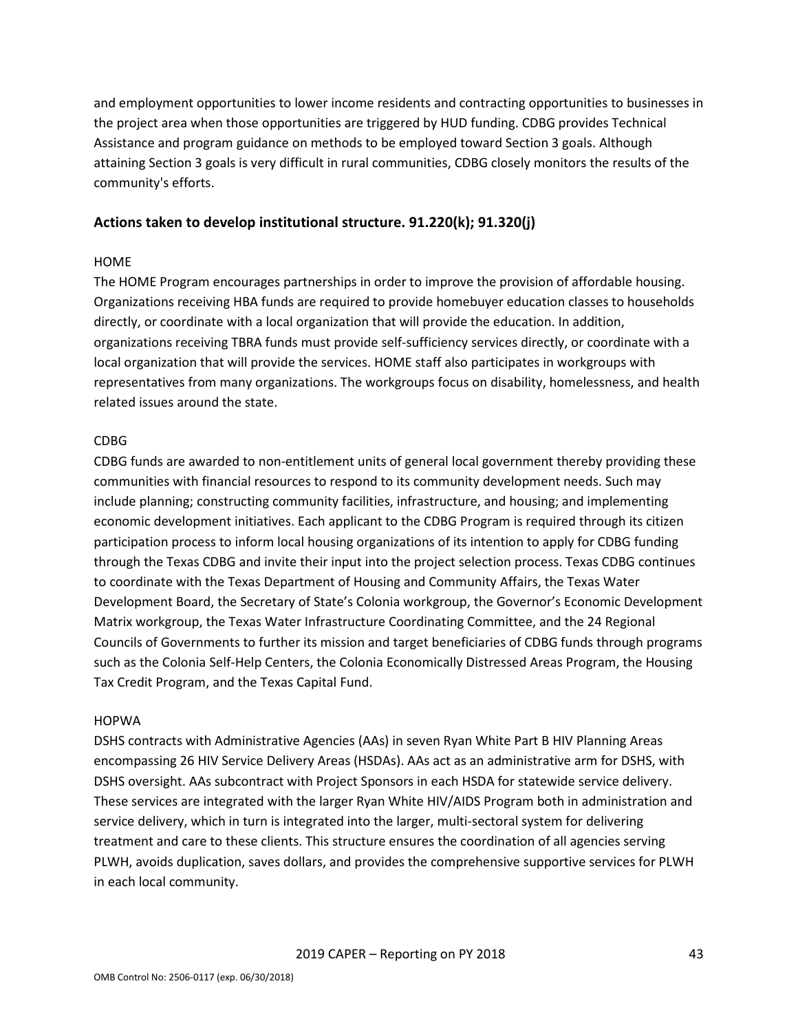and employment opportunities to lower income residents and contracting opportunities to businesses in the project area when those opportunities are triggered by HUD funding. CDBG provides Technical Assistance and program guidance on methods to be employed toward Section 3 goals. Although attaining Section 3 goals is very difficult in rural communities, CDBG closely monitors the results of the community's efforts.

## Actions taken to develop institutional structure. 91.220(k); 91.320(j)

HOME

The HOME Program encourages partnerships in order to improve the provision of affordable housing. Organizations receiving HBA funds are required to provide homebuyer education classes to households directly, or coordinate with a local organization that will provide the education. In addition, organizations receiving TBRA funds must provide self-sufficiency services directly, or coordinate with a local organization that will provide the services. HOME staff also participates in workgroups with representatives from many organizations. The workgroups focus on disability, homelessness, and health related issues around the state.

CDBG

CDBG funds are awarded to non-entitlement units of general local government thereby providing these communities with financial resources to respond to its community development needs. Such may include planning; constructing community facilities, infrastructure, and housing; and implementing economic development initiatives. Each applicant to the CDBG Program is required through its citizen participation process to inform local housing organizations of its intention to apply for CDBG funding through the Texas CDBG and invite their input into the project selection process. Texas CDBG continues to coordinate with the Texas Department of Housing and Community Affairs, the Texas Water Development Board, the Secretary of State's Colonia workgroup, the Governor's Economic Development Matrix workgroup, the Texas Water Infrastructure Coordinating Committee, and the 24 Regional Councils of Governments to further its mission and target beneficiaries of CDBG funds through programs such as the Colonia Self-Help Centers, the Colonia Economically Distressed Areas Program, the Housing Tax Credit Program, and the Texas Capital Fund.

HOPWA

DSHS contracts with Administrative Agencies (AAs) in seven Ryan White Part B HIV Planning Areas encompassing 26 HIV Service Delivery Areas (HSDAs). AAs act as an administrative arm for DSHS, with DSHS oversight. AAs subcontract with Project Sponsors in each HSDA for statewide service delivery. These services are integrated with the larger Ryan White HIV/AIDS Program both in administration and service delivery, which in turn is integrated into the larger, multi-sectoral system for delivering treatment and care to these clients. This structure ensures the coordination of all agencies serving PLWH, avoids duplication, saves dollars, and provides the comprehensive supportive services for PLWH in each local community.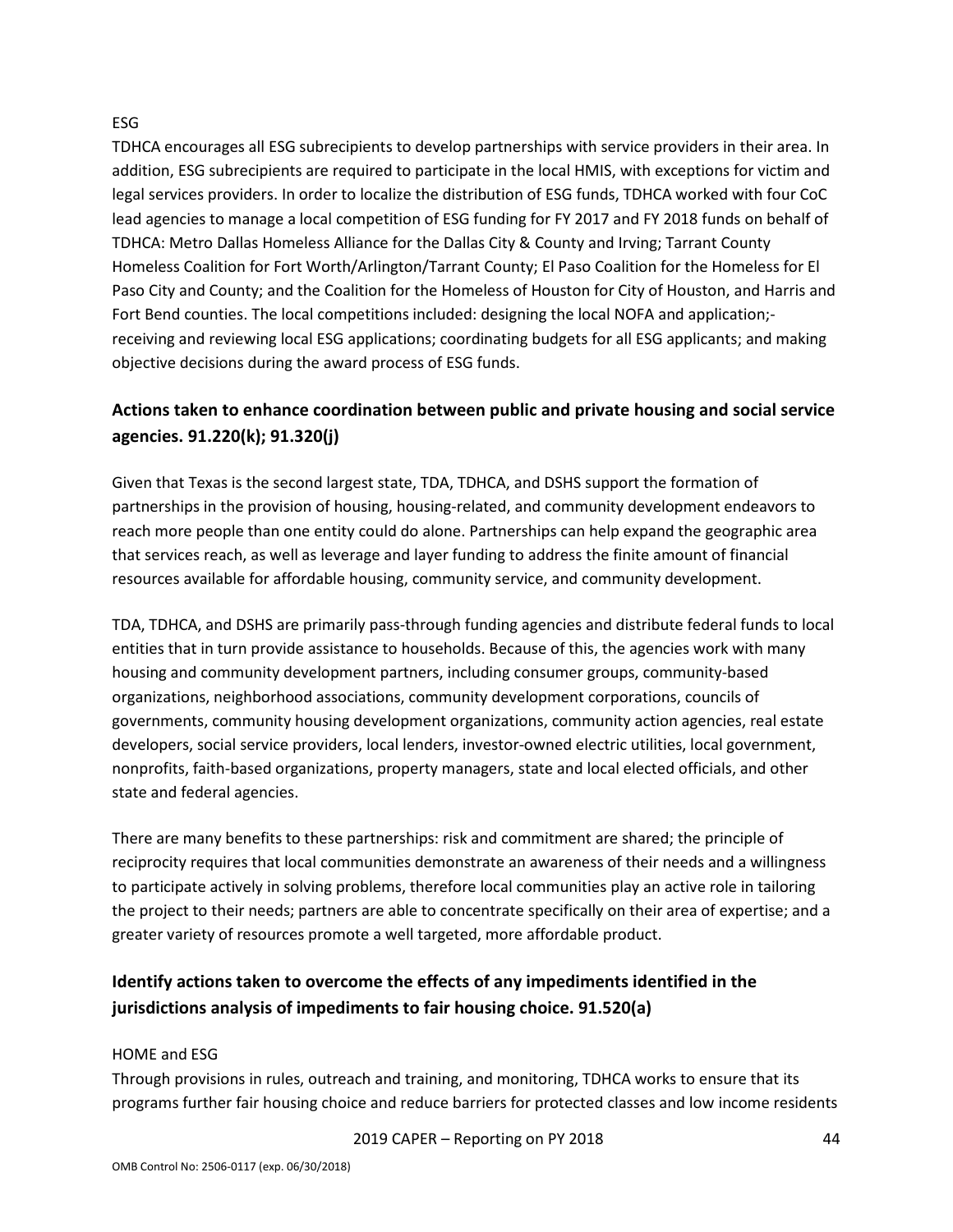ESG

TDHCA encourages all ESG subrecipients to develop partnerships with service providers in their area. In addition, ESG subrecipients are required to participate in the local HMIS, with exceptions for victim and legal services providers. In order to localize the distribution of ESG funds, TDHCA worked with four CoC lead agencies to manage a local competition of ESG funding for FY 2017 and FY 2018 funds on behalf of TDHCA: Metro Dallas Homeless Alliance for the Dallas City & County and Irving; Tarrant County Homeless Coalition for Fort Worth/Arlington/Tarrant County; El Paso Coalition for the Homeless for El Paso City and County; and the Coalition for the Homeless of Houston for City of Houston, and Harris and Fort Bend counties. The local competitions included: designing the local NOFA and application;-receiving and reviewing local ESG applications; coordinating budgets for all ESG applicants; and making objective decisions during the award process of ESG funds.

## Actions taken to enhance coordination between public and private housing and social service agencies. 91.220(k); 91.320(j)

Given that Texas is the second largest state, TDA, TDHCA, and DSHS support the formation of partnerships in the provision of housing, housing-related, and community development endeavors to reach more people than one entity could do alone. Partnerships can help expand the geographic area that services reach, as well as leverage and layer funding to address the finite amount of financial resources available for affordable housing, community service, and community development.

TDA, TDHCA, and DSHS are primarily pass-through funding agencies and distribute federal funds to local entities that in turn provide assistance to households. Because of this, the agencies work with many housing and community development partners, including consumer groups, community-based organizations, neighborhood associations, community development corporations, councils of governments, community housing development organizations, community action agencies, real estate developers, social service providers, local lenders, investor-owned electric utilities, local government, nonprofits, faith-based organizations, property managers, state and local elected officials, and other state and federal agencies.

There are many benefits to these partnerships: risk and commitment are shared; the principle of reciprocity requires that local communities demonstrate an awareness of their needs and a willingness to participate actively in solving problems, therefore local communities play an active role in tailoring the project to their needs; partners are able to concentrate specifically on their area of expertise; and a greater variety of resources promote a well targeted, more affordable product.

## Identify actions taken to overcome the effects of any impediments identified in the jurisdictions analysis of impediments to fair housing choice. 91.520(a)

HOME and ESG

Through provisions in rules, outreach and training, and monitoring, TDHCA works to ensure that its programs further fair housing choice and reduce barriers for protected classes and low income residents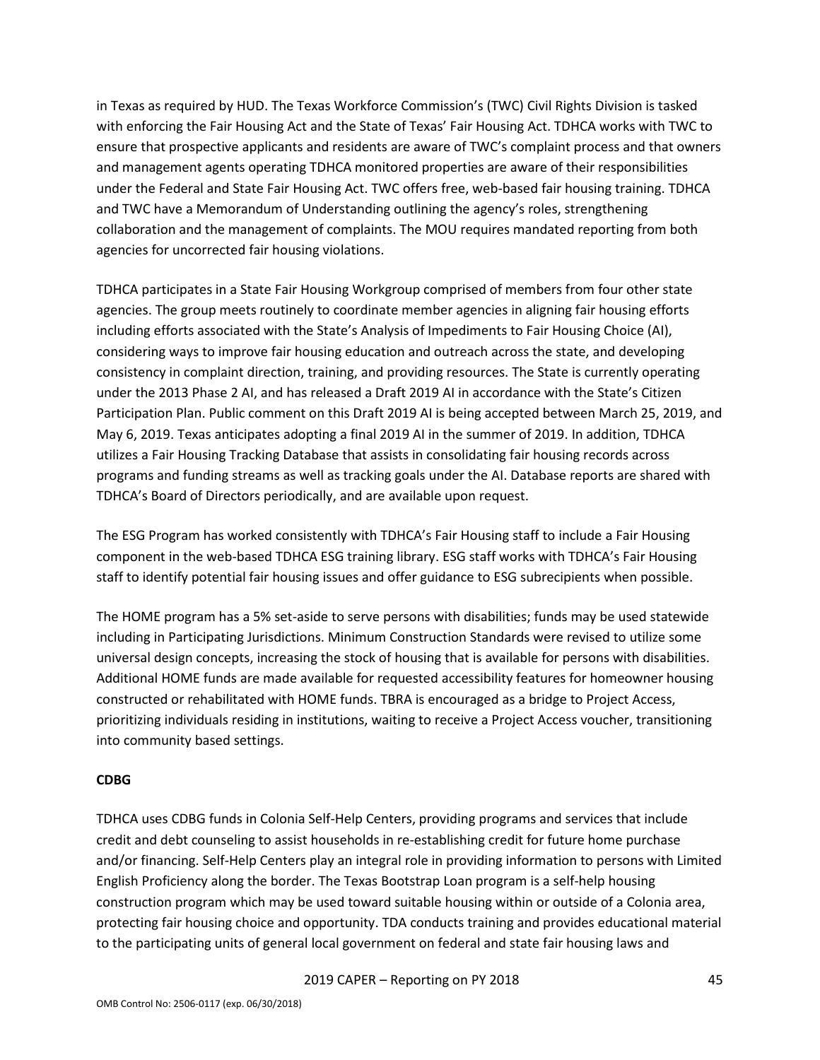in Texas as required by HUD. The Texas Workforce Commission's (TWC) Civil Rights Division is tasked with enforcing the Fair Housing Act and the State of Texas' Fair Housing Act. TDHCA works with TWC to ensure that prospective applicants and residents are aware of TWC's complaint process and that owners and management agents operating TDHCA monitored properties are aware of their responsibilities under the Federal and State Fair Housing Act. TWC offers free, web-based fair housing training. TDHCA and TWC have a Memorandum of Understanding outlining the agency's roles, strengthening collaboration and the management of complaints. The MOU requires mandated reporting from both agencies for uncorrected fair housing violations.

TDHCA participates in a State Fair Housing Workgroup comprised of members from four other state agencies. The group meets routinely to coordinate member agencies in aligning fair housing efforts including efforts associated with the State's Analysis of Impediments to Fair Housing Choice (AI), considering ways to improve fair housing education and outreach across the state, and developing consistency in complaint direction, training, and providing resources. The State is currently operating under the 2013 Phase 2 AI, and has released a Draft 2019 AI in accordance with the State's Citizen Participation Plan. Public comment on this Draft 2019 AI is being accepted between March 25, 2019, and May 6, 2019. Texas anticipates adopting a final 2019 AI in the summer of 2019. In addition, TDHCA utilizes a Fair Housing Tracking Database that assists in consolidating fair housing records across programs and funding streams as well as tracking goals under the AI. Database reports are shared with TDHCA's Board of Directors periodically, and are available upon request.

The ESG Program has worked consistently with TDHCA's Fair Housing staff to include a Fair Housing component in the web-based TDHCA ESG training library. ESG staff works with TDHCA's Fair Housing staff to identify potential fair housing issues and offer guidance to ESG subrecipients when possible.

The HOME program has a 5% set-aside to serve persons with disabilities; funds may be used statewide including in Participating Jurisdictions. Minimum Construction Standards were revised to utilize some universal design concepts, increasing the stock of housing that is available for persons with disabilities. Additional HOME funds are made available for requested accessibility features for homeowner housing constructed or rehabilitated with HOME funds. TBRA is encouraged as a bridge to Project Access, prioritizing individuals residing in institutions, waiting to receive a Project Access voucher, transitioning into community based settings.

**CDBG**

TDHCA uses CDBG funds in Colonia Self-Help Centers, providing programs and services that include credit and debt counseling to assist households in re-establishing credit for future home purchase and/or financing. Self-Help Centers play an integral role in providing information to persons with Limited English Proficiency along the border. The Texas Bootstrap Loan program is a self-help housing construction program which may be used toward suitable housing within or outside of a Colonia area, protecting fair housing choice and opportunity. TDA conducts training and provides educational material to the participating units of general local government on federal and state fair housing laws and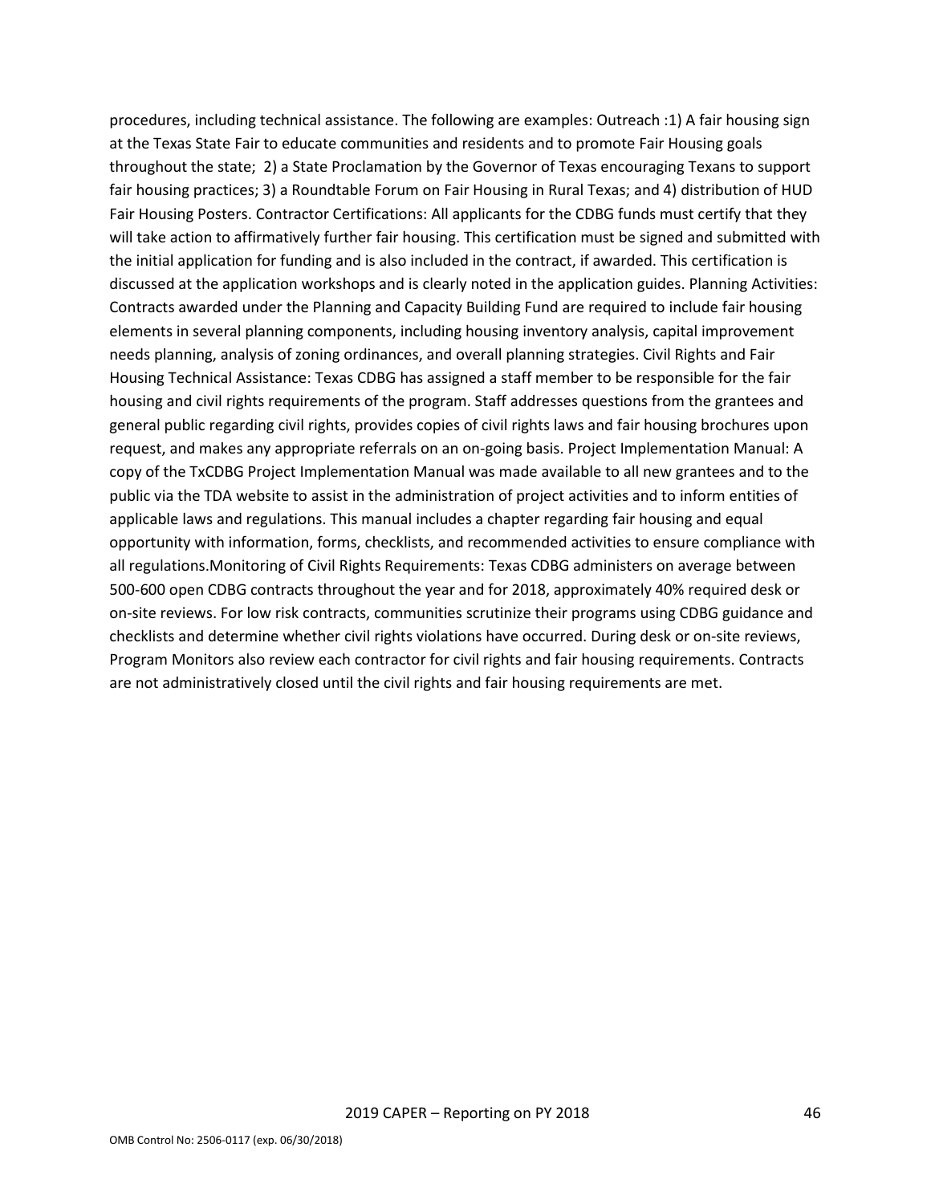procedures, including technical assistance. The following are examples: Outreach :1) A fair housing sign at the Texas State Fair to educate communities and residents and to promote Fair Housing goals throughout the state; 2) a State Proclamation by the Governor of Texas encouraging Texans to support fair housing practices; 3) a Roundtable Forum on Fair Housing in Rural Texas; and 4) distribution of HUD Fair Housing Posters. Contractor Certifications: All applicants for the CDBG funds must certify that they will take action to affirmatively further fair housing. This certification must be signed and submitted with the initial application for funding and is also included in the contract, if awarded. This certification is discussed at the application workshops and is clearly noted in the application guides. Planning Activities: Contracts awarded under the Planning and Capacity Building Fund are required to include fair housing elements in several planning components, including housing inventory analysis, capital improvement needs planning, analysis of zoning ordinances, and overall planning strategies. Civil Rights and Fair Housing Technical Assistance: Texas CDBG has assigned a staff member to be responsible for the fair housing and civil rights requirements of the program. Staff addresses questions from the grantees and general public regarding civil rights, provides copies of civil rights laws and fair housing brochures upon request, and makes any appropriate referrals on an on-going basis. Project Implementation Manual: A copy of the TxCDBG Project Implementation Manual was made available to all new grantees and to the public via the TDA website to assist in the administration of project activities and to inform entities of applicable laws and regulations. This manual includes a chapter regarding fair housing and equal opportunity with information, forms, checklists, and recommended activities to ensure compliance with all regulations.Monitoring of Civil Rights Requirements: Texas CDBG administers on average between 500-600 open CDBG contracts throughout the year and for 2018, approximately 40% required desk or on-site reviews. For low risk contracts, communities scrutinize their programs using CDBG guidance and checklists and determine whether civil rights violations have occurred. During desk or on-site reviews, Program Monitors also review each contractor for civil rights and fair housing requirements. Contracts are not administratively closed until the civil rights and fair housing requirements are met.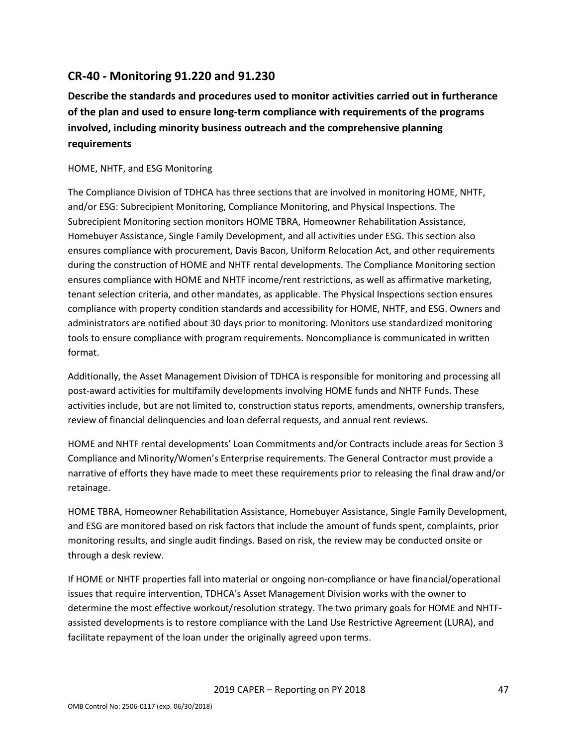## CR-40 - Monitoring 91.220 and 91.230

**Describe the standards and procedures used to monitor activities carried out in furtherance of the plan and used to ensure long-term compliance with requirements of the programs involved, including minority business outreach and the comprehensive planning requirements**

HOME, NHTF, and ESG Monitoring

The Compliance Division of TDHCA has three sections that are involved in monitoring HOME, NHTF, and/or ESG: Subrecipient Monitoring, Compliance Monitoring, and Physical Inspections. The Subrecipient Monitoring section monitors HOME TBRA, Homeowner Rehabilitation Assistance, Homebuyer Assistance, Single Family Development, and all activities under ESG. This section also ensures compliance with procurement, Davis Bacon, Uniform Relocation Act, and other requirements during the construction of HOME and NHTF rental developments. The Compliance Monitoring section ensures compliance with HOME and NHTF income/rent restrictions, as well as affirmative marketing, tenant selection criteria, and other mandates, as applicable. The Physical Inspections section ensures compliance with property condition standards and accessibility for HOME, NHTF, and ESG. Owners and administrators are notified about 30 days prior to monitoring. Monitors use standardized monitoring tools to ensure compliance with program requirements. Noncompliance is communicated in written format.

Additionally, the Asset Management Division of TDHCA is responsible for monitoring and processing all post-award activities for multifamily developments involving HOME funds and NHTF Funds. These activities include, but are not limited to, construction status reports, amendments, ownership transfers, review of financial delinquencies and loan deferral requests, and annual rent reviews.

HOME and NHTF rental developments' Loan Commitments and/or Contracts include areas for Section 3 Compliance and Minority/Women's Enterprise requirements. The General Contractor must provide a narrative of efforts they have made to meet these requirements prior to releasing the final draw and/or retainage.

HOME TBRA, Homeowner Rehabilitation Assistance, Homebuyer Assistance, Single Family Development, and ESG are monitored based on risk factors that include the amount of funds spent, complaints, prior monitoring results, and single audit findings. Based on risk, the review may be conducted onsite or through a desk review.

If HOME or NHTF properties fall into material or ongoing non-compliance or have financial/operational issues that require intervention, TDHCA's Asset Management Division works with the owner to determine the most effective workout/resolution strategy. The two primary goals for HOME and NHTF-assisted developments is to restore compliance with the Land Use Restrictive Agreement (LURA), and facilitate repayment of the loan under the originally agreed upon terms.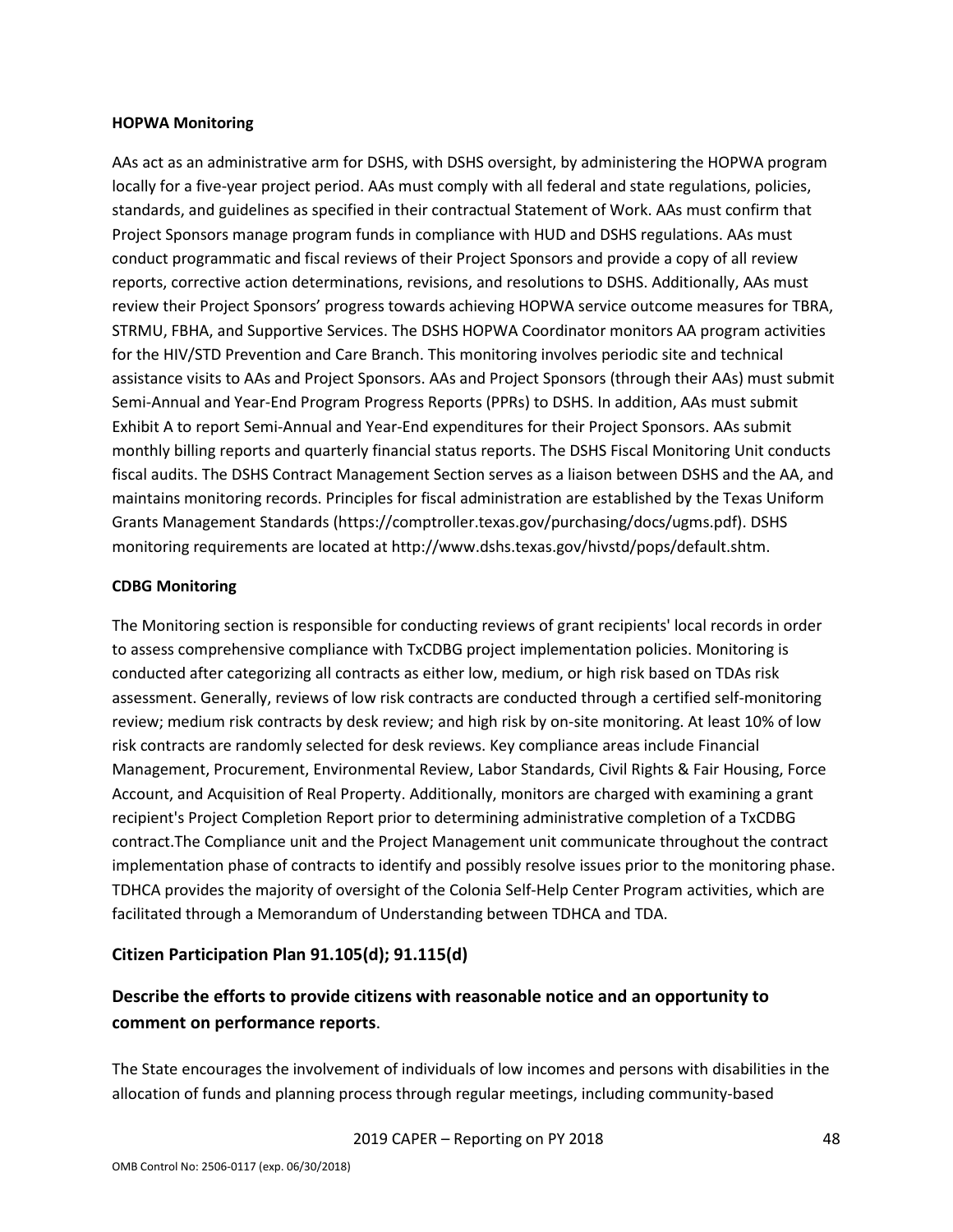**HOPWA Monitoring**

AAs act as an administrative arm for DSHS, with DSHS oversight, by administering the HOPWA program locally for a five-year project period. AAs must comply with all federal and state regulations, policies, standards, and guidelines as specified in their contractual Statement of Work. AAs must confirm that Project Sponsors manage program funds in compliance with HUD and DSHS regulations. AAs must conduct programmatic and fiscal reviews of their Project Sponsors and provide a copy of all review reports, corrective action determinations, revisions, and resolutions to DSHS. Additionally, AAs must review their Project Sponsors' progress towards achieving HOPWA service outcome measures for TBRA, STRMU, FBHA, and Supportive Services. The DSHS HOPWA Coordinator monitors AA program activities for the HIV/STD Prevention and Care Branch. This monitoring involves periodic site and technical assistance visits to AAs and Project Sponsors. AAs and Project Sponsors (through their AAs) must submit Semi-Annual and Year-End Program Progress Reports (PPRs) to DSHS. In addition, AAs must submit Exhibit A to report Semi-Annual and Year-End expenditures for their Project Sponsors. AAs submit monthly billing reports and quarterly financial status reports. The DSHS Fiscal Monitoring Unit conducts fiscal audits. The DSHS Contract Management Section serves as a liaison between DSHS and the AA, and maintains monitoring records. Principles for fiscal administration are established by the Texas Uniform Grants Management Standards (https://comptroller.texas.gov/purchasing/docs/ugms.pdf). DSHS monitoring requirements are located at http://www.dshs.texas.gov/hivstd/pops/default.shtm.

**CDBG Monitoring**

The Monitoring section is responsible for conducting reviews of grant recipients' local records in order to assess comprehensive compliance with TxCDBG project implementation policies. Monitoring is conducted after categorizing all contracts as either low, medium, or high risk based on TDAs risk assessment. Generally, reviews of low risk contracts are conducted through a certified self-monitoring review; medium risk contracts by desk review; and high risk by on-site monitoring. At least 10% of low risk contracts are randomly selected for desk reviews. Key compliance areas include Financial Management, Procurement, Environmental Review, Labor Standards, Civil Rights & Fair Housing, Force Account, and Acquisition of Real Property. Additionally, monitors are charged with examining a grant recipient's Project Completion Report prior to determining administrative completion of a TxCDBG contract.The Compliance unit and the Project Management unit communicate throughout the contract implementation phase of contracts to identify and possibly resolve issues prior to the monitoring phase. TDHCA provides the majority of oversight of the Colonia Self-Help Center Program activities, which are facilitated through a Memorandum of Understanding between TDHCA and TDA.

## Citizen Participation Plan 91.105(d); 91.115(d)

## Describe the efforts to provide citizens with reasonable notice and an opportunity to comment on performance reports.

The State encourages the involvement of individuals of low incomes and persons with disabilities in the allocation of funds and planning process through regular meetings, including community-based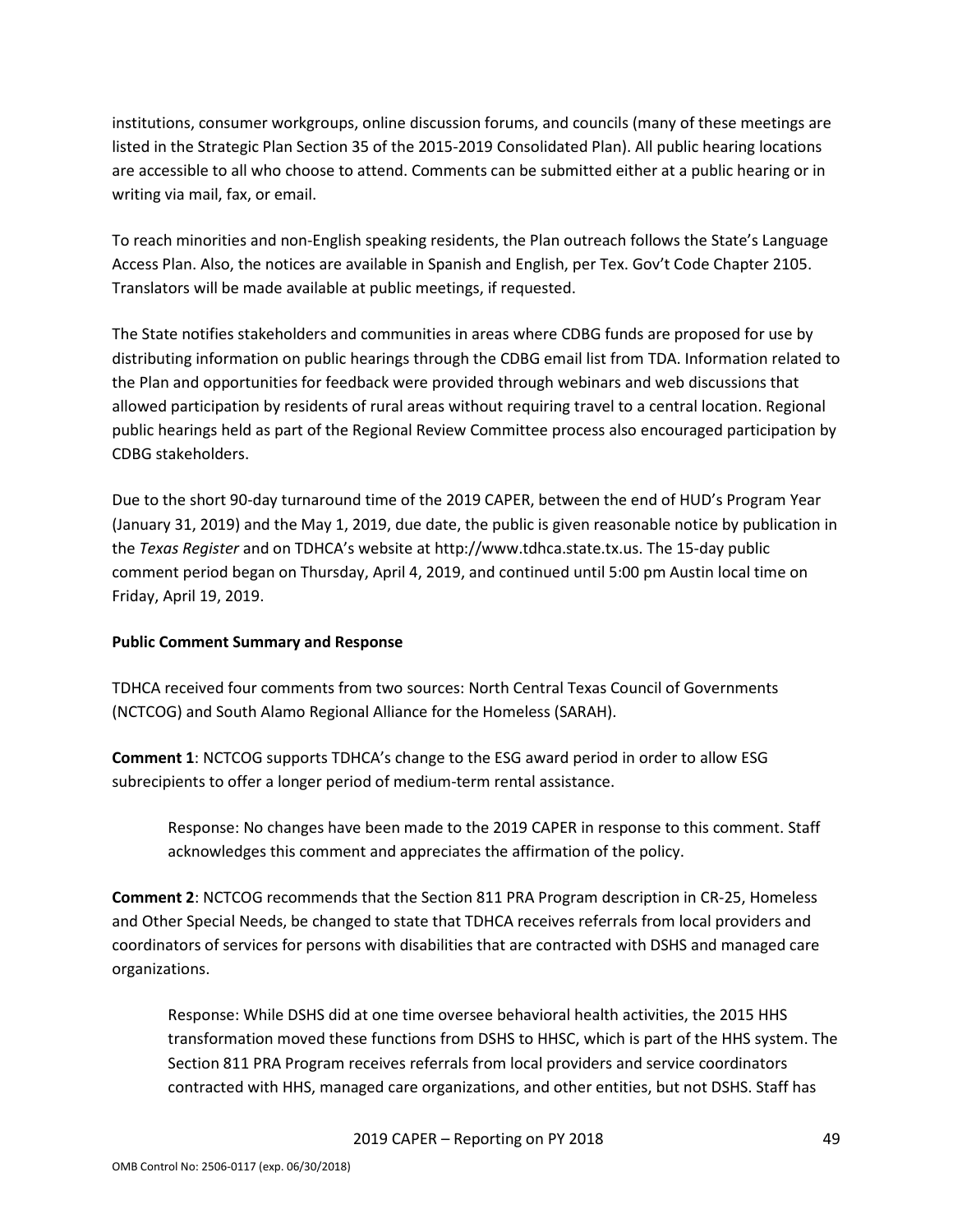institutions, consumer workgroups, online discussion forums, and councils (many of these meetings are listed in the Strategic Plan Section 35 of the 2015-2019 Consolidated Plan). All public hearing locations are accessible to all who choose to attend. Comments can be submitted either at a public hearing or in writing via mail, fax, or email.

To reach minorities and non-English speaking residents, the Plan outreach follows the State's Language Access Plan. Also, the notices are available in Spanish and English, per Tex. Gov't Code Chapter 2105. Translators will be made available at public meetings, if requested.

The State notifies stakeholders and communities in areas where CDBG funds are proposed for use by distributing information on public hearings through the CDBG email list from TDA. Information related to the Plan and opportunities for feedback were provided through webinars and web discussions that allowed participation by residents of rural areas without requiring travel to a central location. Regional public hearings held as part of the Regional Review Committee process also encouraged participation by CDBG stakeholders.

Due to the short 90-day turnaround time of the 2019 CAPER, between the end of HUD's Program Year (January 31, 2019) and the May 1, 2019, due date, the public is given reasonable notice by publication in the *Texas Register* and on TDHCA's website at http://www.tdhca.state.tx.us. The 15-day public comment period began on Thursday, April 4, 2019, and continued until 5:00 pm Austin local time on Friday, April 19, 2019.

**Public Comment Summary and Response**

TDHCA received four comments from two sources: North Central Texas Council of Governments (NCTCOG) and South Alamo Regional Alliance for the Homeless (SARAH).

**Comment 1**: NCTCOG supports TDHCA's change to the ESG award period in order to allow ESG subrecipients to offer a longer period of medium-term rental assistance.

> Response: No changes have been made to the 2019 CAPER in response to this comment. Staff acknowledges this comment and appreciates the affirmation of the policy.

**Comment 2**: NCTCOG recommends that the Section 811 PRA Program description in CR-25, Homeless and Other Special Needs, be changed to state that TDHCA receives referrals from local providers and coordinators of services for persons with disabilities that are contracted with DSHS and managed care organizations.

> Response: While DSHS did at one time oversee behavioral health activities, the 2015 HHS transformation moved these functions from DSHS to HHSC, which is part of the HHS system. The Section 811 PRA Program receives referrals from local providers and service coordinators contracted with HHS, managed care organizations, and other entities, but not DSHS. Staff has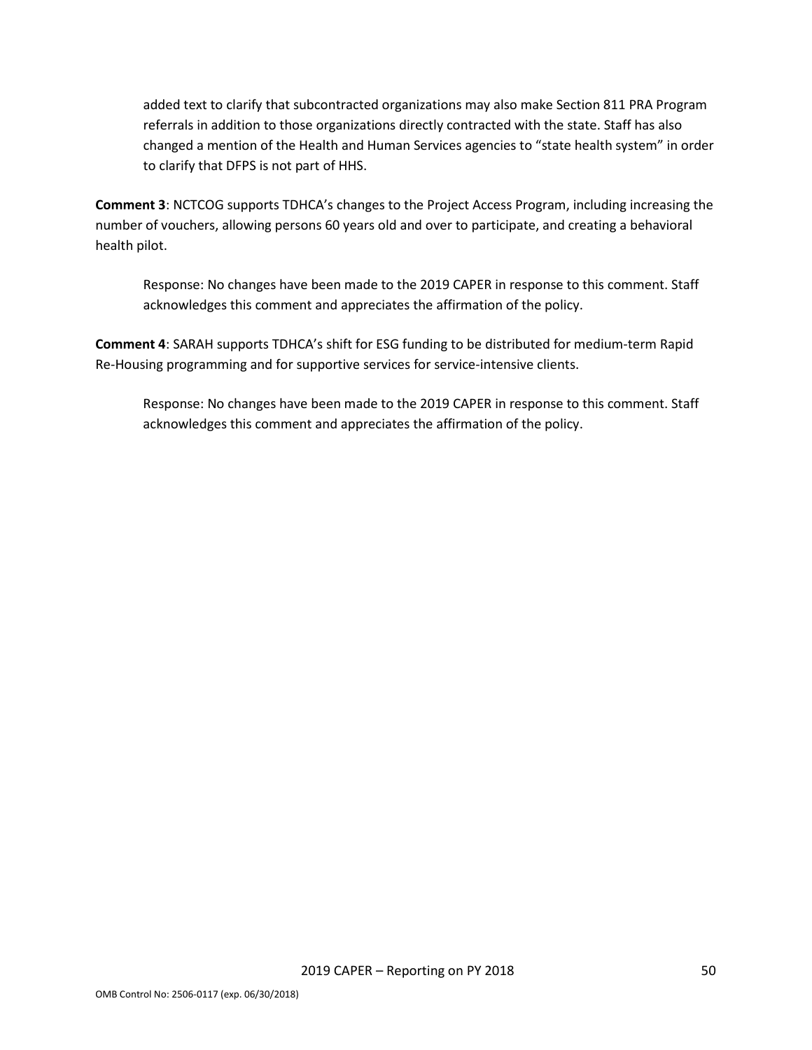added text to clarify that subcontracted organizations may also make Section 811 PRA Program referrals in addition to those organizations directly contracted with the state. Staff has also changed a mention of the Health and Human Services agencies to "state health system" in order to clarify that DFPS is not part of HHS.

**Comment 3**: NCTCOG supports TDHCA's changes to the Project Access Program, including increasing the number of vouchers, allowing persons 60 years old and over to participate, and creating a behavioral health pilot.

Response: No changes have been made to the 2019 CAPER in response to this comment. Staff acknowledges this comment and appreciates the affirmation of the policy.

**Comment 4**: SARAH supports TDHCA's shift for ESG funding to be distributed for medium-term Rapid Re-Housing programming and for supportive services for service-intensive clients.

Response: No changes have been made to the 2019 CAPER in response to this comment. Staff acknowledges this comment and appreciates the affirmation of the policy.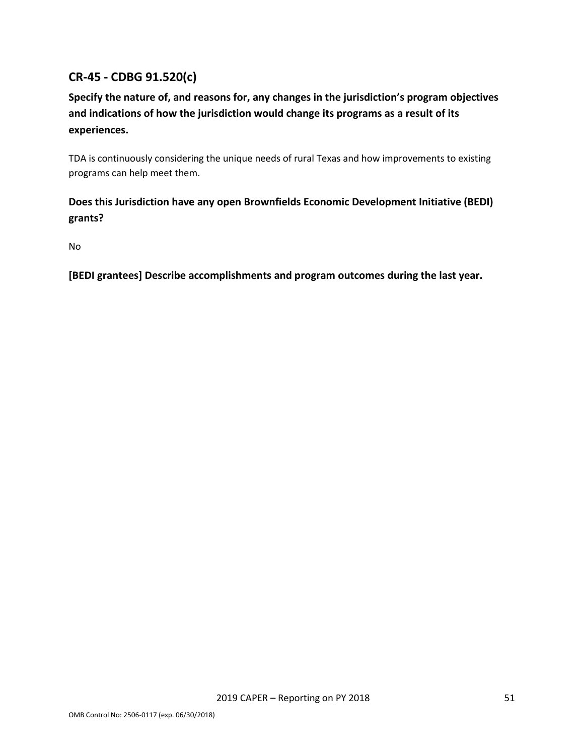## CR-45 - CDBG 91.520(c)

**Specify the nature of, and reasons for, any changes in the jurisdiction's program objectives and indications of how the jurisdiction would change its programs as a result of its experiences.**

TDA is continuously considering the unique needs of rural Texas and how improvements to existing programs can help meet them.

**Does this Jurisdiction have any open Brownfields Economic Development Initiative (BEDI) grants?**

No

**[BEDI grantees] Describe accomplishments and program outcomes during the last year.**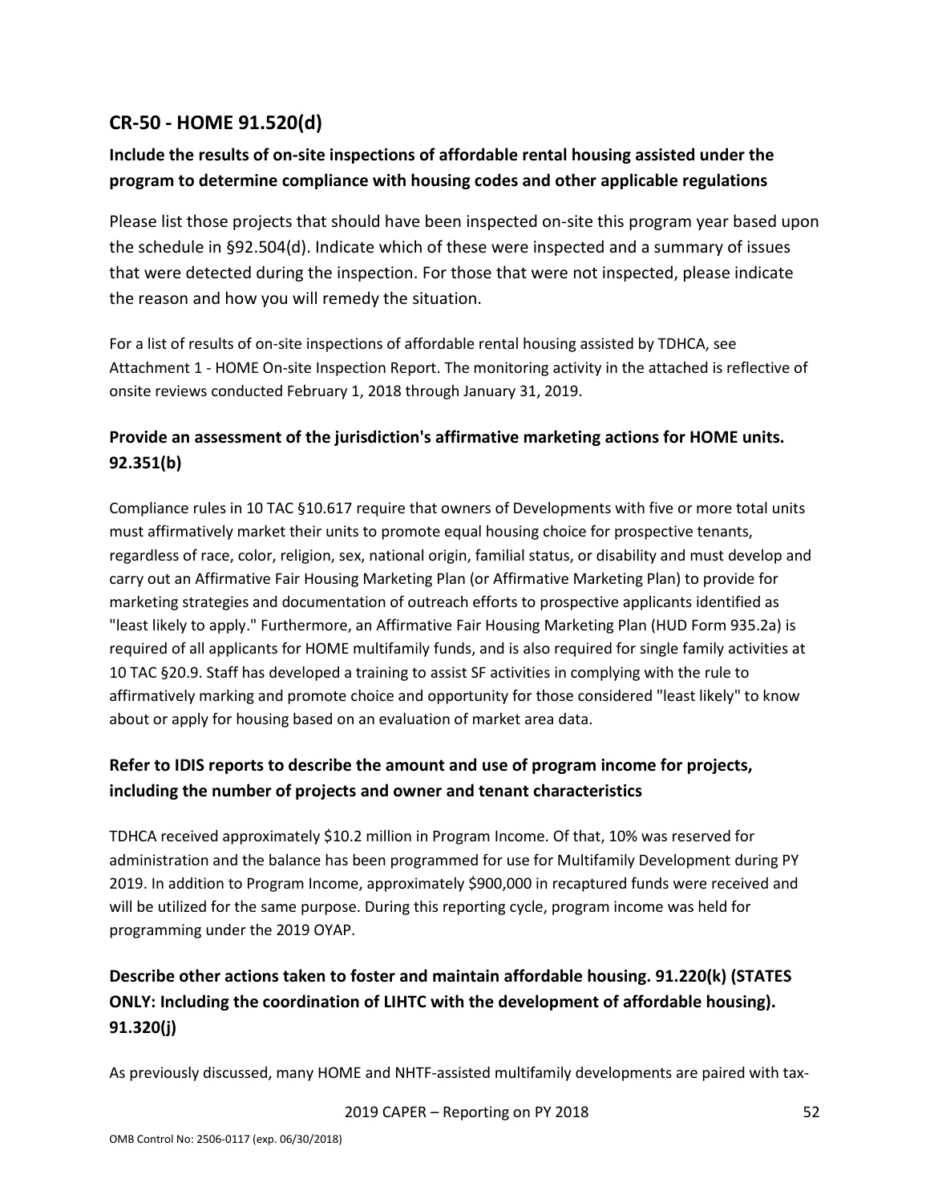## CR-50 - HOME 91.520(d)

### Include the results of on-site inspections of affordable rental housing assisted under the program to determine compliance with housing codes and other applicable regulations

Please list those projects that should have been inspected on-site this program year based upon the schedule in §92.504(d). Indicate which of these were inspected and a summary of issues that were detected during the inspection. For those that were not inspected, please indicate the reason and how you will remedy the situation.

For a list of results of on-site inspections of affordable rental housing assisted by TDHCA, see Attachment 1 - HOME On-site Inspection Report. The monitoring activity in the attached is reflective of onsite reviews conducted February 1, 2018 through January 31, 2019.

### Provide an assessment of the jurisdiction's affirmative marketing actions for HOME units. 92.351(b)

Compliance rules in 10 TAC §10.617 require that owners of Developments with five or more total units must affirmatively market their units to promote equal housing choice for prospective tenants, regardless of race, color, religion, sex, national origin, familial status, or disability and must develop and carry out an Affirmative Fair Housing Marketing Plan (or Affirmative Marketing Plan) to provide for marketing strategies and documentation of outreach efforts to prospective applicants identified as "least likely to apply." Furthermore, an Affirmative Fair Housing Marketing Plan (HUD Form 935.2a) is required of all applicants for HOME multifamily funds, and is also required for single family activities at 10 TAC §20.9. Staff has developed a training to assist SF activities in complying with the rule to affirmatively marking and promote choice and opportunity for those considered "least likely" to know about or apply for housing based on an evaluation of market area data.

### Refer to IDIS reports to describe the amount and use of program income for projects, including the number of projects and owner and tenant characteristics

TDHCA received approximately $10.2 million in Program Income. Of that, 10% was reserved for administration and the balance has been programmed for use for Multifamily Development during PY 2019. In addition to Program Income, approximately $900,000 in recaptured funds were received and will be utilized for the same purpose. During this reporting cycle, program income was held for programming under the 2019 OYAP.

### Describe other actions taken to foster and maintain affordable housing. 91.220(k) (STATES ONLY: Including the coordination of LIHTC with the development of affordable housing). 91.320(j)

As previously discussed, many HOME and NHTF-assisted multifamily developments are paired with tax-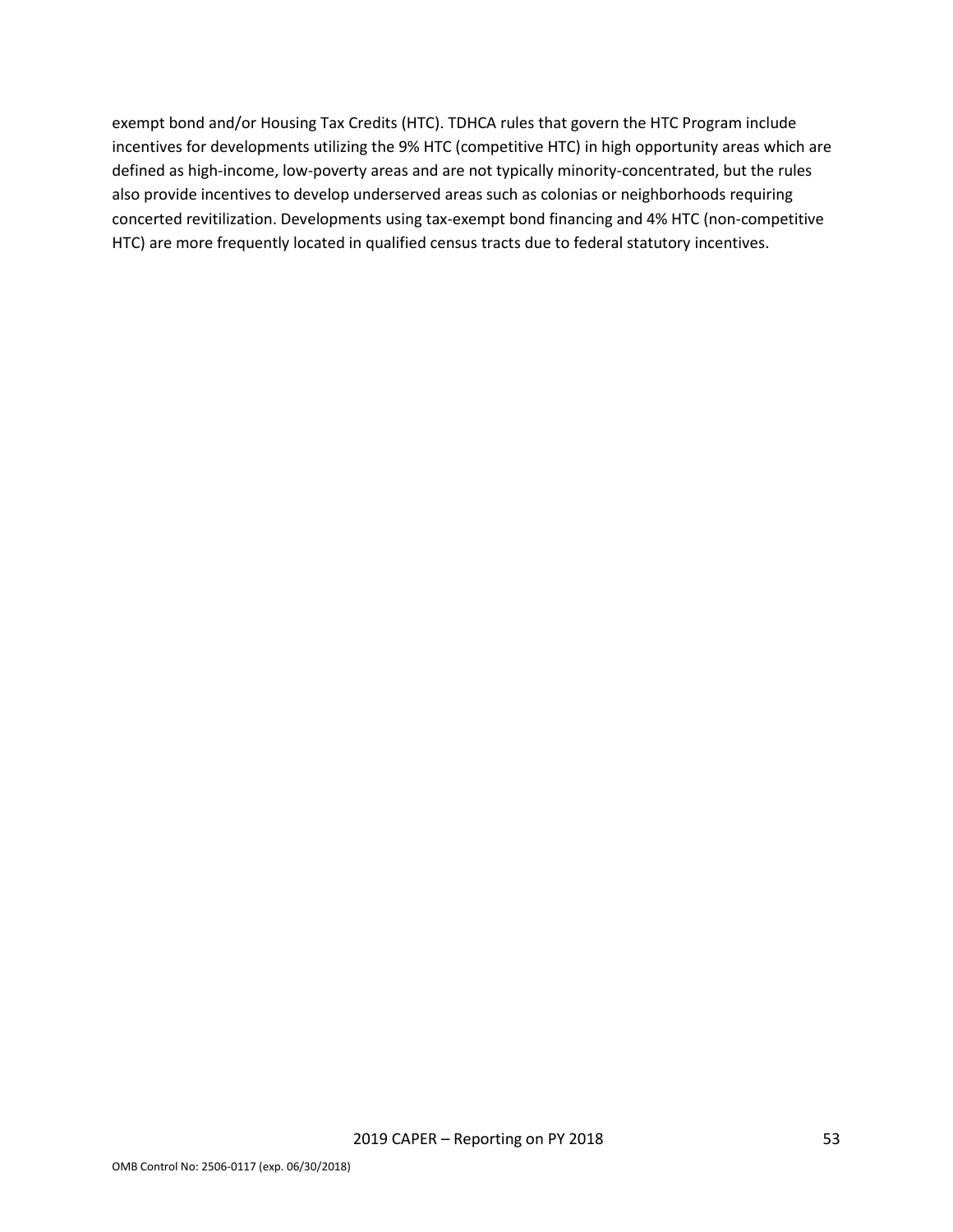exempt bond and/or Housing Tax Credits (HTC). TDHCA rules that govern the HTC Program include incentives for developments utilizing the 9% HTC (competitive HTC) in high opportunity areas which are defined as high-income, low-poverty areas and are not typically minority-concentrated, but the rules also provide incentives to develop underserved areas such as colonias or neighborhoods requiring concerted revitilization. Developments using tax-exempt bond financing and 4% HTC (non-competitive HTC) are more frequently located in qualified census tracts due to federal statutory incentives.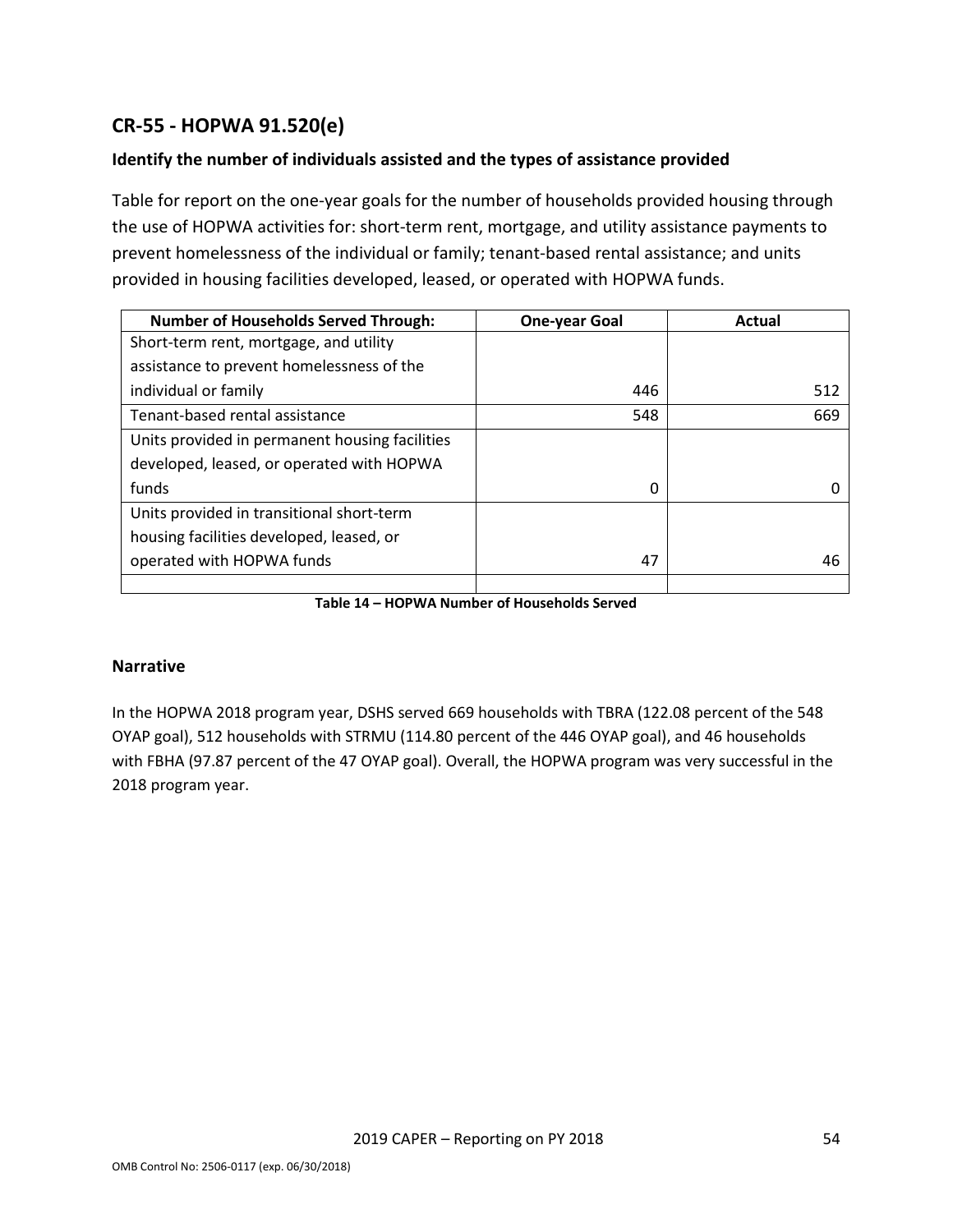## CR-55 - HOPWA 91.520(e)

### Identify the number of individuals assisted and the types of assistance provided

Table for report on the one-year goals for the number of households provided housing through the use of HOPWA activities for: short-term rent, mortgage, and utility assistance payments to prevent homelessness of the individual or family; tenant-based rental assistance; and units provided in housing facilities developed, leased, or operated with HOPWA funds.

| Number of Households Served Through: | One-year Goal | Actual |
|---|---|---|
| Short-term rent, mortgage, and utility assistance to prevent homelessness of the individual or family | 446 | 512 |
| Tenant-based rental assistance | 548 | 669 |
| Units provided in permanent housing facilities developed, leased, or operated with HOPWA funds | 0 | 0 |
| Units provided in transitional short-term housing facilities developed, leased, or operated with HOPWA funds | 47 | 46 |
| | | |

**Table 14 – HOPWA Number of Households Served**

### Narrative

In the HOPWA 2018 program year, DSHS served 669 households with TBRA (122.08 percent of the 548 OYAP goal), 512 households with STRMU (114.80 percent of the 446 OYAP goal), and 46 households with FBHA (97.87 percent of the 47 OYAP goal). Overall, the HOPWA program was very successful in the 2018 program year.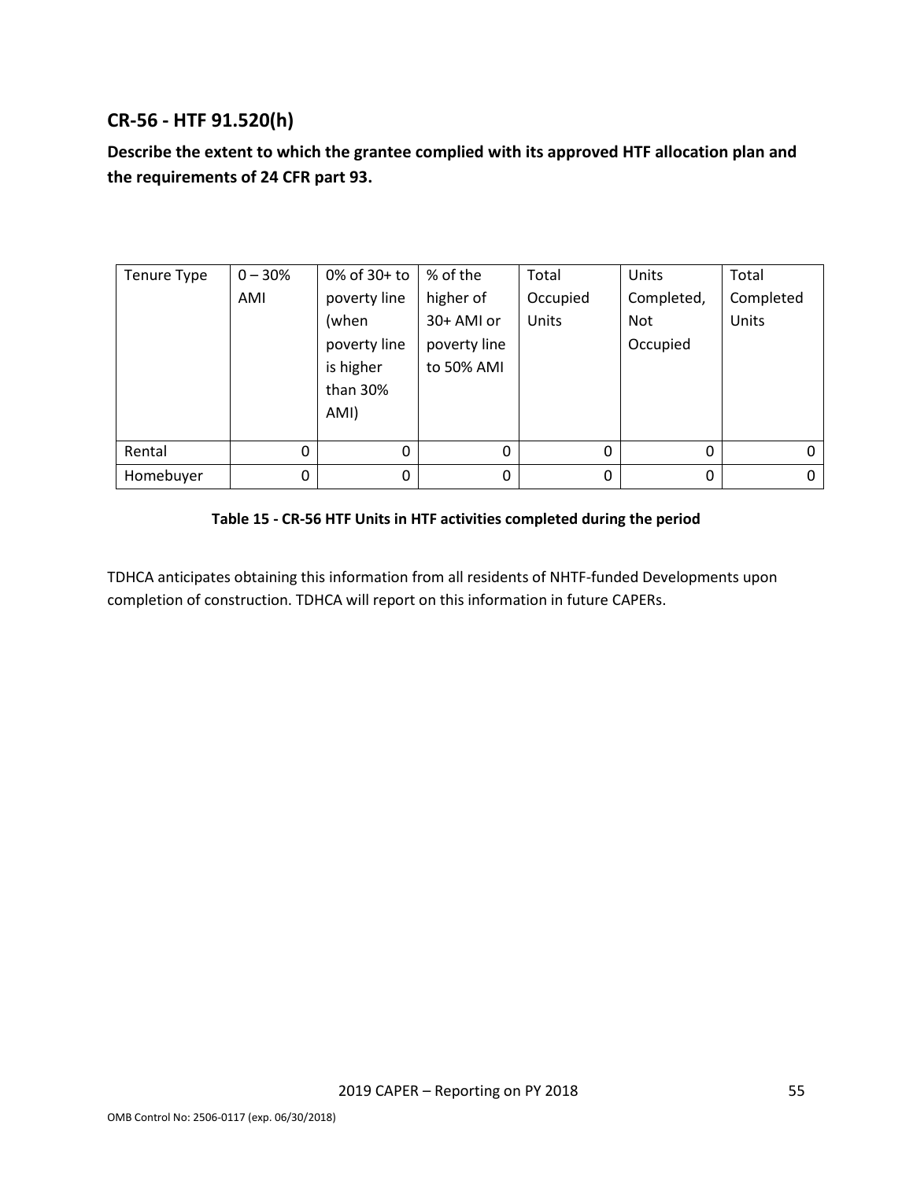## CR-56 - HTF 91.520(h)

**Describe the extent to which the grantee complied with its approved HTF allocation plan and the requirements of 24 CFR part 93.**

| Tenure Type | 0 – 30% AMI | 0% of 30+ to poverty line (when poverty line is higher than 30% AMI) | % of the higher of 30+ AMI or poverty line to 50% AMI | Total Occupied Units | Units Completed, Not Occupied | Total Completed Units |
|---|---|---|---|---|---|---|
| Rental | 0 | 0 | 0 | 0 | 0 | 0 |
| Homebuyer | 0 | 0 | 0 | 0 | 0 | 0 |

**Table 15 - CR-56 HTF Units in HTF activities completed during the period**

TDHCA anticipates obtaining this information from all residents of NHTF-funded Developments upon completion of construction. TDHCA will report on this information in future CAPERs.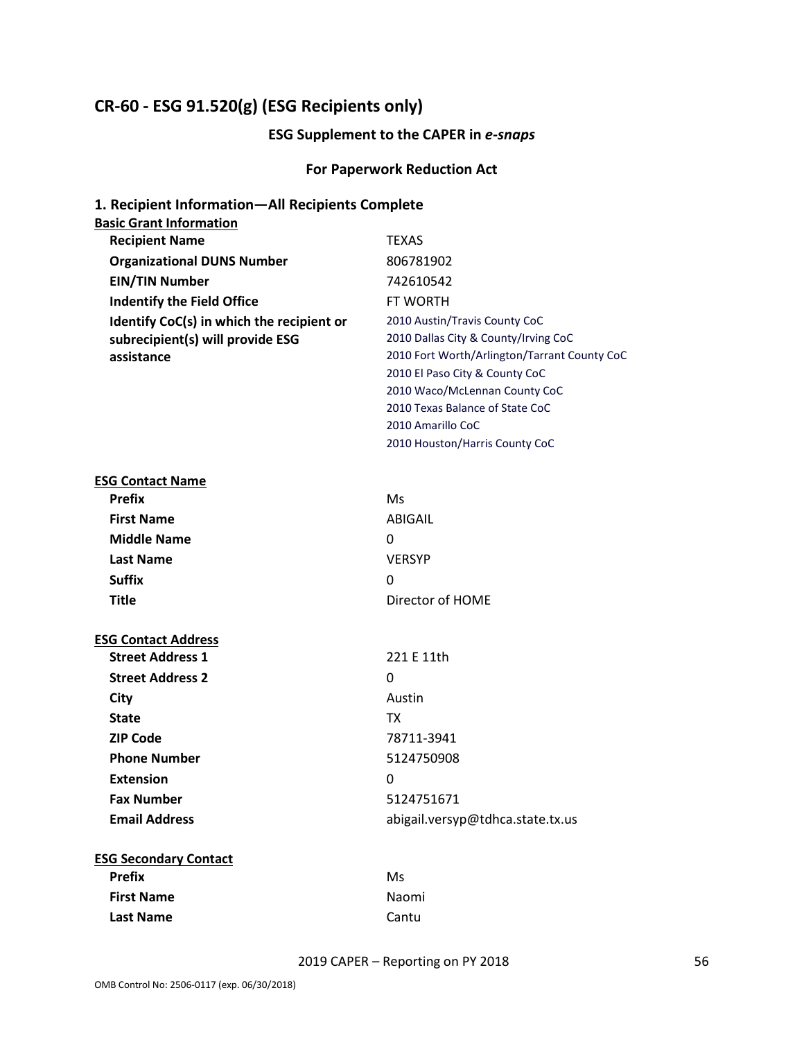## CR-60 - ESG 91.520(g) (ESG Recipients only)

### ESG Supplement to the CAPER in *e-snaps*

### For Paperwork Reduction Act

### 1. Recipient Information—All Recipients Complete

**Basic Grant Information**

| | |
|---|---|
| **Recipient Name** | TEXAS |
| **Organizational DUNS Number** | 806781902 |
| **EIN/TIN Number** | 742610542 |
| **Indentify the Field Office** | FT WORTH |
| **Identify CoC(s) in which the recipient or subrecipient(s) will provide ESG assistance** | 2010 Austin/Travis County CoC<br>2010 Dallas City & County/Irving CoC<br>2010 Fort Worth/Arlington/Tarrant County CoC<br>2010 El Paso City & County CoC<br>2010 Waco/McLennan County CoC<br>2010 Texas Balance of State CoC<br>2010 Amarillo CoC<br>2010 Houston/Harris County CoC |

**ESG Contact Name**

| | |
|---|---|
| **Prefix** | Ms |
| **First Name** | ABIGAIL |
| **Middle Name** | 0 |
| **Last Name** | VERSYP |
| **Suffix** | 0 |
| **Title** | Director of HOME |

**ESG Contact Address**

| | |
|---|---|
| **Street Address 1** | 221 E 11th |
| **Street Address 2** | 0 |
| **City** | Austin |
| **State** | TX |
| **ZIP Code** | 78711-3941 |
| **Phone Number** | 5124750908 |
| **Extension** | 0 |
| **Fax Number** | 5124751671 |
| **Email Address** | abigail.versyp@tdhca.state.tx.us |

**ESG Secondary Contact**

| | |
|---|---|
| **Prefix** | Ms |
| **First Name** | Naomi |
| **Last Name** | Cantu |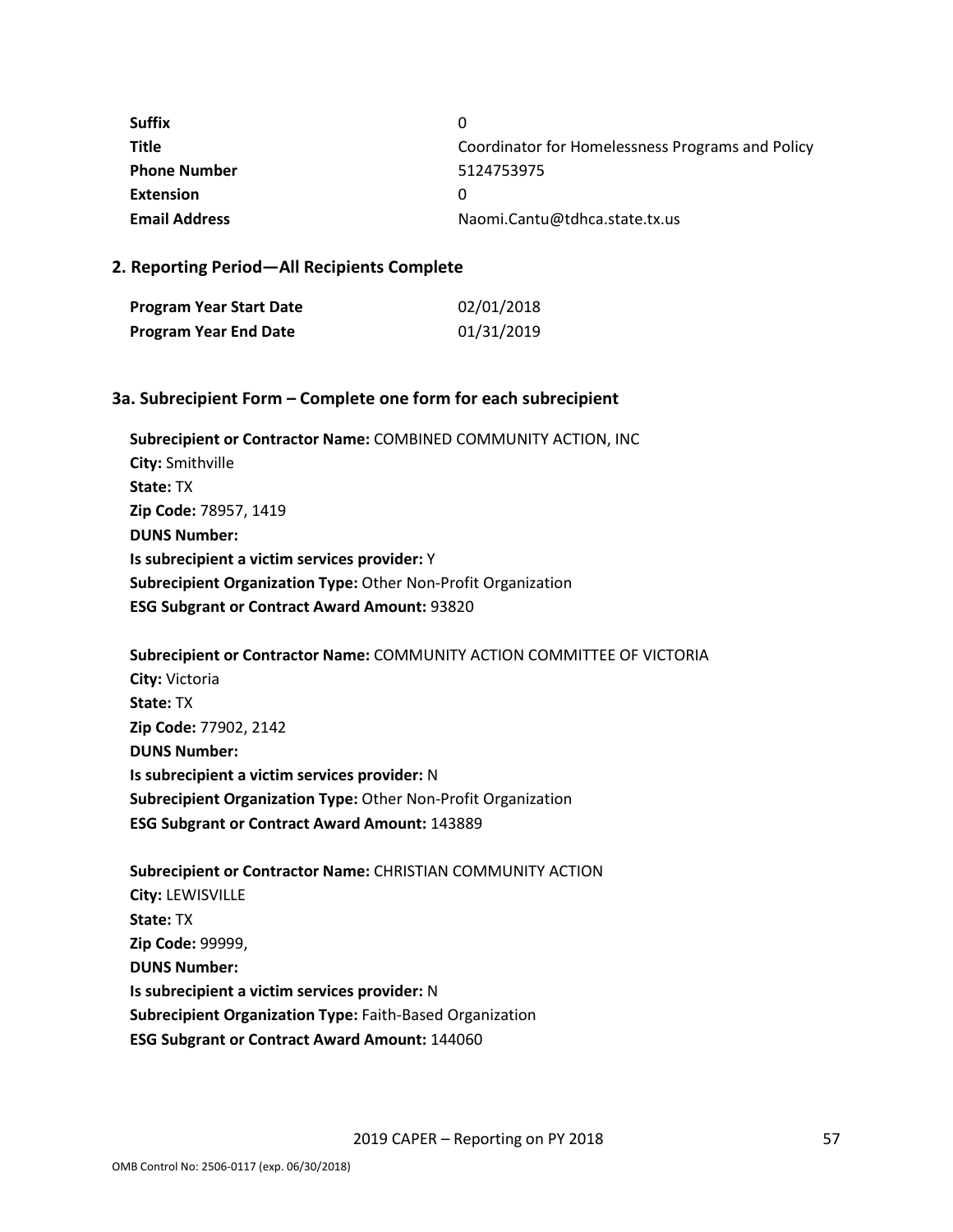| | |
|---|---|
| **Suffix** | 0 |
| **Title** | Coordinator for Homelessness Programs and Policy |
| **Phone Number** | 5124753975 |
| **Extension** | 0 |
| **Email Address** | Naomi.Cantu@tdhca.state.tx.us |

## 2. Reporting Period—All Recipients Complete

| | |
|---|---|
| **Program Year Start Date** | 02/01/2018 |
| **Program Year End Date** | 01/31/2019 |

## 3a. Subrecipient Form – Complete one form for each subrecipient

**Subrecipient or Contractor Name:** COMBINED COMMUNITY ACTION, INC
**City:** Smithville
**State:** TX
**Zip Code:** 78957, 1419
**DUNS Number:**
**Is subrecipient a victim services provider:** Y
**Subrecipient Organization Type:** Other Non-Profit Organization
**ESG Subgrant or Contract Award Amount:** 93820

**Subrecipient or Contractor Name:** COMMUNITY ACTION COMMITTEE OF VICTORIA
**City:** Victoria
**State:** TX
**Zip Code:** 77902, 2142
**DUNS Number:**
**Is subrecipient a victim services provider:** N
**Subrecipient Organization Type:** Other Non-Profit Organization
**ESG Subgrant or Contract Award Amount:** 143889

**Subrecipient or Contractor Name:** CHRISTIAN COMMUNITY ACTION
**City:** LEWISVILLE
**State:** TX
**Zip Code:** 99999,
**DUNS Number:**
**Is subrecipient a victim services provider:** N
**Subrecipient Organization Type:** Faith-Based Organization
**ESG Subgrant or Contract Award Amount:** 144060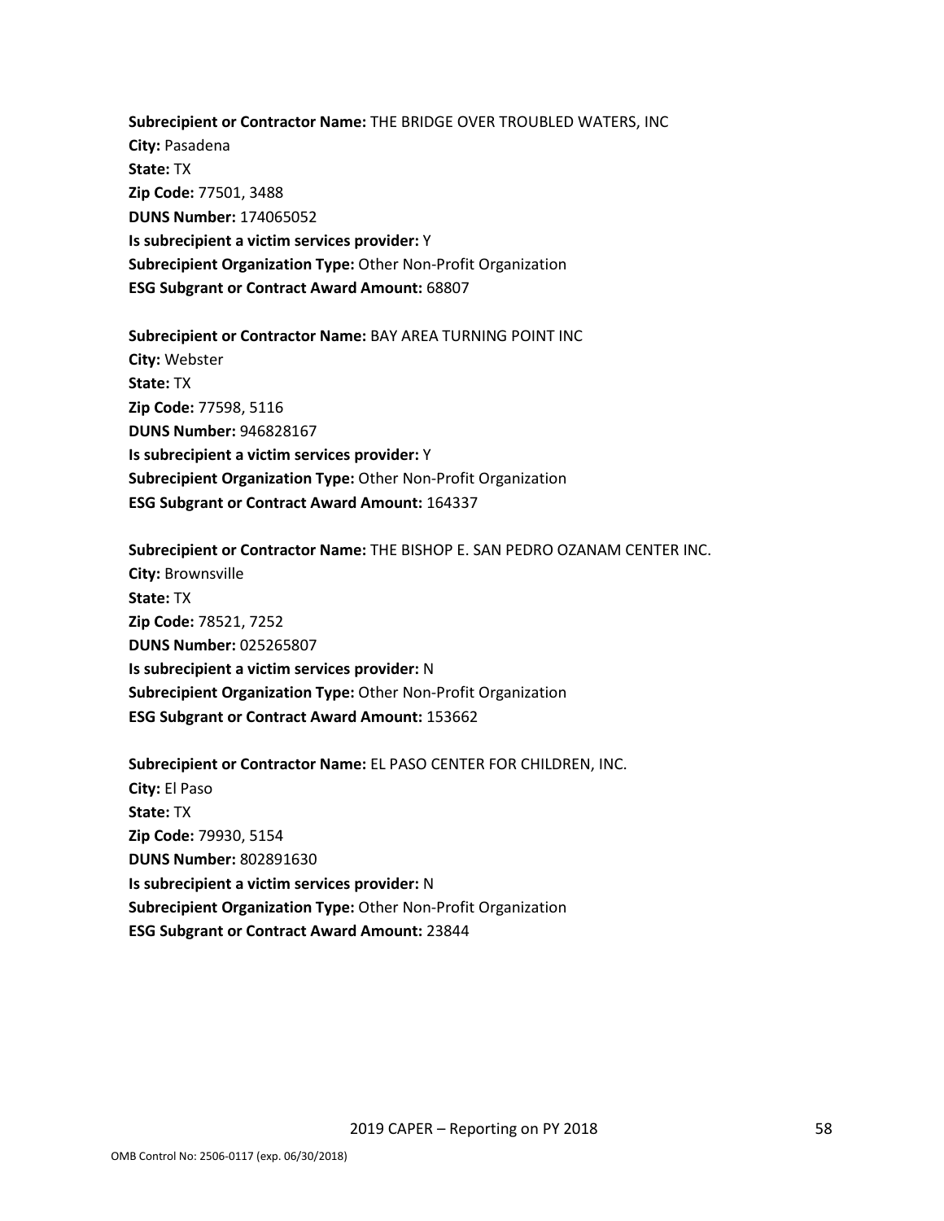**Subrecipient or Contractor Name:** THE BRIDGE OVER TROUBLED WATERS, INC
**City:** Pasadena
**State:** TX
**Zip Code:** 77501, 3488
**DUNS Number:** 174065052
**Is subrecipient a victim services provider:** Y
**Subrecipient Organization Type:** Other Non-Profit Organization
**ESG Subgrant or Contract Award Amount:** 68807

**Subrecipient or Contractor Name:** BAY AREA TURNING POINT INC
**City:** Webster
**State:** TX
**Zip Code:** 77598, 5116
**DUNS Number:** 946828167
**Is subrecipient a victim services provider:** Y
**Subrecipient Organization Type:** Other Non-Profit Organization
**ESG Subgrant or Contract Award Amount:** 164337

**Subrecipient or Contractor Name:** THE BISHOP E. SAN PEDRO OZANAM CENTER INC.
**City:** Brownsville
**State:** TX
**Zip Code:** 78521, 7252
**DUNS Number:** 025265807
**Is subrecipient a victim services provider:** N
**Subrecipient Organization Type:** Other Non-Profit Organization
**ESG Subgrant or Contract Award Amount:** 153662

**Subrecipient or Contractor Name:** EL PASO CENTER FOR CHILDREN, INC.
**City:** El Paso
**State:** TX
**Zip Code:** 79930, 5154
**DUNS Number:** 802891630
**Is subrecipient a victim services provider:** N
**Subrecipient Organization Type:** Other Non-Profit Organization
**ESG Subgrant or Contract Award Amount:** 23844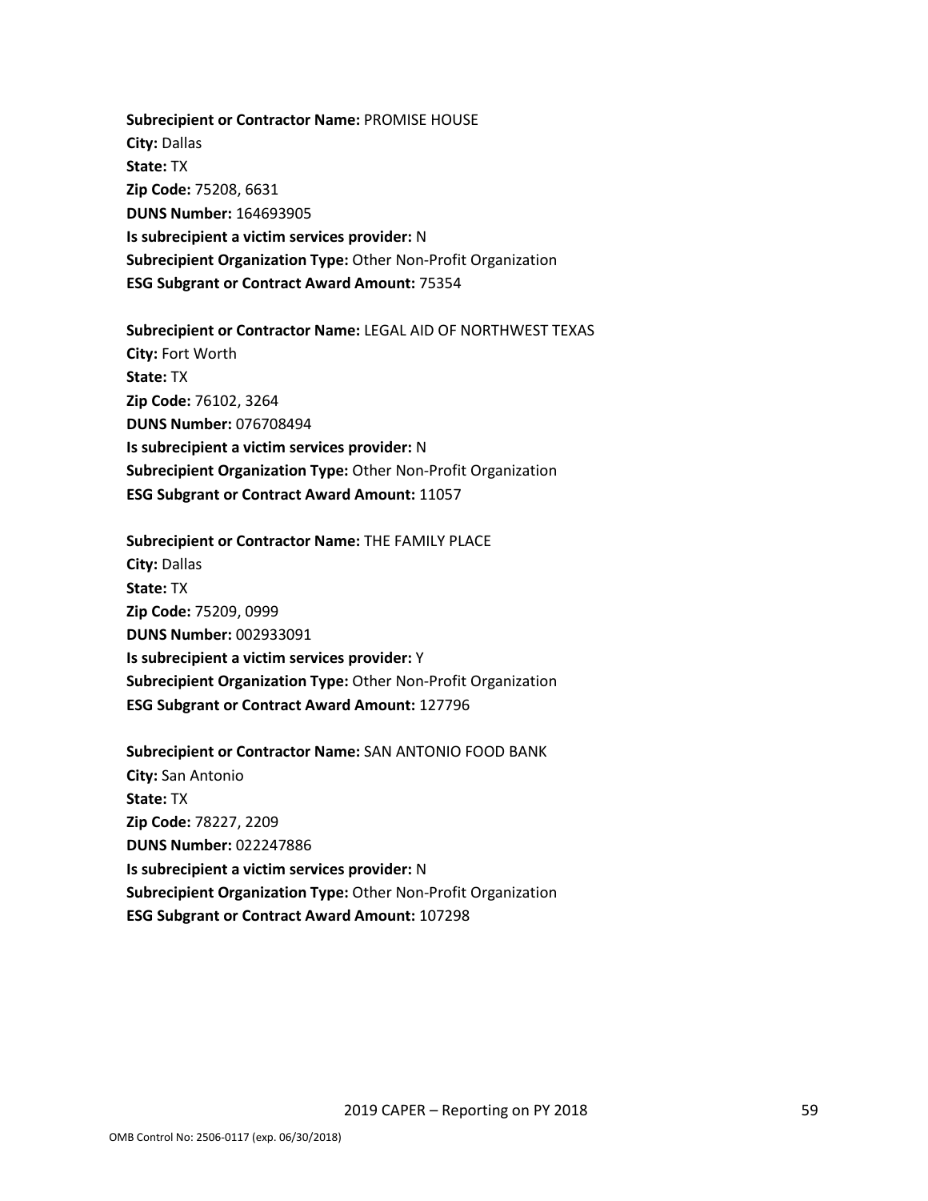**Subrecipient or Contractor Name:** PROMISE HOUSE
**City:** Dallas
**State:** TX
**Zip Code:** 75208, 6631
**DUNS Number:** 164693905
**Is subrecipient a victim services provider:** N
**Subrecipient Organization Type:** Other Non-Profit Organization
**ESG Subgrant or Contract Award Amount:** 75354

**Subrecipient or Contractor Name:** LEGAL AID OF NORTHWEST TEXAS
**City:** Fort Worth
**State:** TX
**Zip Code:** 76102, 3264
**DUNS Number:** 076708494
**Is subrecipient a victim services provider:** N
**Subrecipient Organization Type:** Other Non-Profit Organization
**ESG Subgrant or Contract Award Amount:** 11057

**Subrecipient or Contractor Name:** THE FAMILY PLACE
**City:** Dallas
**State:** TX
**Zip Code:** 75209, 0999
**DUNS Number:** 002933091
**Is subrecipient a victim services provider:** Y
**Subrecipient Organization Type:** Other Non-Profit Organization
**ESG Subgrant or Contract Award Amount:** 127796

**Subrecipient or Contractor Name:** SAN ANTONIO FOOD BANK
**City:** San Antonio
**State:** TX
**Zip Code:** 78227, 2209
**DUNS Number:** 022247886
**Is subrecipient a victim services provider:** N
**Subrecipient Organization Type:** Other Non-Profit Organization
**ESG Subgrant or Contract Award Amount:** 107298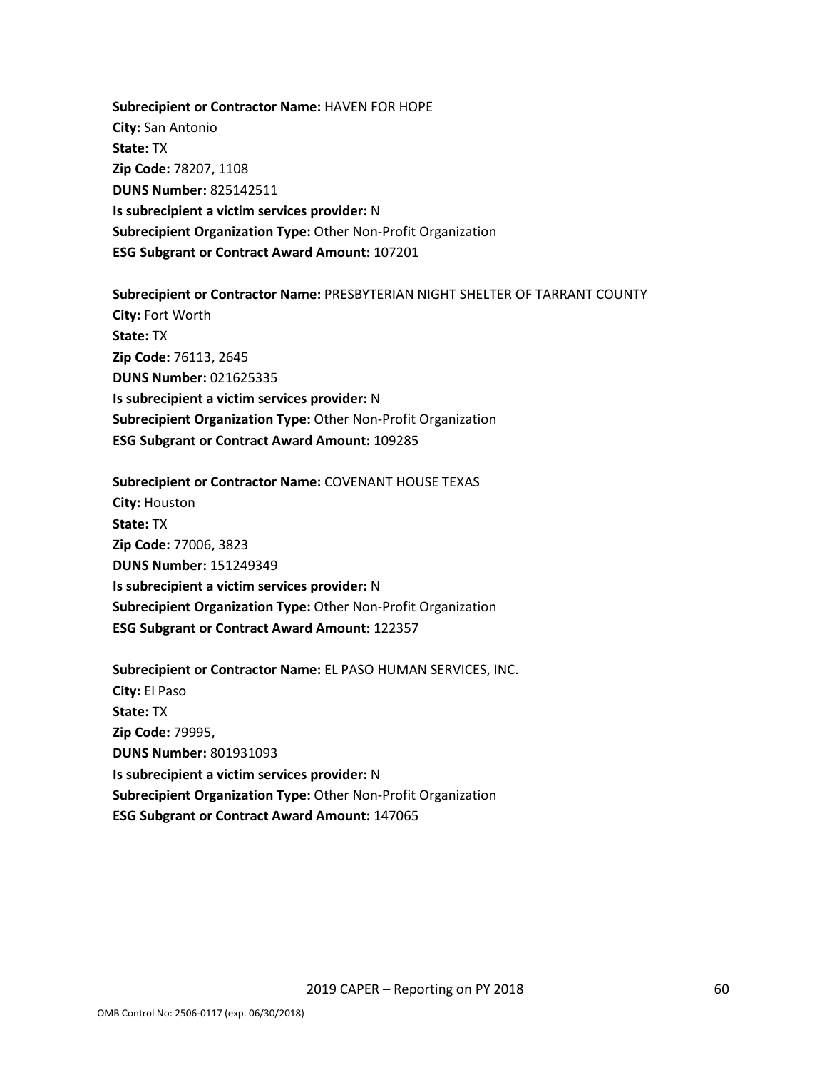**Subrecipient or Contractor Name:** HAVEN FOR HOPE
**City:** San Antonio
**State:** TX
**Zip Code:** 78207, 1108
**DUNS Number:** 825142511
**Is subrecipient a victim services provider:** N
**Subrecipient Organization Type:** Other Non-Profit Organization
**ESG Subgrant or Contract Award Amount:** 107201

**Subrecipient or Contractor Name:** PRESBYTERIAN NIGHT SHELTER OF TARRANT COUNTY
**City:** Fort Worth
**State:** TX
**Zip Code:** 76113, 2645
**DUNS Number:** 021625335
**Is subrecipient a victim services provider:** N
**Subrecipient Organization Type:** Other Non-Profit Organization
**ESG Subgrant or Contract Award Amount:** 109285

**Subrecipient or Contractor Name:** COVENANT HOUSE TEXAS
**City:** Houston
**State:** TX
**Zip Code:** 77006, 3823
**DUNS Number:** 151249349
**Is subrecipient a victim services provider:** N
**Subrecipient Organization Type:** Other Non-Profit Organization
**ESG Subgrant or Contract Award Amount:** 122357

**Subrecipient or Contractor Name:** EL PASO HUMAN SERVICES, INC.
**City:** El Paso
**State:** TX
**Zip Code:** 79995,
**DUNS Number:** 801931093
**Is subrecipient a victim services provider:** N
**Subrecipient Organization Type:** Other Non-Profit Organization
**ESG Subgrant or Contract Award Amount:** 147065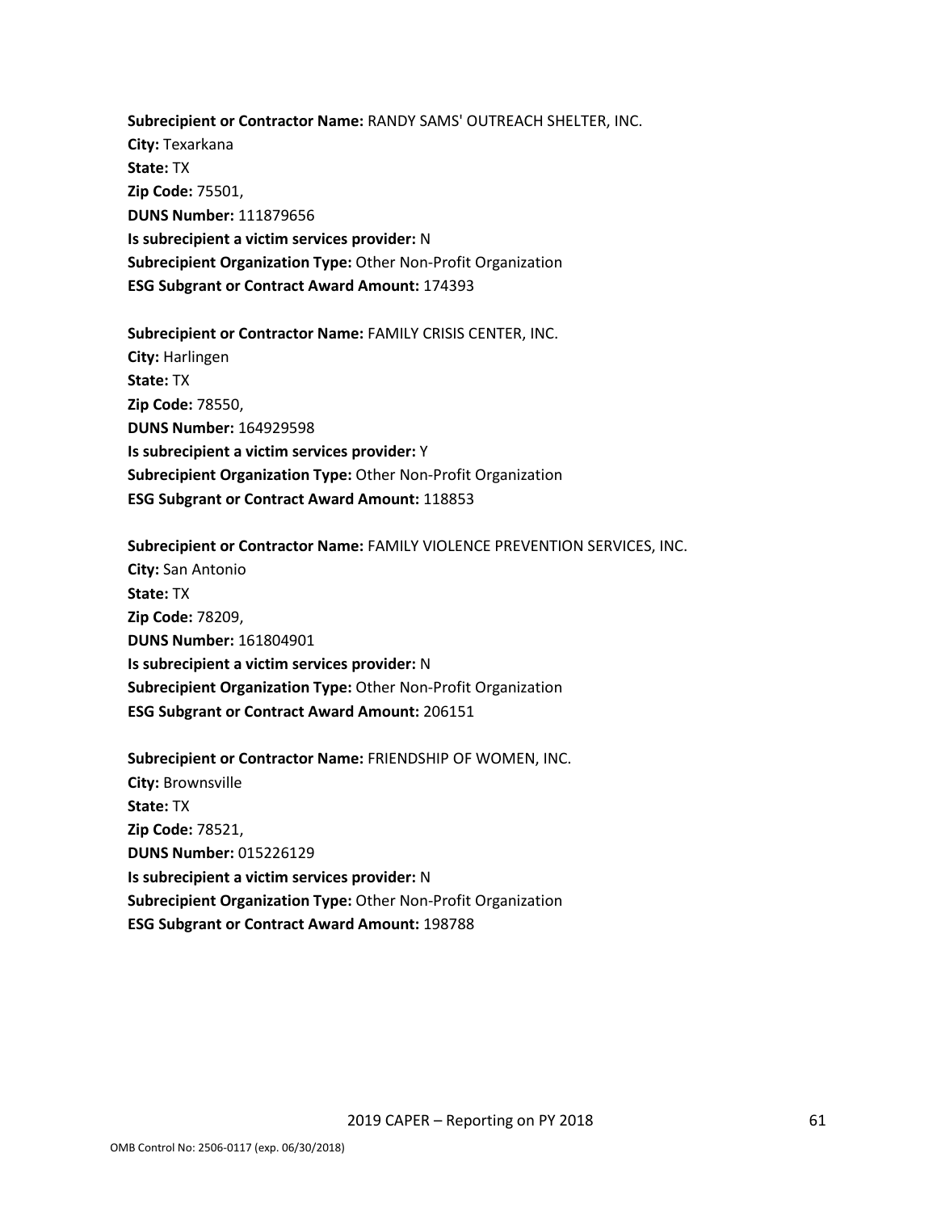**Subrecipient or Contractor Name:** RANDY SAMS' OUTREACH SHELTER, INC.
**City:** Texarkana
**State:** TX
**Zip Code:** 75501,
**DUNS Number:** 111879656
**Is subrecipient a victim services provider:** N
**Subrecipient Organization Type:** Other Non-Profit Organization
**ESG Subgrant or Contract Award Amount:** 174393

**Subrecipient or Contractor Name:** FAMILY CRISIS CENTER, INC.
**City:** Harlingen
**State:** TX
**Zip Code:** 78550,
**DUNS Number:** 164929598
**Is subrecipient a victim services provider:** Y
**Subrecipient Organization Type:** Other Non-Profit Organization
**ESG Subgrant or Contract Award Amount:** 118853

**Subrecipient or Contractor Name:** FAMILY VIOLENCE PREVENTION SERVICES, INC.
**City:** San Antonio
**State:** TX
**Zip Code:** 78209,
**DUNS Number:** 161804901
**Is subrecipient a victim services provider:** N
**Subrecipient Organization Type:** Other Non-Profit Organization
**ESG Subgrant or Contract Award Amount:** 206151

**Subrecipient or Contractor Name:** FRIENDSHIP OF WOMEN, INC.
**City:** Brownsville
**State:** TX
**Zip Code:** 78521,
**DUNS Number:** 015226129
**Is subrecipient a victim services provider:** N
**Subrecipient Organization Type:** Other Non-Profit Organization
**ESG Subgrant or Contract Award Amount:** 198788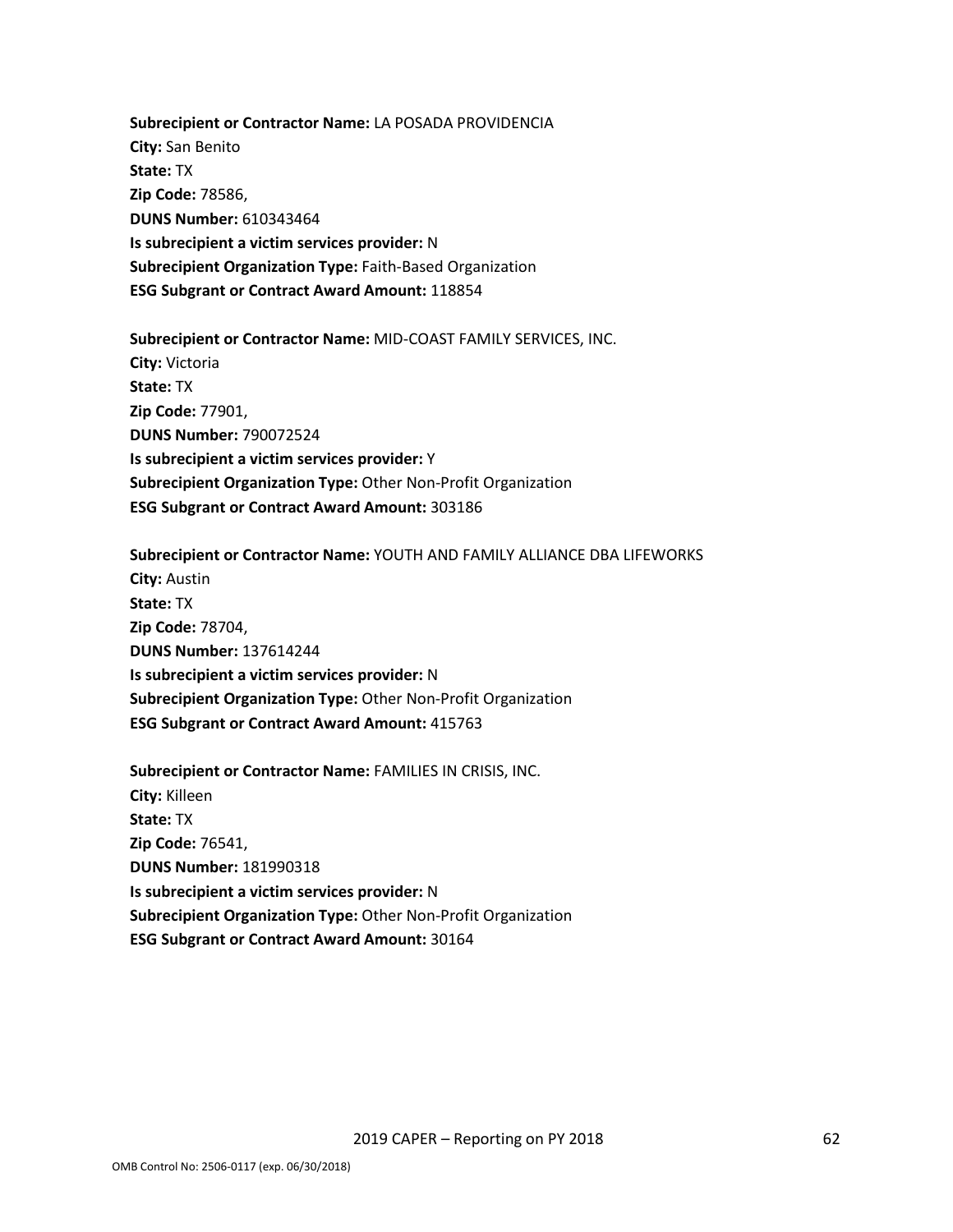**Subrecipient or Contractor Name:** LA POSADA PROVIDENCIA
**City:** San Benito
**State:** TX
**Zip Code:** 78586,
**DUNS Number:** 610343464
**Is subrecipient a victim services provider:** N
**Subrecipient Organization Type:** Faith-Based Organization
**ESG Subgrant or Contract Award Amount:** 118854

**Subrecipient or Contractor Name:** MID-COAST FAMILY SERVICES, INC.
**City:** Victoria
**State:** TX
**Zip Code:** 77901,
**DUNS Number:** 790072524
**Is subrecipient a victim services provider:** Y
**Subrecipient Organization Type:** Other Non-Profit Organization
**ESG Subgrant or Contract Award Amount:** 303186

**Subrecipient or Contractor Name:** YOUTH AND FAMILY ALLIANCE DBA LIFEWORKS
**City:** Austin
**State:** TX
**Zip Code:** 78704,
**DUNS Number:** 137614244
**Is subrecipient a victim services provider:** N
**Subrecipient Organization Type:** Other Non-Profit Organization
**ESG Subgrant or Contract Award Amount:** 415763

**Subrecipient or Contractor Name:** FAMILIES IN CRISIS, INC.
**City:** Killeen
**State:** TX
**Zip Code:** 76541,
**DUNS Number:** 181990318
**Is subrecipient a victim services provider:** N
**Subrecipient Organization Type:** Other Non-Profit Organization
**ESG Subgrant or Contract Award Amount:** 30164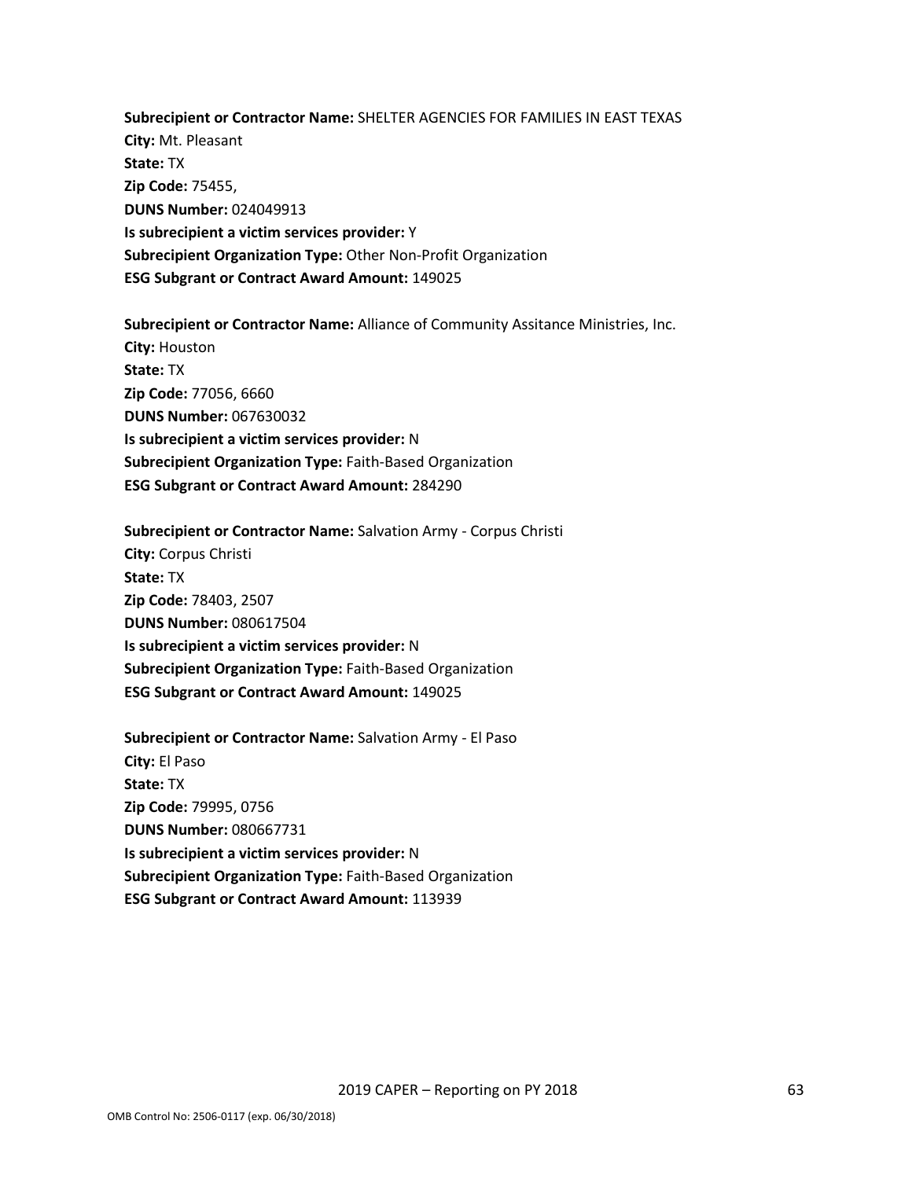**Subrecipient or Contractor Name:** SHELTER AGENCIES FOR FAMILIES IN EAST TEXAS
**City:** Mt. Pleasant
**State:** TX
**Zip Code:** 75455,
**DUNS Number:** 024049913
**Is subrecipient a victim services provider:** Y
**Subrecipient Organization Type:** Other Non-Profit Organization
**ESG Subgrant or Contract Award Amount:** 149025

**Subrecipient or Contractor Name:** Alliance of Community Assitance Ministries, Inc.
**City:** Houston
**State:** TX
**Zip Code:** 77056, 6660
**DUNS Number:** 067630032
**Is subrecipient a victim services provider:** N
**Subrecipient Organization Type:** Faith-Based Organization
**ESG Subgrant or Contract Award Amount:** 284290

**Subrecipient or Contractor Name:** Salvation Army - Corpus Christi
**City:** Corpus Christi
**State:** TX
**Zip Code:** 78403, 2507
**DUNS Number:** 080617504
**Is subrecipient a victim services provider:** N
**Subrecipient Organization Type:** Faith-Based Organization
**ESG Subgrant or Contract Award Amount:** 149025

**Subrecipient or Contractor Name:** Salvation Army - El Paso
**City:** El Paso
**State:** TX
**Zip Code:** 79995, 0756
**DUNS Number:** 080667731
**Is subrecipient a victim services provider:** N
**Subrecipient Organization Type:** Faith-Based Organization
**ESG Subgrant or Contract Award Amount:** 113939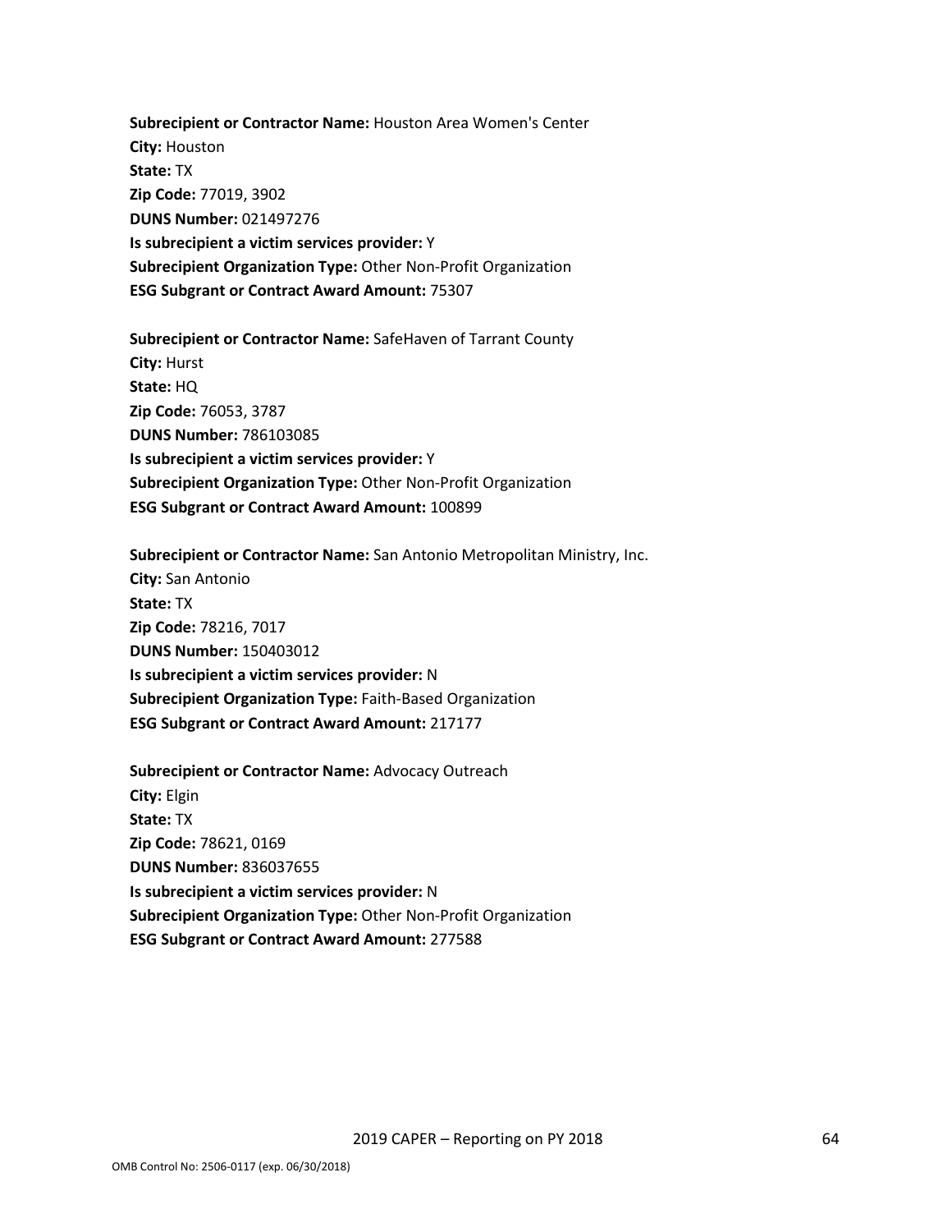**Subrecipient or Contractor Name:** Houston Area Women's Center
**City:** Houston
**State:** TX
**Zip Code:** 77019, 3902
**DUNS Number:** 021497276
**Is subrecipient a victim services provider:** Y
**Subrecipient Organization Type:** Other Non-Profit Organization
**ESG Subgrant or Contract Award Amount:** 75307

**Subrecipient or Contractor Name:** SafeHaven of Tarrant County
**City:** Hurst
**State:** HQ
**Zip Code:** 76053, 3787
**DUNS Number:** 786103085
**Is subrecipient a victim services provider:** Y
**Subrecipient Organization Type:** Other Non-Profit Organization
**ESG Subgrant or Contract Award Amount:** 100899

**Subrecipient or Contractor Name:** San Antonio Metropolitan Ministry, Inc.
**City:** San Antonio
**State:** TX
**Zip Code:** 78216, 7017
**DUNS Number:** 150403012
**Is subrecipient a victim services provider:** N
**Subrecipient Organization Type:** Faith-Based Organization
**ESG Subgrant or Contract Award Amount:** 217177

**Subrecipient or Contractor Name:** Advocacy Outreach
**City:** Elgin
**State:** TX
**Zip Code:** 78621, 0169
**DUNS Number:** 836037655
**Is subrecipient a victim services provider:** N
**Subrecipient Organization Type:** Other Non-Profit Organization
**ESG Subgrant or Contract Award Amount:** 277588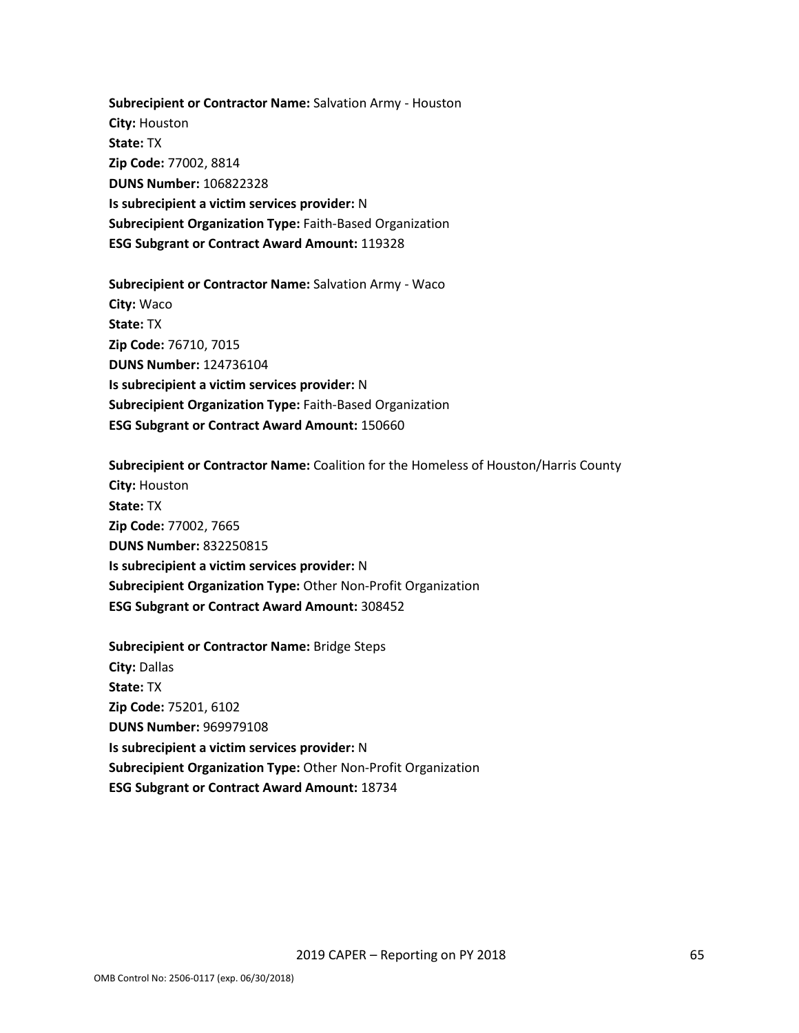**Subrecipient or Contractor Name:** Salvation Army - Houston
**City:** Houston
**State:** TX
**Zip Code:** 77002, 8814
**DUNS Number:** 106822328
**Is subrecipient a victim services provider:** N
**Subrecipient Organization Type:** Faith-Based Organization
**ESG Subgrant or Contract Award Amount:** 119328

**Subrecipient or Contractor Name:** Salvation Army - Waco
**City:** Waco
**State:** TX
**Zip Code:** 76710, 7015
**DUNS Number:** 124736104
**Is subrecipient a victim services provider:** N
**Subrecipient Organization Type:** Faith-Based Organization
**ESG Subgrant or Contract Award Amount:** 150660

**Subrecipient or Contractor Name:** Coalition for the Homeless of Houston/Harris County
**City:** Houston
**State:** TX
**Zip Code:** 77002, 7665
**DUNS Number:** 832250815
**Is subrecipient a victim services provider:** N
**Subrecipient Organization Type:** Other Non-Profit Organization
**ESG Subgrant or Contract Award Amount:** 308452

**Subrecipient or Contractor Name:** Bridge Steps
**City:** Dallas
**State:** TX
**Zip Code:** 75201, 6102
**DUNS Number:** 969979108
**Is subrecipient a victim services provider:** N
**Subrecipient Organization Type:** Other Non-Profit Organization
**ESG Subgrant or Contract Award Amount:** 18734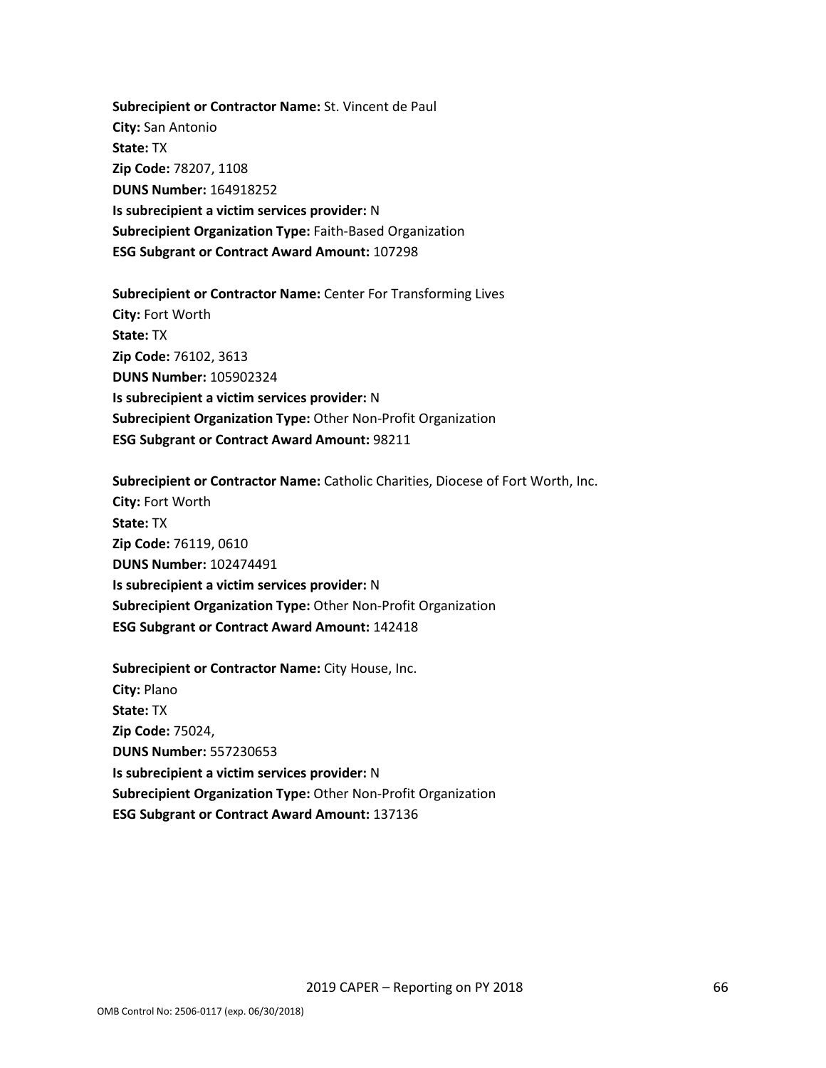**Subrecipient or Contractor Name:** St. Vincent de Paul
**City:** San Antonio
**State:** TX
**Zip Code:** 78207, 1108
**DUNS Number:** 164918252
**Is subrecipient a victim services provider:** N
**Subrecipient Organization Type:** Faith-Based Organization
**ESG Subgrant or Contract Award Amount:** 107298

**Subrecipient or Contractor Name:** Center For Transforming Lives
**City:** Fort Worth
**State:** TX
**Zip Code:** 76102, 3613
**DUNS Number:** 105902324
**Is subrecipient a victim services provider:** N
**Subrecipient Organization Type:** Other Non-Profit Organization
**ESG Subgrant or Contract Award Amount:** 98211

**Subrecipient or Contractor Name:** Catholic Charities, Diocese of Fort Worth, Inc.
**City:** Fort Worth
**State:** TX
**Zip Code:** 76119, 0610
**DUNS Number:** 102474491
**Is subrecipient a victim services provider:** N
**Subrecipient Organization Type:** Other Non-Profit Organization
**ESG Subgrant or Contract Award Amount:** 142418

**Subrecipient or Contractor Name:** City House, Inc.
**City:** Plano
**State:** TX
**Zip Code:** 75024,
**DUNS Number:** 557230653
**Is subrecipient a victim services provider:** N
**Subrecipient Organization Type:** Other Non-Profit Organization
**ESG Subgrant or Contract Award Amount:** 137136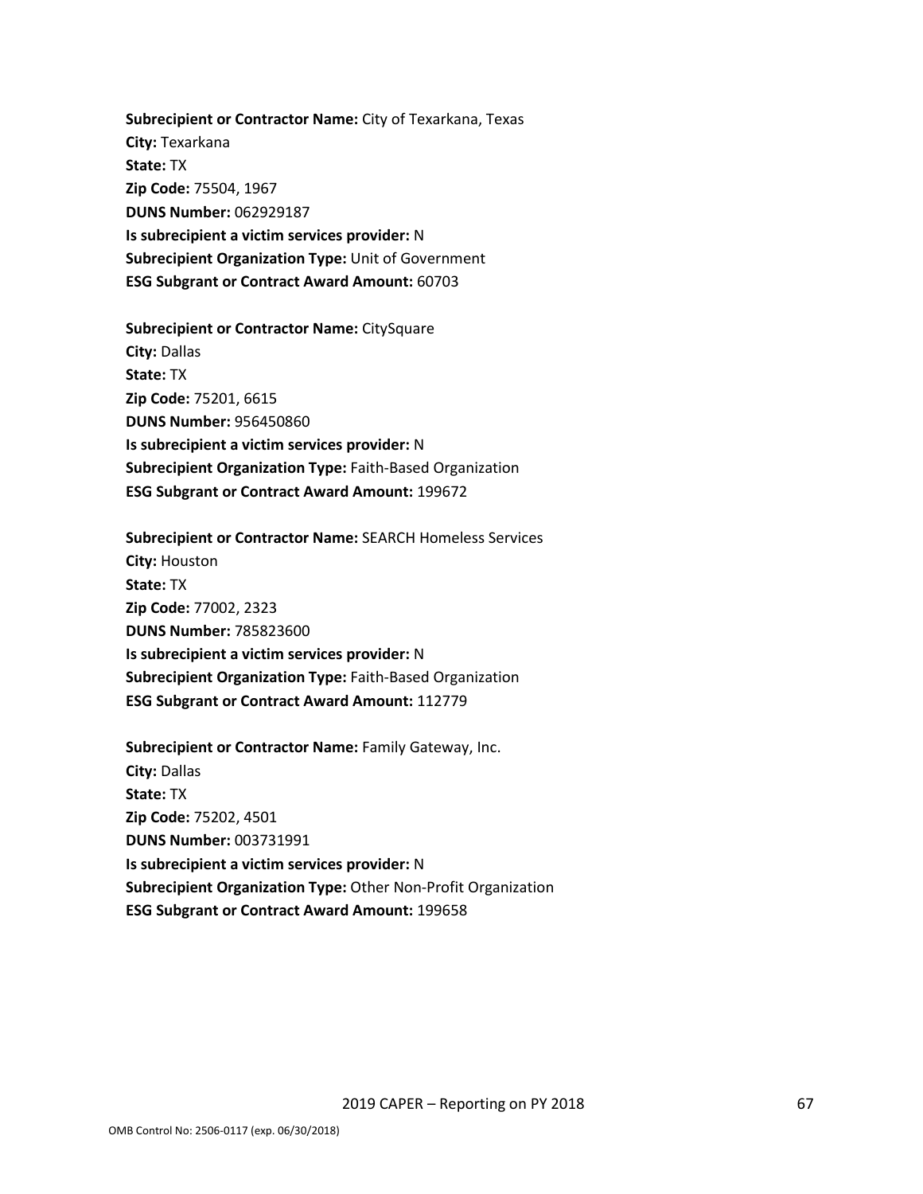**Subrecipient or Contractor Name:** City of Texarkana, Texas
**City:** Texarkana
**State:** TX
**Zip Code:** 75504, 1967
**DUNS Number:** 062929187
**Is subrecipient a victim services provider:** N
**Subrecipient Organization Type:** Unit of Government
**ESG Subgrant or Contract Award Amount:** 60703

**Subrecipient or Contractor Name:** CitySquare
**City:** Dallas
**State:** TX
**Zip Code:** 75201, 6615
**DUNS Number:** 956450860
**Is subrecipient a victim services provider:** N
**Subrecipient Organization Type:** Faith-Based Organization
**ESG Subgrant or Contract Award Amount:** 199672

**Subrecipient or Contractor Name:** SEARCH Homeless Services
**City:** Houston
**State:** TX
**Zip Code:** 77002, 2323
**DUNS Number:** 785823600
**Is subrecipient a victim services provider:** N
**Subrecipient Organization Type:** Faith-Based Organization
**ESG Subgrant or Contract Award Amount:** 112779

**Subrecipient or Contractor Name:** Family Gateway, Inc.
**City:** Dallas
**State:** TX
**Zip Code:** 75202, 4501
**DUNS Number:** 003731991
**Is subrecipient a victim services provider:** N
**Subrecipient Organization Type:** Other Non-Profit Organization
**ESG Subgrant or Contract Award Amount:** 199658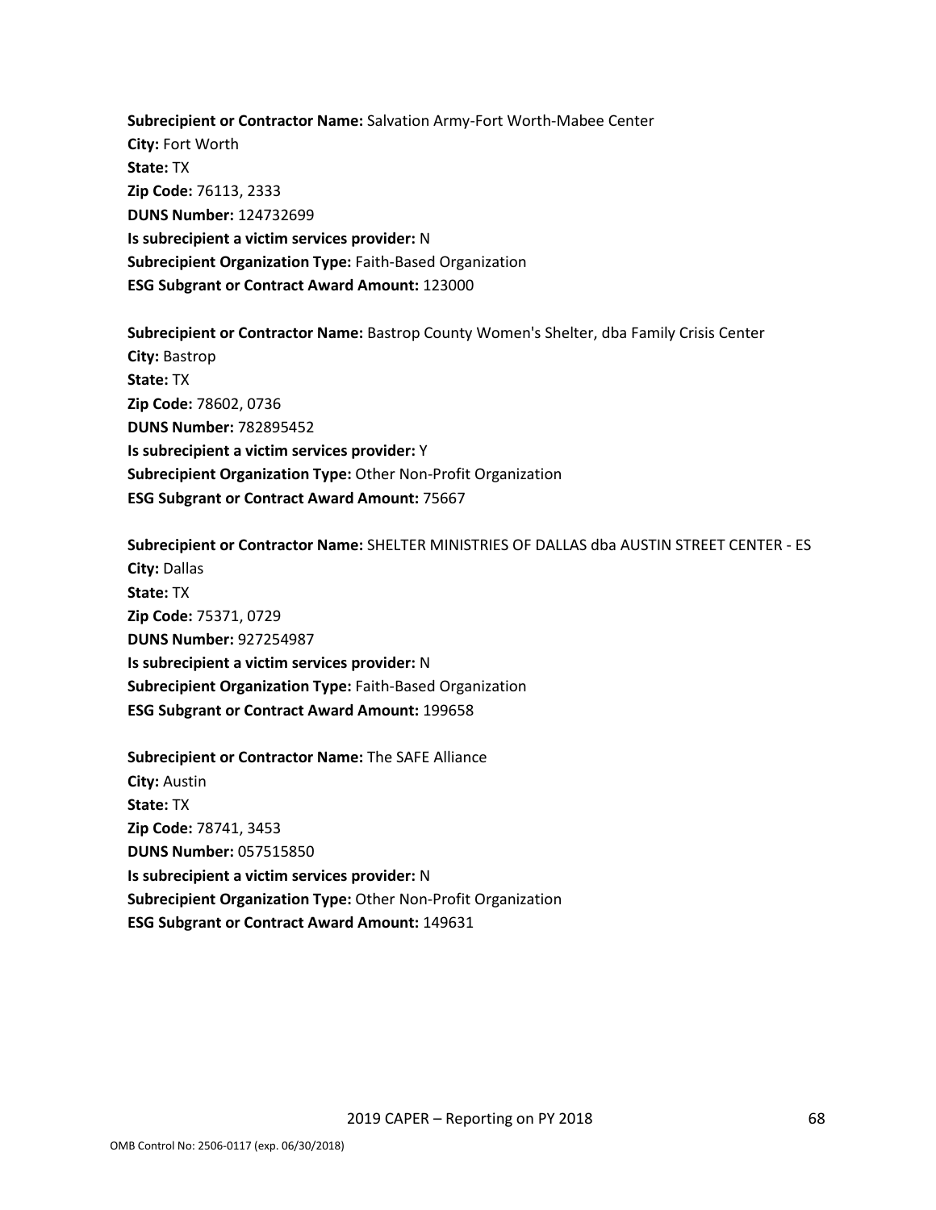**Subrecipient or Contractor Name:** Salvation Army-Fort Worth-Mabee Center
**City:** Fort Worth
**State:** TX
**Zip Code:** 76113, 2333
**DUNS Number:** 124732699
**Is subrecipient a victim services provider:** N
**Subrecipient Organization Type:** Faith-Based Organization
**ESG Subgrant or Contract Award Amount:** 123000

**Subrecipient or Contractor Name:** Bastrop County Women's Shelter, dba Family Crisis Center
**City:** Bastrop
**State:** TX
**Zip Code:** 78602, 0736
**DUNS Number:** 782895452
**Is subrecipient a victim services provider:** Y
**Subrecipient Organization Type:** Other Non-Profit Organization
**ESG Subgrant or Contract Award Amount:** 75667

**Subrecipient or Contractor Name:** SHELTER MINISTRIES OF DALLAS dba AUSTIN STREET CENTER - ES
**City:** Dallas
**State:** TX
**Zip Code:** 75371, 0729
**DUNS Number:** 927254987
**Is subrecipient a victim services provider:** N
**Subrecipient Organization Type:** Faith-Based Organization
**ESG Subgrant or Contract Award Amount:** 199658

**Subrecipient or Contractor Name:** The SAFE Alliance
**City:** Austin
**State:** TX
**Zip Code:** 78741, 3453
**DUNS Number:** 057515850
**Is subrecipient a victim services provider:** N
**Subrecipient Organization Type:** Other Non-Profit Organization
**ESG Subgrant or Contract Award Amount:** 149631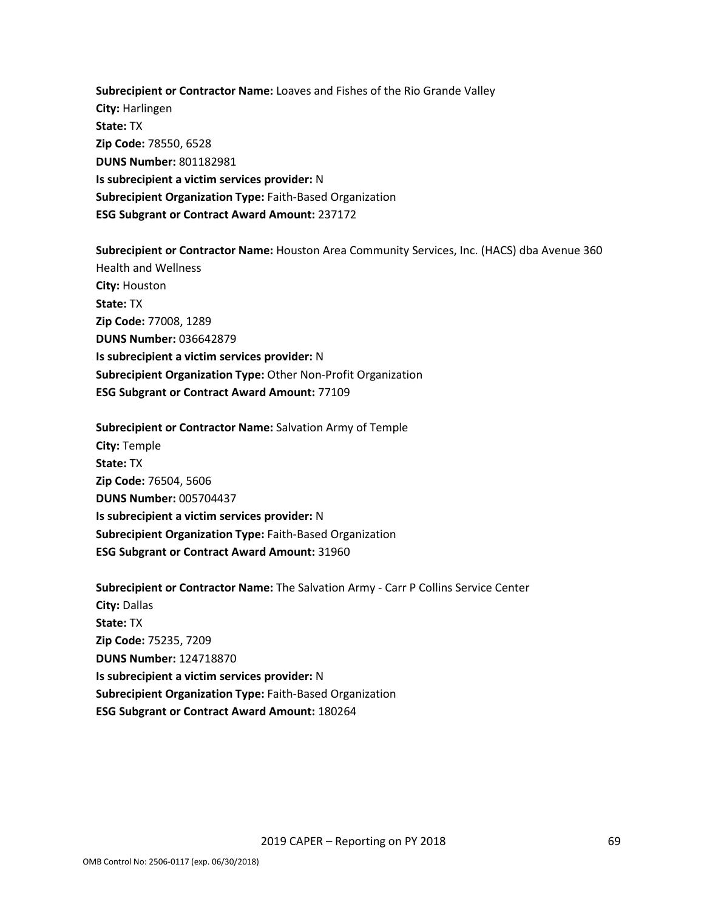**Subrecipient or Contractor Name:** Loaves and Fishes of the Rio Grande Valley
**City:** Harlingen
**State:** TX
**Zip Code:** 78550, 6528
**DUNS Number:** 801182981
**Is subrecipient a victim services provider:** N
**Subrecipient Organization Type:** Faith-Based Organization
**ESG Subgrant or Contract Award Amount:** 237172

**Subrecipient or Contractor Name:** Houston Area Community Services, Inc. (HACS) dba Avenue 360 Health and Wellness
**City:** Houston
**State:** TX
**Zip Code:** 77008, 1289
**DUNS Number:** 036642879
**Is subrecipient a victim services provider:** N
**Subrecipient Organization Type:** Other Non-Profit Organization
**ESG Subgrant or Contract Award Amount:** 77109

**Subrecipient or Contractor Name:** Salvation Army of Temple
**City:** Temple
**State:** TX
**Zip Code:** 76504, 5606
**DUNS Number:** 005704437
**Is subrecipient a victim services provider:** N
**Subrecipient Organization Type:** Faith-Based Organization
**ESG Subgrant or Contract Award Amount:** 31960

**Subrecipient or Contractor Name:** The Salvation Army - Carr P Collins Service Center
**City:** Dallas
**State:** TX
**Zip Code:** 75235, 7209
**DUNS Number:** 124718870
**Is subrecipient a victim services provider:** N
**Subrecipient Organization Type:** Faith-Based Organization
**ESG Subgrant or Contract Award Amount:** 180264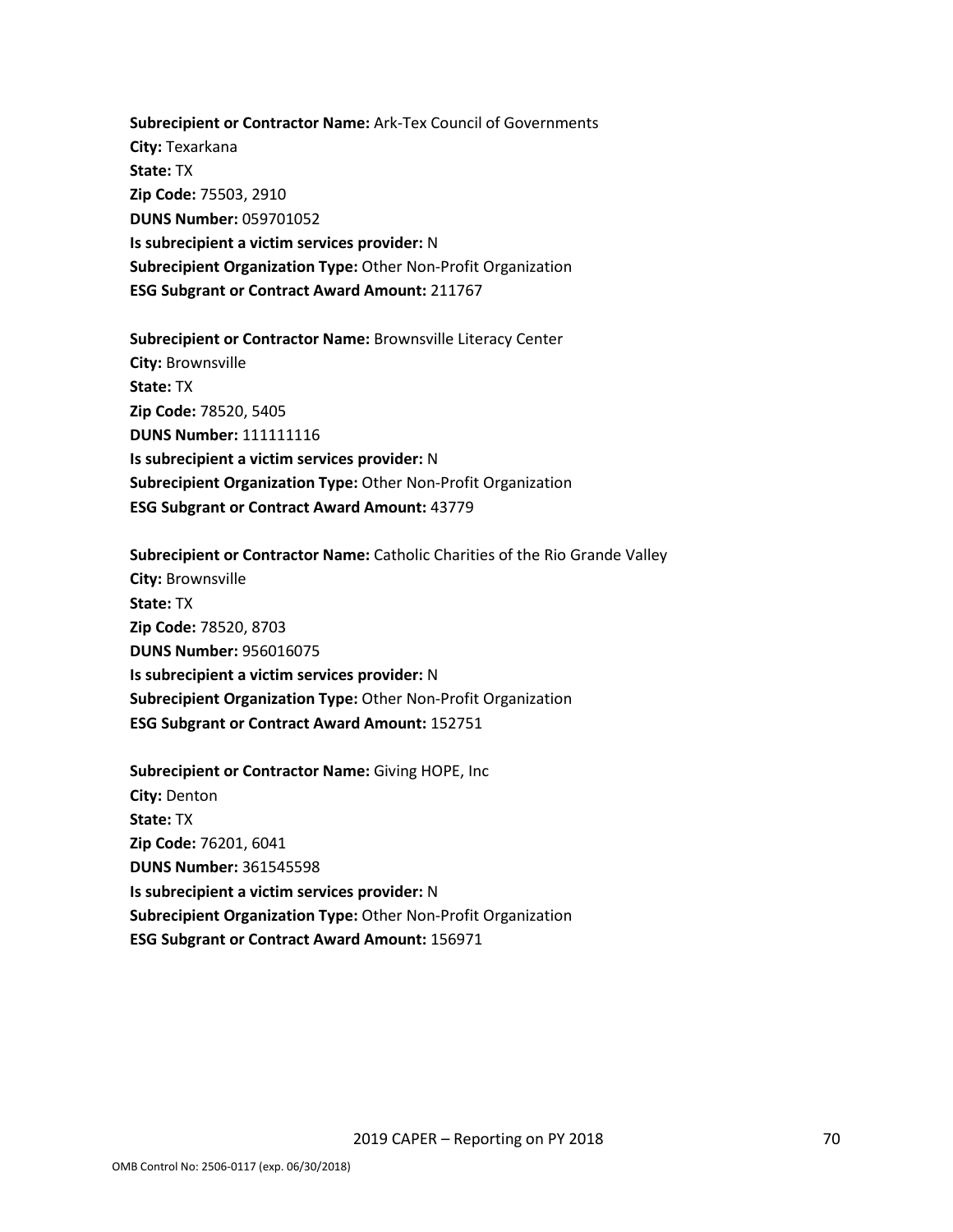**Subrecipient or Contractor Name:** Ark-Tex Council of Governments
**City:** Texarkana
**State:** TX
**Zip Code:** 75503, 2910
**DUNS Number:** 059701052
**Is subrecipient a victim services provider:** N
**Subrecipient Organization Type:** Other Non-Profit Organization
**ESG Subgrant or Contract Award Amount:** 211767

**Subrecipient or Contractor Name:** Brownsville Literacy Center
**City:** Brownsville
**State:** TX
**Zip Code:** 78520, 5405
**DUNS Number:** 111111116
**Is subrecipient a victim services provider:** N
**Subrecipient Organization Type:** Other Non-Profit Organization
**ESG Subgrant or Contract Award Amount:** 43779

**Subrecipient or Contractor Name:** Catholic Charities of the Rio Grande Valley
**City:** Brownsville
**State:** TX
**Zip Code:** 78520, 8703
**DUNS Number:** 956016075
**Is subrecipient a victim services provider:** N
**Subrecipient Organization Type:** Other Non-Profit Organization
**ESG Subgrant or Contract Award Amount:** 152751

**Subrecipient or Contractor Name:** Giving HOPE, Inc
**City:** Denton
**State:** TX
**Zip Code:** 76201, 6041
**DUNS Number:** 361545598
**Is subrecipient a victim services provider:** N
**Subrecipient Organization Type:** Other Non-Profit Organization
**ESG Subgrant or Contract Award Amount:** 156971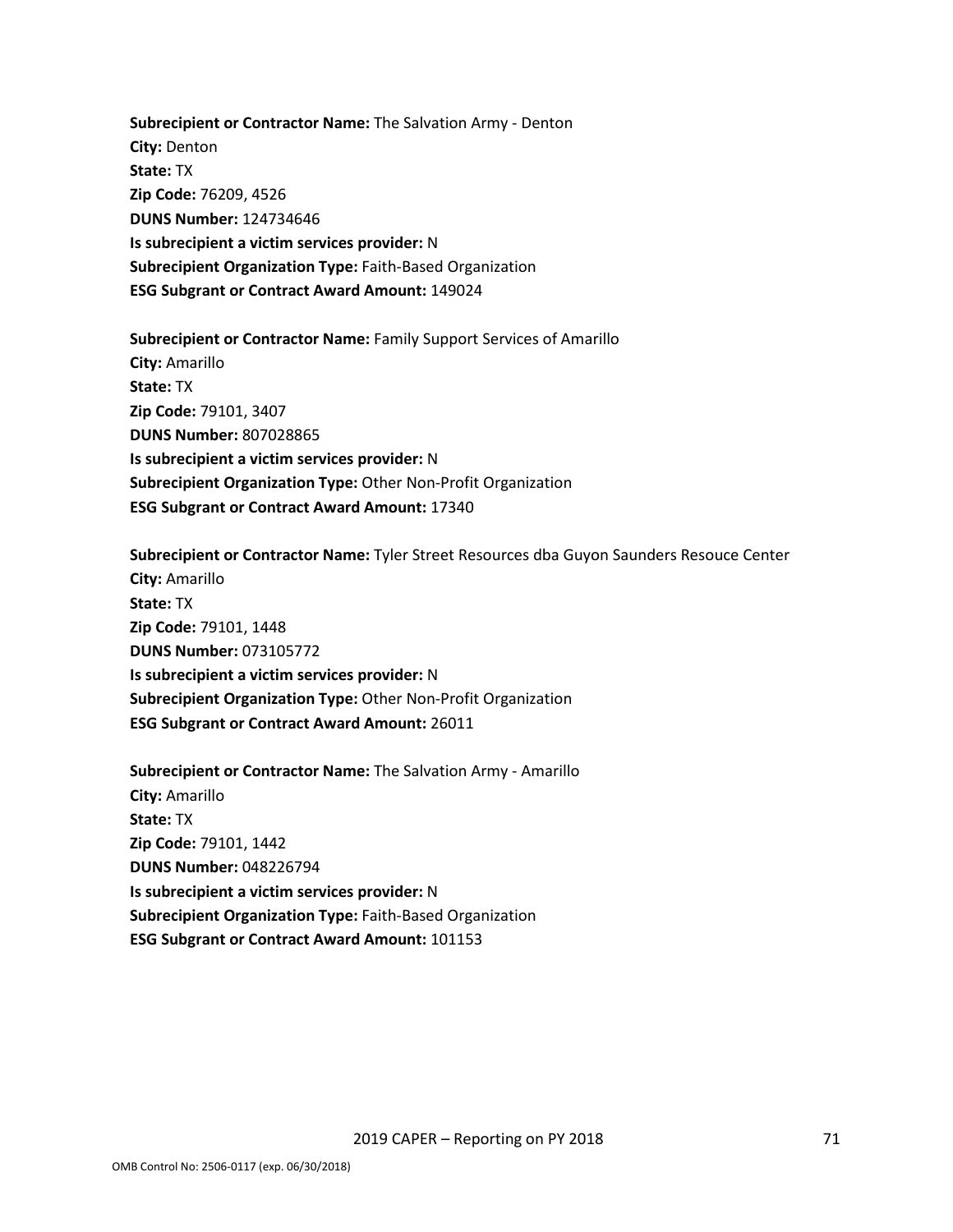**Subrecipient or Contractor Name:** The Salvation Army - Denton
**City:** Denton
**State:** TX
**Zip Code:** 76209, 4526
**DUNS Number:** 124734646
**Is subrecipient a victim services provider:** N
**Subrecipient Organization Type:** Faith-Based Organization
**ESG Subgrant or Contract Award Amount:** 149024

**Subrecipient or Contractor Name:** Family Support Services of Amarillo
**City:** Amarillo
**State:** TX
**Zip Code:** 79101, 3407
**DUNS Number:** 807028865
**Is subrecipient a victim services provider:** N
**Subrecipient Organization Type:** Other Non-Profit Organization
**ESG Subgrant or Contract Award Amount:** 17340

**Subrecipient or Contractor Name:** Tyler Street Resources dba Guyon Saunders Resouce Center
**City:** Amarillo
**State:** TX
**Zip Code:** 79101, 1448
**DUNS Number:** 073105772
**Is subrecipient a victim services provider:** N
**Subrecipient Organization Type:** Other Non-Profit Organization
**ESG Subgrant or Contract Award Amount:** 26011

**Subrecipient or Contractor Name:** The Salvation Army - Amarillo
**City:** Amarillo
**State:** TX
**Zip Code:** 79101, 1442
**DUNS Number:** 048226794
**Is subrecipient a victim services provider:** N
**Subrecipient Organization Type:** Faith-Based Organization
**ESG Subgrant or Contract Award Amount:** 101153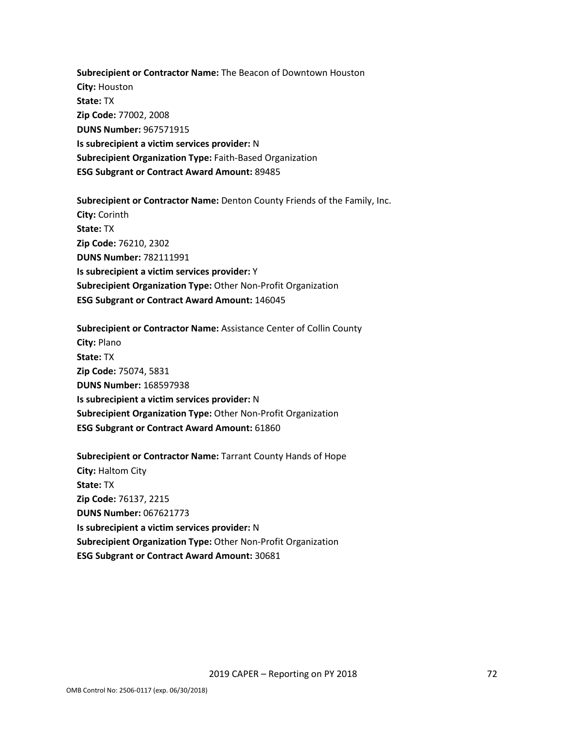**Subrecipient or Contractor Name:** The Beacon of Downtown Houston
**City:** Houston
**State:** TX
**Zip Code:** 77002, 2008
**DUNS Number:** 967571915
**Is subrecipient a victim services provider:** N
**Subrecipient Organization Type:** Faith-Based Organization
**ESG Subgrant or Contract Award Amount:** 89485

**Subrecipient or Contractor Name:** Denton County Friends of the Family, Inc.
**City:** Corinth
**State:** TX
**Zip Code:** 76210, 2302
**DUNS Number:** 782111991
**Is subrecipient a victim services provider:** Y
**Subrecipient Organization Type:** Other Non-Profit Organization
**ESG Subgrant or Contract Award Amount:** 146045

**Subrecipient or Contractor Name:** Assistance Center of Collin County
**City:** Plano
**State:** TX
**Zip Code:** 75074, 5831
**DUNS Number:** 168597938
**Is subrecipient a victim services provider:** N
**Subrecipient Organization Type:** Other Non-Profit Organization
**ESG Subgrant or Contract Award Amount:** 61860

**Subrecipient or Contractor Name:** Tarrant County Hands of Hope
**City:** Haltom City
**State:** TX
**Zip Code:** 76137, 2215
**DUNS Number:** 067621773
**Is subrecipient a victim services provider:** N
**Subrecipient Organization Type:** Other Non-Profit Organization
**ESG Subgrant or Contract Award Amount:** 30681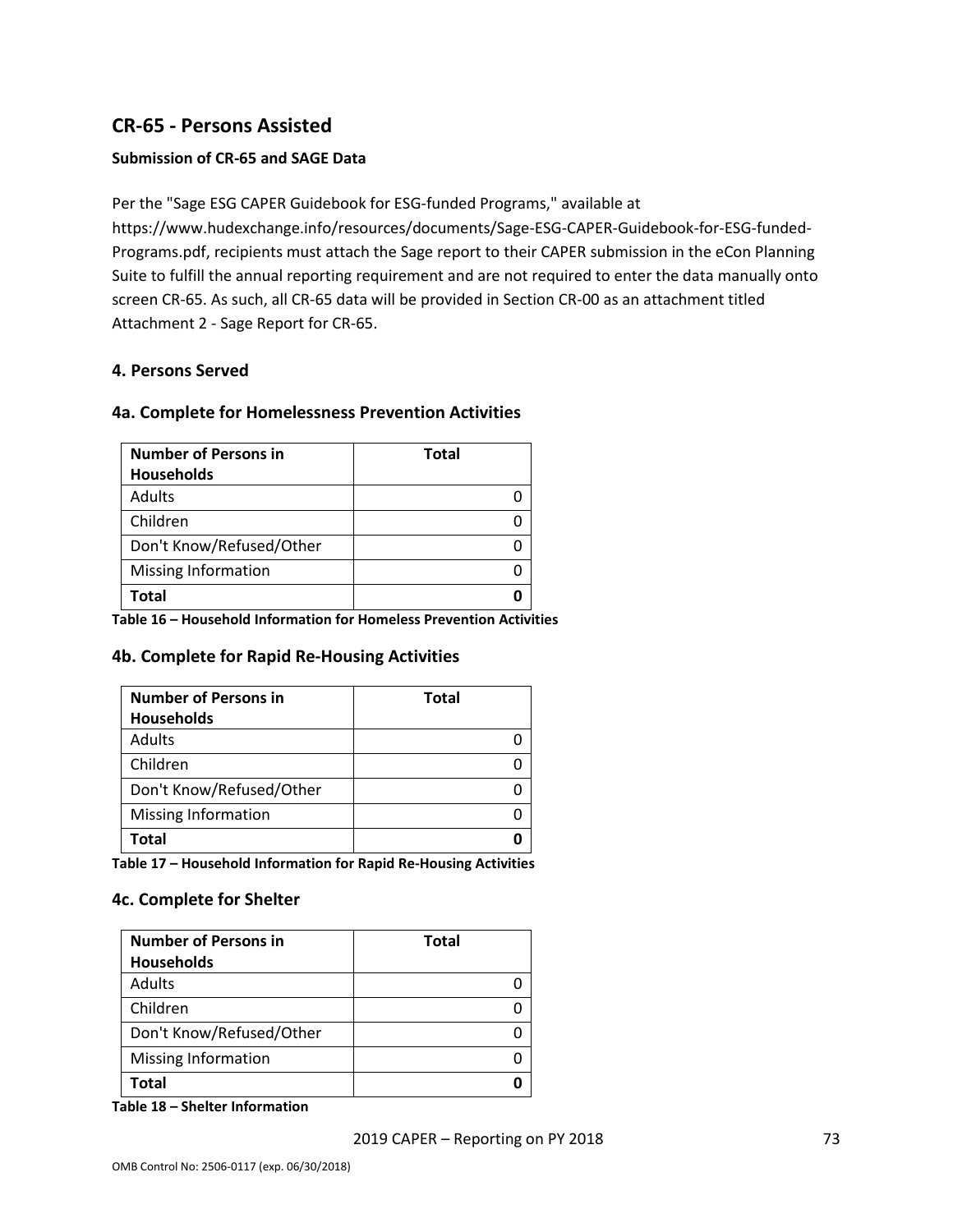## CR-65 - Persons Assisted

**Submission of CR-65 and SAGE Data**

Per the "Sage ESG CAPER Guidebook for ESG-funded Programs," available at https://www.hudexchange.info/resources/documents/Sage-ESG-CAPER-Guidebook-for-ESG-funded-Programs.pdf, recipients must attach the Sage report to their CAPER submission in the eCon Planning Suite to fulfill the annual reporting requirement and are not required to enter the data manually onto screen CR-65. As such, all CR-65 data will be provided in Section CR-00 as an attachment titled Attachment 2 - Sage Report for CR-65.

### 4. Persons Served

### 4a. Complete for Homelessness Prevention Activities

| Number of Persons in Households | Total |
|---|---|
| Adults | 0 |
| Children | 0 |
| Don't Know/Refused/Other | 0 |
| Missing Information | 0 |
| **Total** | **0** |

**Table 16 – Household Information for Homeless Prevention Activities**

### 4b. Complete for Rapid Re-Housing Activities

| Number of Persons in Households | Total |
|---|---|
| Adults | 0 |
| Children | 0 |
| Don't Know/Refused/Other | 0 |
| Missing Information | 0 |
| **Total** | **0** |

**Table 17 – Household Information for Rapid Re-Housing Activities**

### 4c. Complete for Shelter

| Number of Persons in Households | Total |
|---|---|
| Adults | 0 |
| Children | 0 |
| Don't Know/Refused/Other | 0 |
| Missing Information | 0 |
| **Total** | **0** |

**Table 18 – Shelter Information**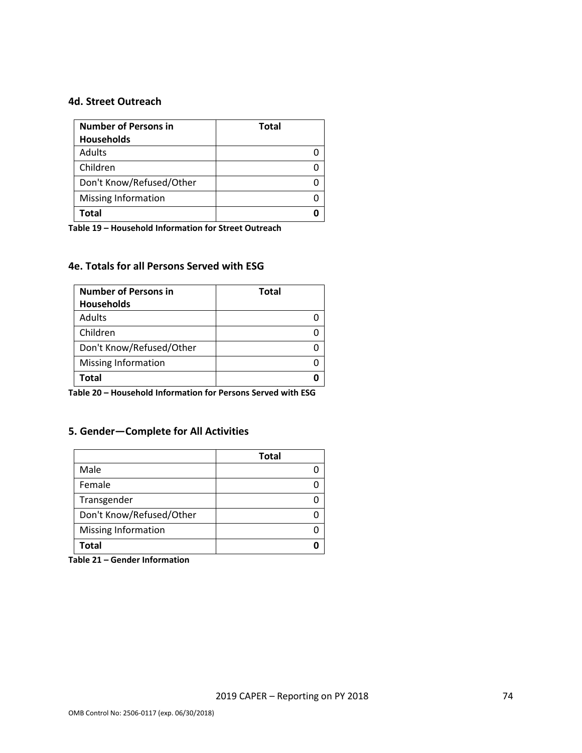### 4d. Street Outreach

| Number of Persons in Households | Total |
|---|---|
| Adults | 0 |
| Children | 0 |
| Don't Know/Refused/Other | 0 |
| Missing Information | 0 |
| **Total** | **0** |

**Table 19 – Household Information for Street Outreach**

### 4e. Totals for all Persons Served with ESG

| Number of Persons in Households | Total |
|---|---|
| Adults | 0 |
| Children | 0 |
| Don't Know/Refused/Other | 0 |
| Missing Information | 0 |
| **Total** | **0** |

**Table 20 – Household Information for Persons Served with ESG**

### 5. Gender—Complete for All Activities

| | Total |
|---|---|
| Male | 0 |
| Female | 0 |
| Transgender | 0 |
| Don't Know/Refused/Other | 0 |
| Missing Information | 0 |
| **Total** | **0** |

**Table 21 – Gender Information**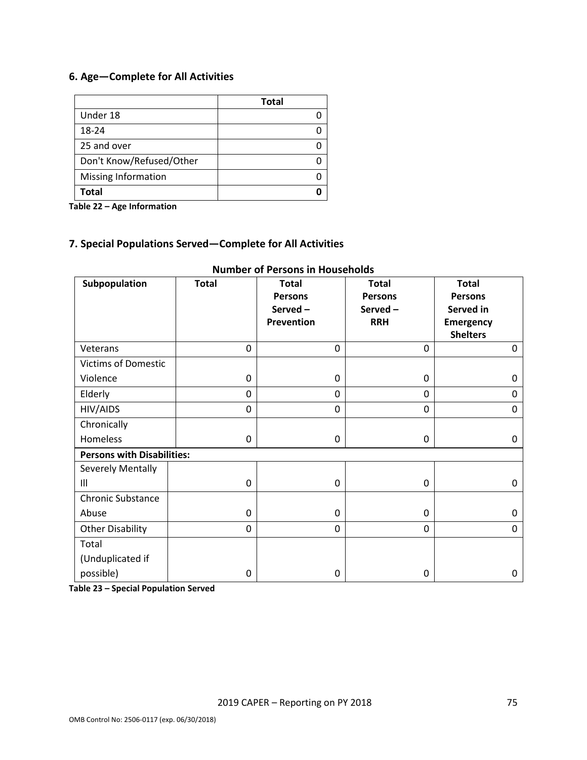## 6. Age—Complete for All Activities

| | Total |
|---|---|
| Under 18 | 0 |
| 18-24 | 0 |
| 25 and over | 0 |
| Don't Know/Refused/Other | 0 |
| Missing Information | 0 |
| **Total** | **0** |

**Table 22 – Age Information**

## 7. Special Populations Served—Complete for All Activities

**Number of Persons in Households**

| Subpopulation | Total | Total Persons Served – Prevention | Total Persons Served – RRH | Total Persons Served in Emergency Shelters |
|---|---|---|---|---|
| Veterans | 0 | 0 | 0 | 0 |
| Victims of Domestic Violence | 0 | 0 | 0 | 0 |
| Elderly | 0 | 0 | 0 | 0 |
| HIV/AIDS | 0 | 0 | 0 | 0 |
| Chronically Homeless | 0 | 0 | 0 | 0 |
| **Persons with Disabilities:** | | | | |
| Severely Mentally Ill | 0 | 0 | 0 | 0 |
| Chronic Substance Abuse | 0 | 0 | 0 | 0 |
| Other Disability | 0 | 0 | 0 | 0 |
| Total (Unduplicated if possible) | 0 | 0 | 0 | 0 |

**Table 23 – Special Population Served**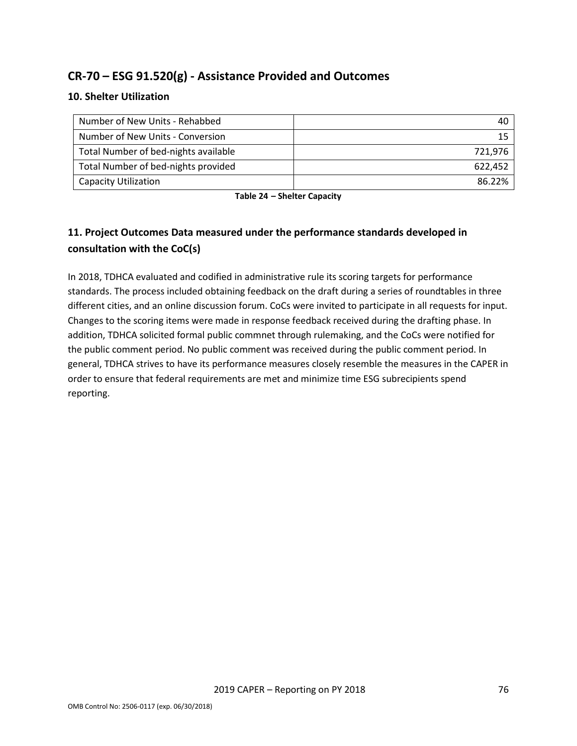## CR-70 – ESG 91.520(g) - Assistance Provided and Outcomes

### 10. Shelter Utilization

| | |
|---|---|
| Number of New Units - Rehabbed | 40 |
| Number of New Units - Conversion | 15 |
| Total Number of bed-nights available | 721,976 |
| Total Number of bed-nights provided | 622,452 |
| Capacity Utilization | 86.22% |

**Table 24 – Shelter Capacity**

### 11. Project Outcomes Data measured under the performance standards developed in consultation with the CoC(s)

In 2018, TDHCA evaluated and codified in administrative rule its scoring targets for performance standards. The process included obtaining feedback on the draft during a series of roundtables in three different cities, and an online discussion forum. CoCs were invited to participate in all requests for input. Changes to the scoring items were made in response feedback received during the drafting phase. In addition, TDHCA solicited formal public commnet through rulemaking, and the CoCs were notified for the public comment period. No public comment was received during the public comment period. In general, TDHCA strives to have its performance measures closely resemble the measures in the CAPER in order to ensure that federal requirements are met and minimize time ESG subrecipients spend reporting.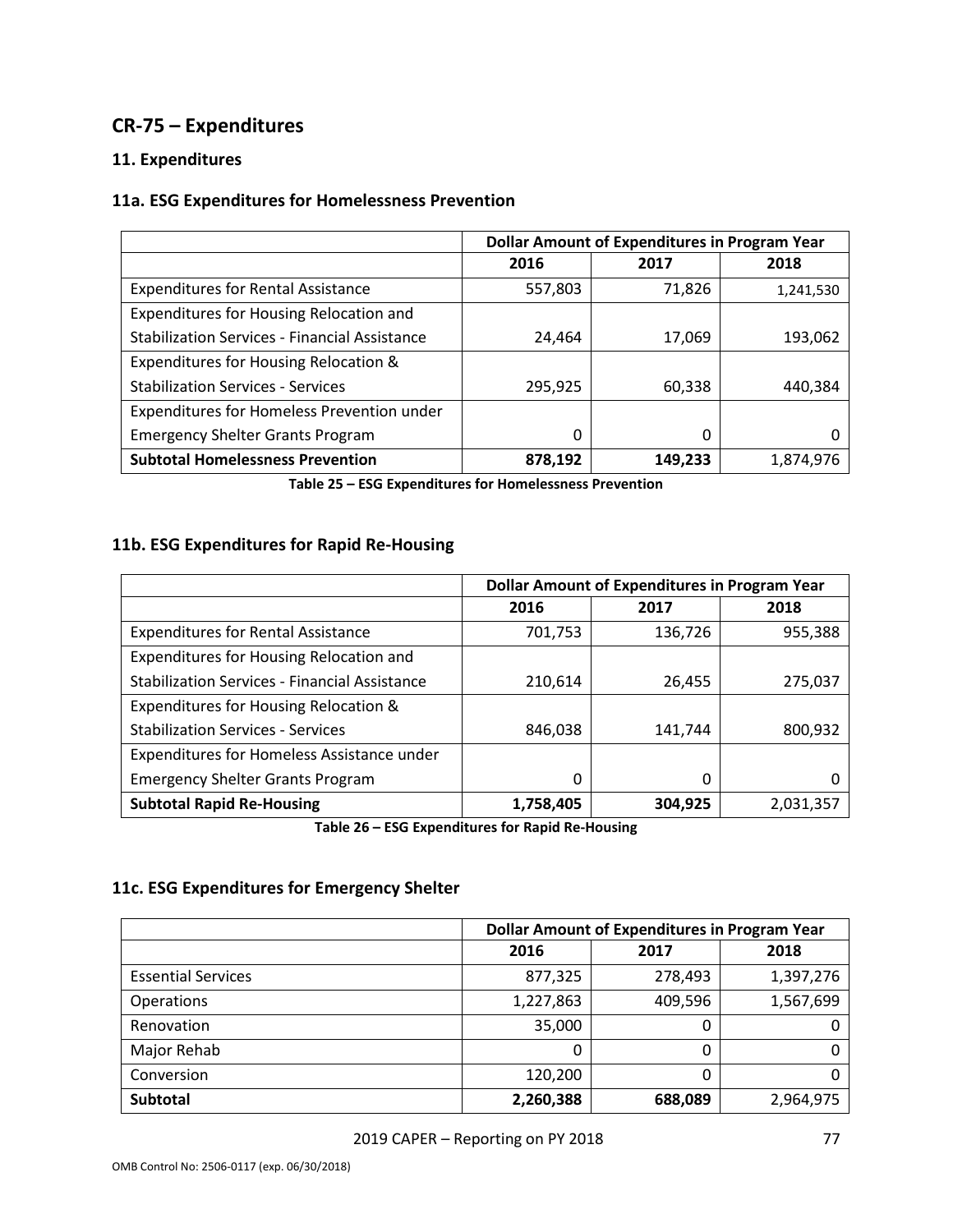## CR-75 – Expenditures

### 11. Expenditures

### 11a. ESG Expenditures for Homelessness Prevention

| | Dollar Amount of Expenditures in Program Year | | |
|---|---|---|---|
| | 2016 | 2017 | 2018 |
| Expenditures for Rental Assistance | 557,803 | 71,826 | 1,241,530 |
| Expenditures for Housing Relocation and Stabilization Services - Financial Assistance | 24,464 | 17,069 | 193,062 |
| Expenditures for Housing Relocation & Stabilization Services - Services | 295,925 | 60,338 | 440,384 |
| Expenditures for Homeless Prevention under Emergency Shelter Grants Program | 0 | 0 | 0 |
| **Subtotal Homelessness Prevention** | **878,192** | **149,233** | 1,874,976 |

**Table 25 – ESG Expenditures for Homelessness Prevention**

### 11b. ESG Expenditures for Rapid Re-Housing

| | Dollar Amount of Expenditures in Program Year | | |
|---|---|---|---|
| | 2016 | 2017 | 2018 |
| Expenditures for Rental Assistance | 701,753 | 136,726 | 955,388 |
| Expenditures for Housing Relocation and Stabilization Services - Financial Assistance | 210,614 | 26,455 | 275,037 |
| Expenditures for Housing Relocation & Stabilization Services - Services | 846,038 | 141,744 | 800,932 |
| Expenditures for Homeless Assistance under Emergency Shelter Grants Program | 0 | 0 | 0 |
| **Subtotal Rapid Re-Housing** | **1,758,405** | **304,925** | 2,031,357 |

**Table 26 – ESG Expenditures for Rapid Re-Housing**

### 11c. ESG Expenditures for Emergency Shelter

| | Dollar Amount of Expenditures in Program Year | | |
|---|---|---|---|
| | 2016 | 2017 | 2018 |
| Essential Services | 877,325 | 278,493 | 1,397,276 |
| Operations | 1,227,863 | 409,596 | 1,567,699 |
| Renovation | 35,000 | 0 | 0 |
| Major Rehab | 0 | 0 | 0 |
| Conversion | 120,200 | 0 | 0 |
| **Subtotal** | **2,260,388** | **688,089** | 2,964,975 |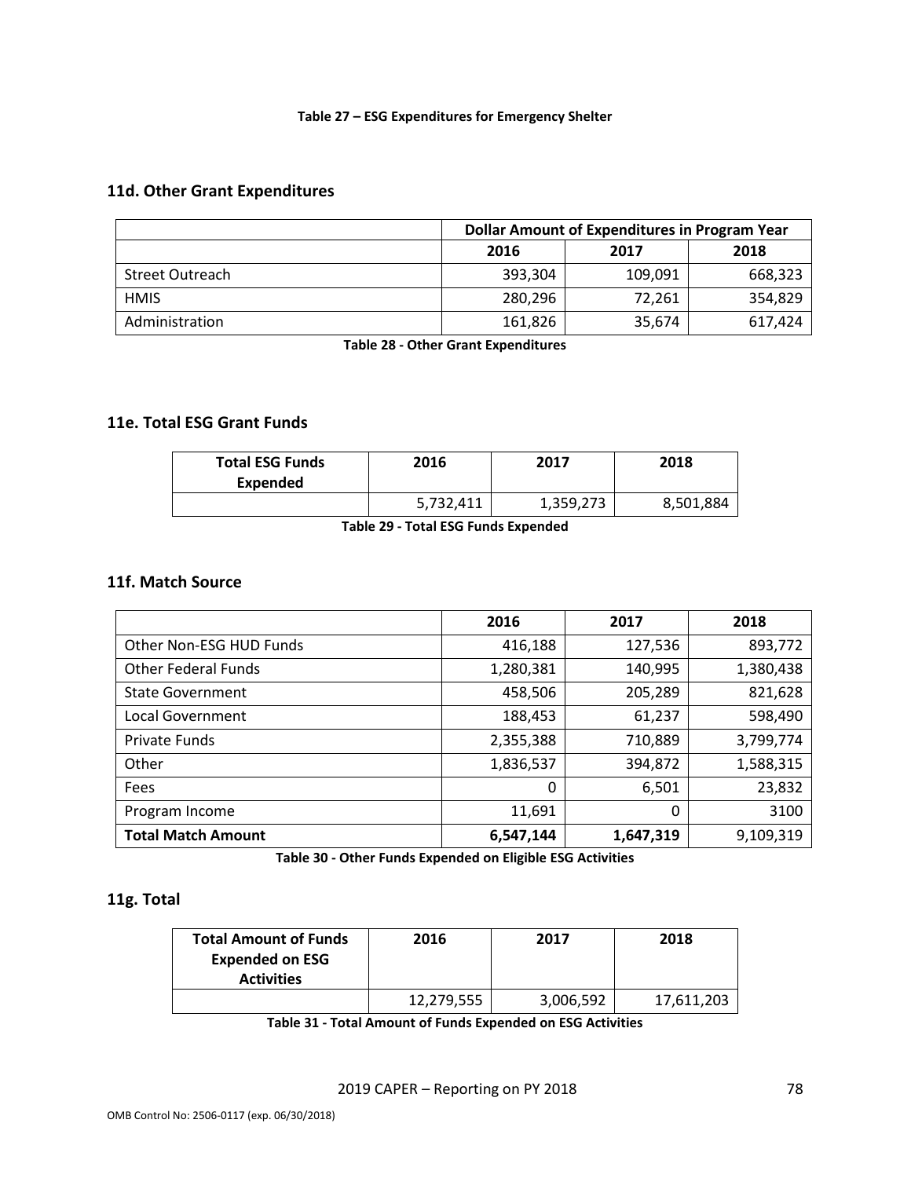**Table 27 – ESG Expenditures for Emergency Shelter**

## 11d. Other Grant Expenditures

| | Dollar Amount of Expenditures in Program Year | | |
|---|---|---|---|
| | 2016 | 2017 | 2018 |
| Street Outreach | 393,304 | 109,091 | 668,323 |
| HMIS | 280,296 | 72,261 | 354,829 |
| Administration | 161,826 | 35,674 | 617,424 |

**Table 28 - Other Grant Expenditures**

## 11e. Total ESG Grant Funds

| Total ESG Funds Expended | 2016 | 2017 | 2018 |
|---|---|---|---|
| | 5,732,411 | 1,359,273 | 8,501,884 |

**Table 29 - Total ESG Funds Expended**

## 11f. Match Source

| | 2016 | 2017 | 2018 |
|---|---|---|---|
| Other Non-ESG HUD Funds | 416,188 | 127,536 | 893,772 |
| Other Federal Funds | 1,280,381 | 140,995 | 1,380,438 |
| State Government | 458,506 | 205,289 | 821,628 |
| Local Government | 188,453 | 61,237 | 598,490 |
| Private Funds | 2,355,388 | 710,889 | 3,799,774 |
| Other | 1,836,537 | 394,872 | 1,588,315 |
| Fees | 0 | 6,501 | 23,832 |
| Program Income | 11,691 | 0 | 3100 |
| **Total Match Amount** | **6,547,144** | **1,647,319** | 9,109,319 |

**Table 30 - Other Funds Expended on Eligible ESG Activities**

## 11g. Total

| Total Amount of Funds Expended on ESG Activities | 2016 | 2017 | 2018 |
|---|---|---|---|
| | 12,279,555 | 3,006,592 | 17,611,203 |

**Table 31 - Total Amount of Funds Expended on ESG Activities**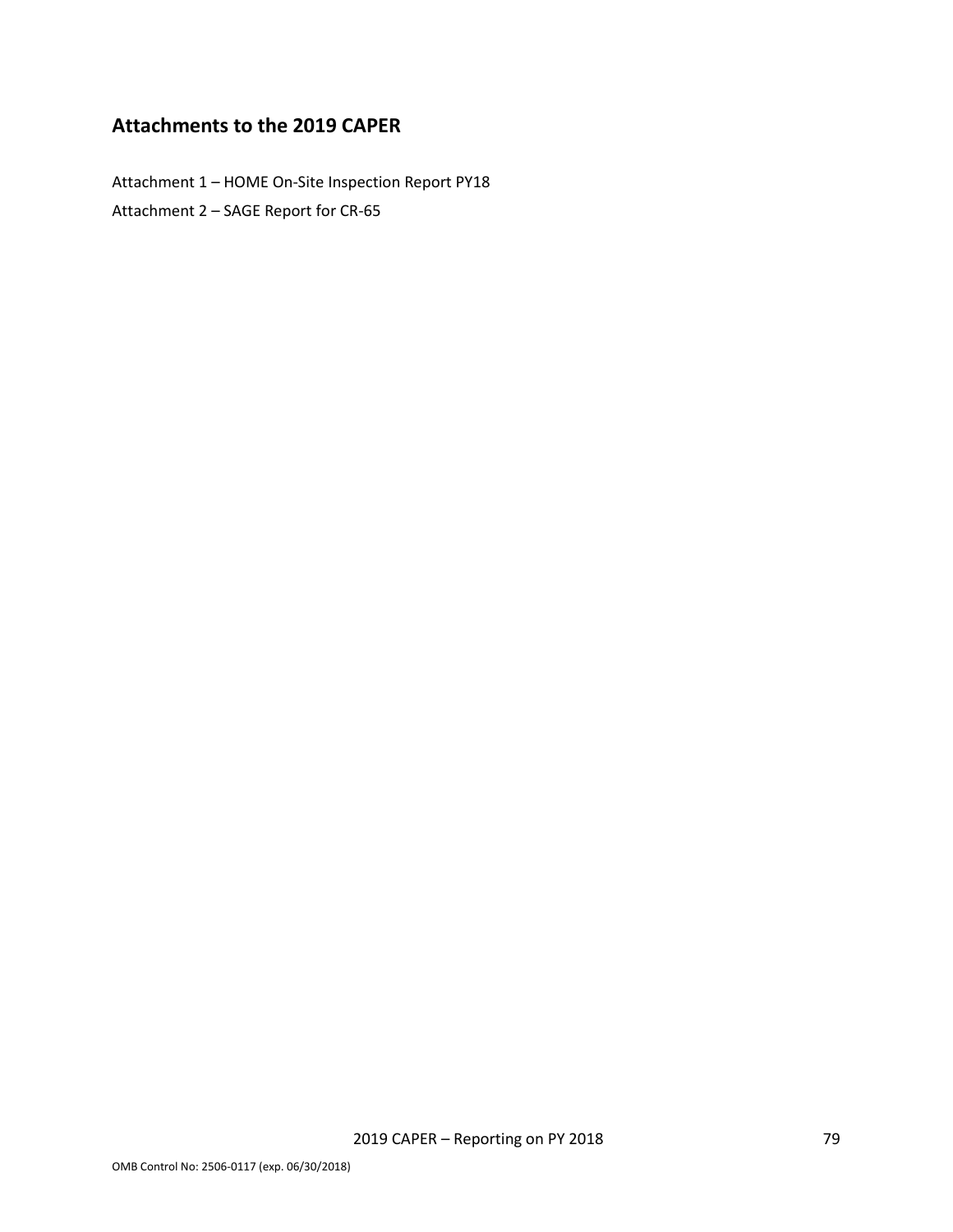## Attachments to the 2019 CAPER

Attachment 1 – HOME On-Site Inspection Report PY18

Attachment 2 – SAGE Report for CR-65